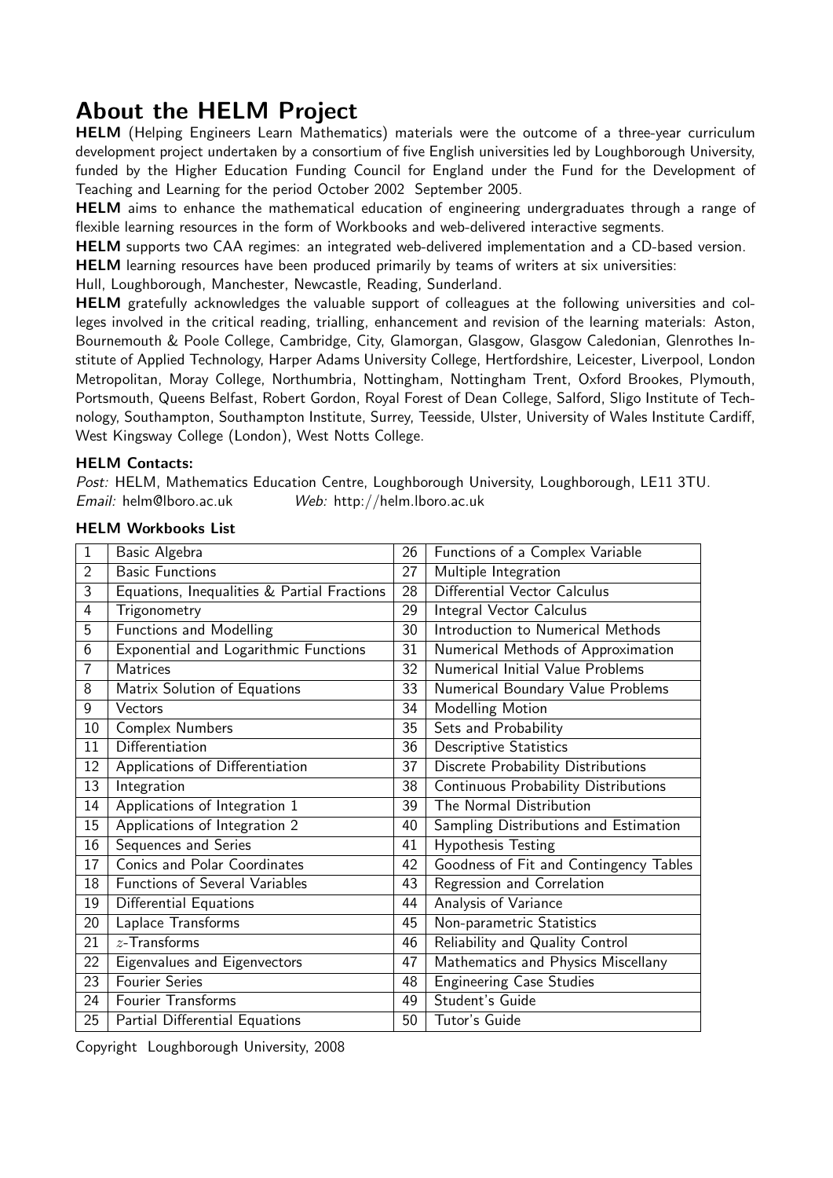# About the HELM Project

**HELM** (Helping Engineers Learn Mathematics) materials were the outcome of a three-year curriculum development project undertaken by a consortium of five English universities led by Loughborough University, funded by the Higher Education Funding Council for England under the Fund for the Development of Teaching and Learning for the period October 2002 September 2005.

**HELM** aims to enhance the mathematical education of engineering undergraduates through a range of flexible learning resources in the form of Workbooks and web-delivered interactive segments.

**HELM** supports two CAA regimes: an integrated web-delivered implementation and a CD-based version.

**HELM** learning resources have been produced primarily by teams of writers at six universities:
Hull, Loughborough, Manchester, Newcastle, Reading, Sunderland.

**HELM** gratefully acknowledges the valuable support of colleagues at the following universities and colleges involved in the critical reading, trialling, enhancement and revision of the learning materials: Aston, Bournemouth & Poole College, Cambridge, City, Glamorgan, Glasgow, Glasgow Caledonian, Glenrothes Institute of Applied Technology, Harper Adams University College, Hertfordshire, Leicester, Liverpool, London Metropolitan, Moray College, Northumbria, Nottingham, Nottingham Trent, Oxford Brookes, Plymouth, Portsmouth, Queens Belfast, Robert Gordon, Royal Forest of Dean College, Salford, Sligo Institute of Technology, Southampton, Southampton Institute, Surrey, Teesside, Ulster, University of Wales Institute Cardiff, West Kingsway College (London), West Notts College.

### HELM Contacts:

*Post:* HELM, Mathematics Education Centre, Loughborough University, Loughborough, LE11 3TU.
*Email:* helm@lboro.ac.uk *Web:* http://helm.lboro.ac.uk

### HELM Workbooks List

| | | | |
|---|---|---|---|
| 1 | Basic Algebra | 26 | Functions of a Complex Variable |
| 2 | Basic Functions | 27 | Multiple Integration |
| 3 | Equations, Inequalities & Partial Fractions | 28 | Differential Vector Calculus |
| 4 | Trigonometry | 29 | Integral Vector Calculus |
| 5 | Functions and Modelling | 30 | Introduction to Numerical Methods |
| 6 | Exponential and Logarithmic Functions | 31 | Numerical Methods of Approximation |
| 7 | Matrices | 32 | Numerical Initial Value Problems |
| 8 | Matrix Solution of Equations | 33 | Numerical Boundary Value Problems |
| 9 | Vectors | 34 | Modelling Motion |
| 10 | Complex Numbers | 35 | Sets and Probability |
| 11 | Differentiation | 36 | Descriptive Statistics |
| 12 | Applications of Differentiation | 37 | Discrete Probability Distributions |
| 13 | Integration | 38 | Continuous Probability Distributions |
| 14 | Applications of Integration 1 | 39 | The Normal Distribution |
| 15 | Applications of Integration 2 | 40 | Sampling Distributions and Estimation |
| 16 | Sequences and Series | 41 | Hypothesis Testing |
| 17 | Conics and Polar Coordinates | 42 | Goodness of Fit and Contingency Tables |
| 18 | Functions of Several Variables | 43 | Regression and Correlation |
| 19 | Differential Equations | 44 | Analysis of Variance |
| 20 | Laplace Transforms | 45 | Non-parametric Statistics |
| 21 | $z$-Transforms | 46 | Reliability and Quality Control |
| 22 | Eigenvalues and Eigenvectors | 47 | Mathematics and Physics Miscellany |
| 23 | Fourier Series | 48 | Engineering Case Studies |
| 24 | Fourier Transforms | 49 | Student's Guide |
| 25 | Partial Differential Equations | 50 | Tutor's Guide |

Copyright Loughborough University, 2008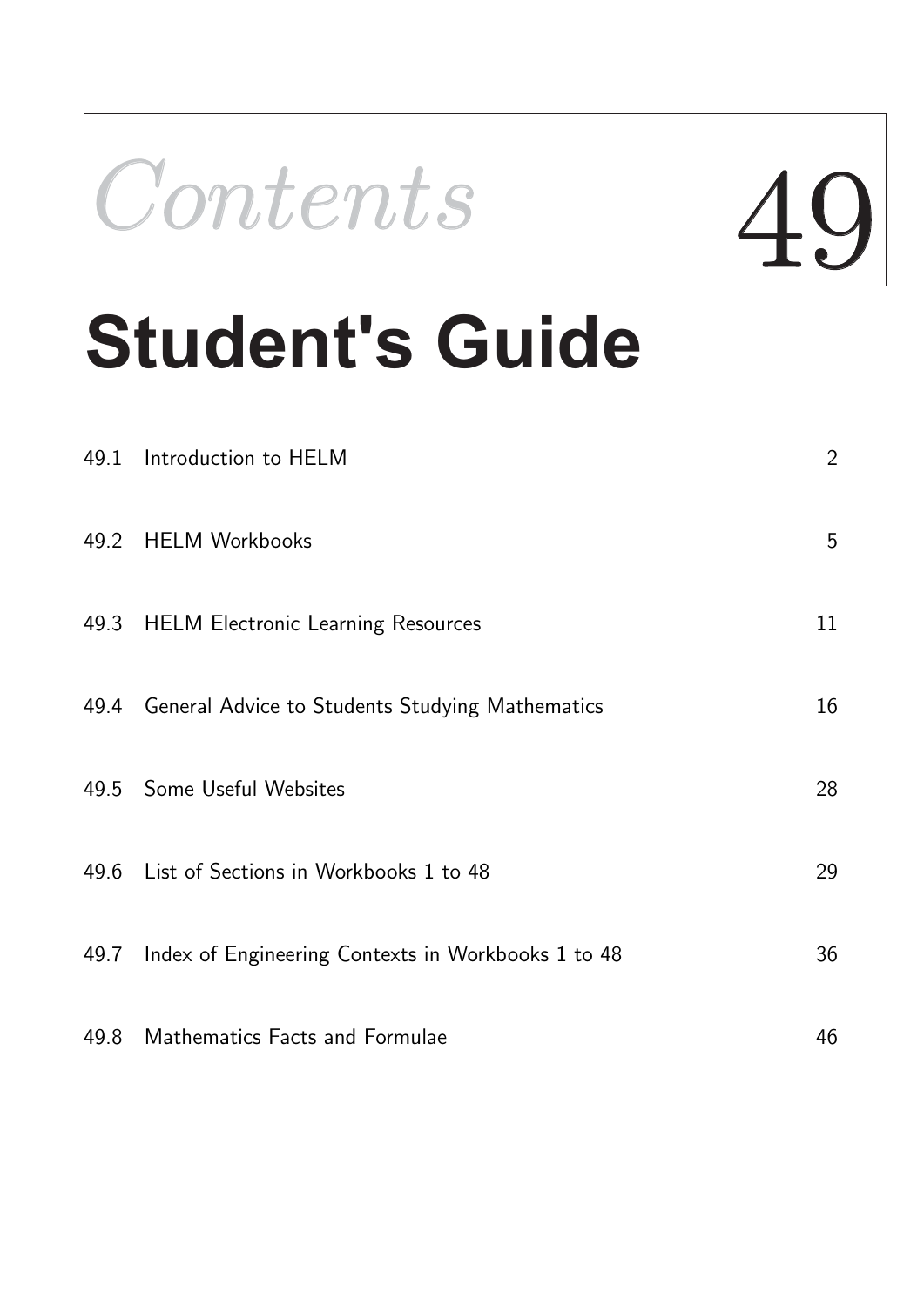# Contents 49

# Student's Guide

| | | |
|---|---|---|
| 49.1 | Introduction to HELM | 2 |
| 49.2 | HELM Workbooks | 5 |
| 49.3 | HELM Electronic Learning Resources | 11 |
| 49.4 | General Advice to Students Studying Mathematics | 16 |
| 49.5 | Some Useful Websites | 28 |
| 49.6 | List of Sections in Workbooks 1 to 48 | 29 |
| 49.7 | Index of Engineering Contexts in Workbooks 1 to 48 | 36 |
| 49.8 | Mathematics Facts and Formulae | 46 |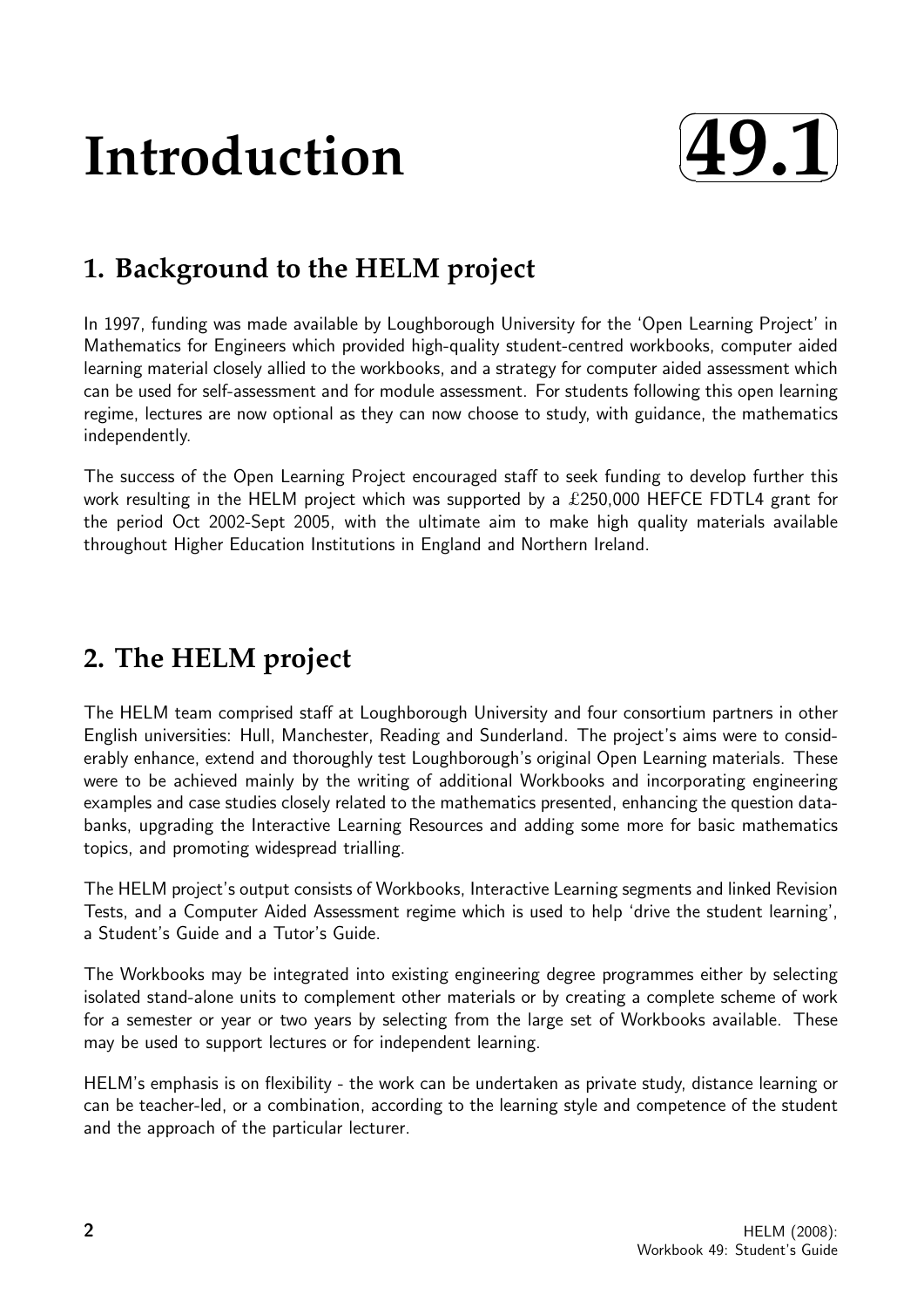# Introduction 49.1

## 1. Background to the HELM project

In 1997, funding was made available by Loughborough University for the 'Open Learning Project' in Mathematics for Engineers which provided high-quality student-centred workbooks, computer aided learning material closely allied to the workbooks, and a strategy for computer aided assessment which can be used for self-assessment and for module assessment. For students following this open learning regime, lectures are now optional as they can now choose to study, with guidance, the mathematics independently.

The success of the Open Learning Project encouraged staff to seek funding to develop further this work resulting in the HELM project which was supported by a £250,000 HEFCE FDTL4 grant for the period Oct 2002-Sept 2005, with the ultimate aim to make high quality materials available throughout Higher Education Institutions in England and Northern Ireland.

## 2. The HELM project

The HELM team comprised staff at Loughborough University and four consortium partners in other English universities: Hull, Manchester, Reading and Sunderland. The project's aims were to considerably enhance, extend and thoroughly test Loughborough's original Open Learning materials. These were to be achieved mainly by the writing of additional Workbooks and incorporating engineering examples and case studies closely related to the mathematics presented, enhancing the question databanks, upgrading the Interactive Learning Resources and adding some more for basic mathematics topics, and promoting widespread trialling.

The HELM project's output consists of Workbooks, Interactive Learning segments and linked Revision Tests, and a Computer Aided Assessment regime which is used to help 'drive the student learning', a Student's Guide and a Tutor's Guide.

The Workbooks may be integrated into existing engineering degree programmes either by selecting isolated stand-alone units to complement other materials or by creating a complete scheme of work for a semester or year or two years by selecting from the large set of Workbooks available. These may be used to support lectures or for independent learning.

HELM's emphasis is on flexibility - the work can be undertaken as private study, distance learning or can be teacher-led, or a combination, according to the learning style and competence of the student and the approach of the particular lecturer.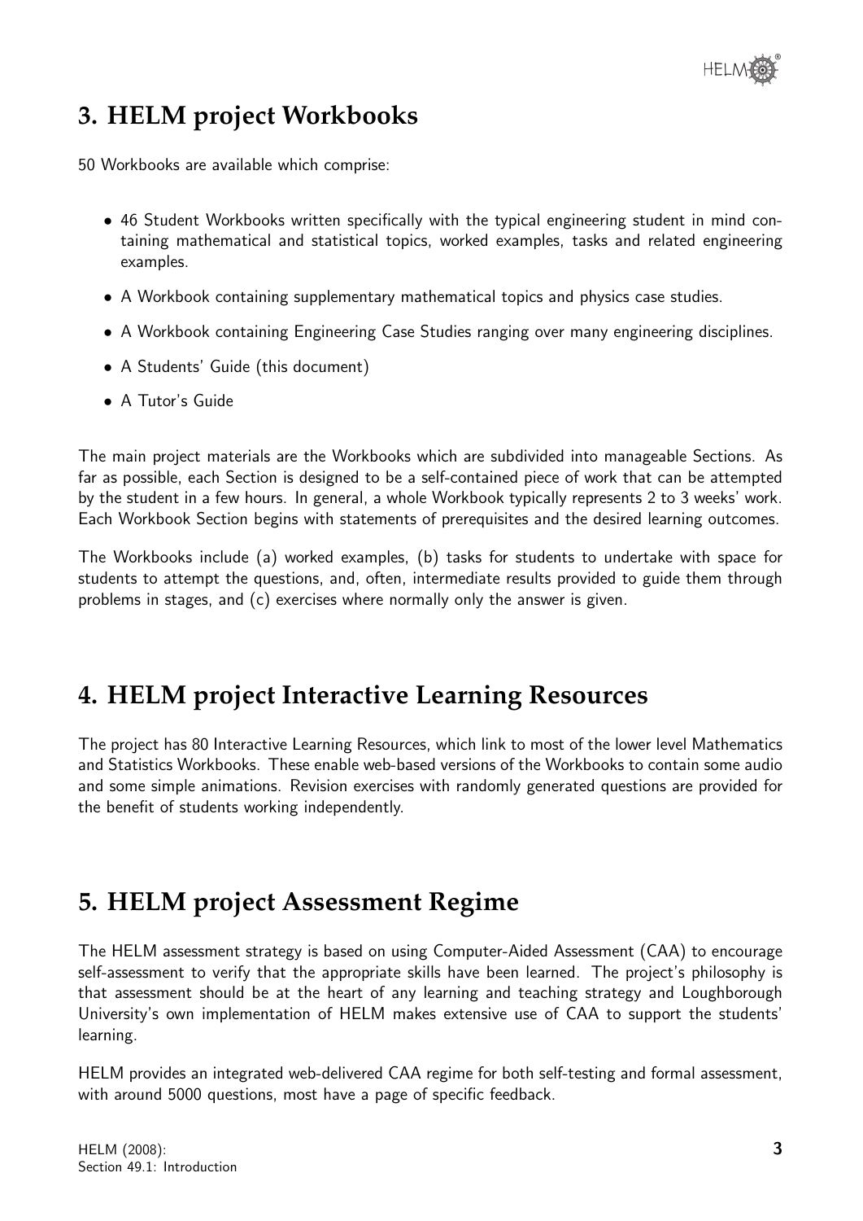## 3. HELM project Workbooks

50 Workbooks are available which comprise:

- 46 Student Workbooks written specifically with the typical engineering student in mind containing mathematical and statistical topics, worked examples, tasks and related engineering examples.
- A Workbook containing supplementary mathematical topics and physics case studies.
- A Workbook containing Engineering Case Studies ranging over many engineering disciplines.
- A Students' Guide (this document)
- A Tutor's Guide

The main project materials are the Workbooks which are subdivided into manageable Sections. As far as possible, each Section is designed to be a self-contained piece of work that can be attempted by the student in a few hours. In general, a whole Workbook typically represents 2 to 3 weeks' work. Each Workbook Section begins with statements of prerequisites and the desired learning outcomes.

The Workbooks include (a) worked examples, (b) tasks for students to undertake with space for students to attempt the questions, and, often, intermediate results provided to guide them through problems in stages, and (c) exercises where normally only the answer is given.

## 4. HELM project Interactive Learning Resources

The project has 80 Interactive Learning Resources, which link to most of the lower level Mathematics and Statistics Workbooks. These enable web-based versions of the Workbooks to contain some audio and some simple animations. Revision exercises with randomly generated questions are provided for the benefit of students working independently.

## 5. HELM project Assessment Regime

The HELM assessment strategy is based on using Computer-Aided Assessment (CAA) to encourage self-assessment to verify that the appropriate skills have been learned. The project's philosophy is that assessment should be at the heart of any learning and teaching strategy and Loughborough University's own implementation of HELM makes extensive use of CAA to support the students' learning.

HELM provides an integrated web-delivered CAA regime for both self-testing and formal assessment, with around 5000 questions, most have a page of specific feedback.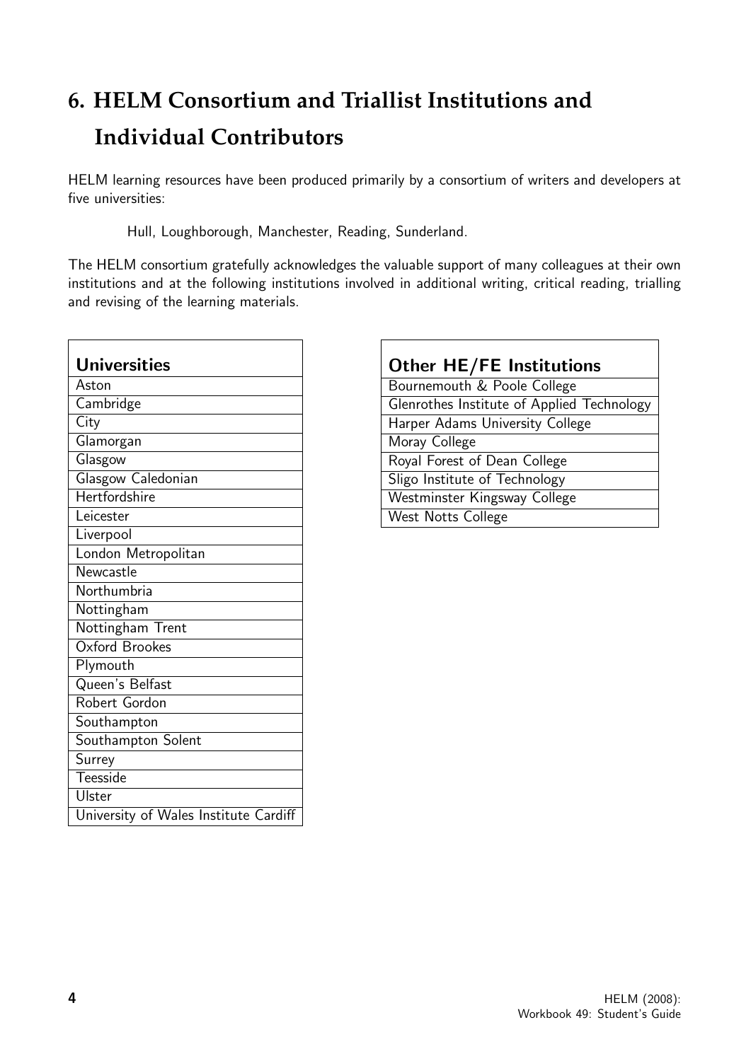# 6. HELM Consortium and Triallist Institutions and Individual Contributors

HELM learning resources have been produced primarily by a consortium of writers and developers at five universities:

Hull, Loughborough, Manchester, Reading, Sunderland.

The HELM consortium gratefully acknowledges the valuable support of many colleagues at their own institutions and at the following institutions involved in additional writing, critical reading, trialling and revising of the learning materials.

| Universities |
| --- |
| Aston |
| Cambridge |
| City |
| Glamorgan |
| Glasgow |
| Glasgow Caledonian |
| Hertfordshire |
| Leicester |
| Liverpool |
| London Metropolitan |
| Newcastle |
| Northumbria |
| Nottingham |
| Nottingham Trent |
| Oxford Brookes |
| Plymouth |
| Queen's Belfast |
| Robert Gordon |
| Southampton |
| Southampton Solent |
| Surrey |
| Teesside |
| Ulster |
| University of Wales Institute Cardiff |

| Other HE/FE Institutions |
| --- |
| Bournemouth & Poole College |
| Glenrothes Institute of Applied Technology |
| Harper Adams University College |
| Moray College |
| Royal Forest of Dean College |
| Sligo Institute of Technology |
| Westminster Kingsway College |
| West Notts College |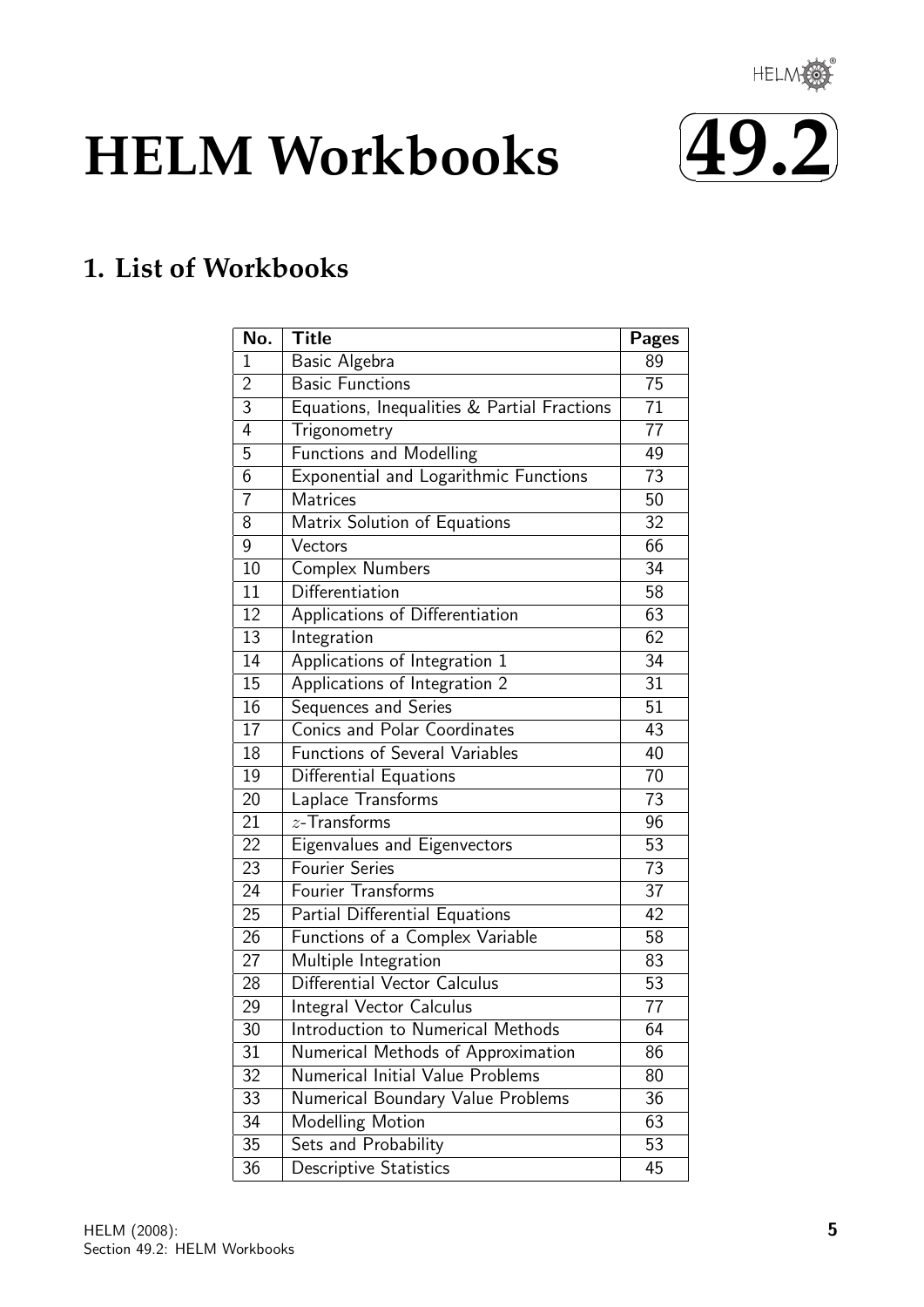# HELM Workbooks

49.2

## 1. List of Workbooks

| No. | Title | Pages |
|---|---|---|
| 1 | Basic Algebra | 89 |
| 2 | Basic Functions | 75 |
| 3 | Equations, Inequalities & Partial Fractions | 71 |
| 4 | Trigonometry | 77 |
| 5 | Functions and Modelling | 49 |
| 6 | Exponential and Logarithmic Functions | 73 |
| 7 | Matrices | 50 |
| 8 | Matrix Solution of Equations | 32 |
| 9 | Vectors | 66 |
| 10 | Complex Numbers | 34 |
| 11 | Differentiation | 58 |
| 12 | Applications of Differentiation | 63 |
| 13 | Integration | 62 |
| 14 | Applications of Integration 1 | 34 |
| 15 | Applications of Integration 2 | 31 |
| 16 | Sequences and Series | 51 |
| 17 | Conics and Polar Coordinates | 43 |
| 18 | Functions of Several Variables | 40 |
| 19 | Differential Equations | 70 |
| 20 | Laplace Transforms | 73 |
| 21 | $z$-Transforms | 96 |
| 22 | Eigenvalues and Eigenvectors | 53 |
| 23 | Fourier Series | 73 |
| 24 | Fourier Transforms | 37 |
| 25 | Partial Differential Equations | 42 |
| 26 | Functions of a Complex Variable | 58 |
| 27 | Multiple Integration | 83 |
| 28 | Differential Vector Calculus | 53 |
| 29 | Integral Vector Calculus | 77 |
| 30 | Introduction to Numerical Methods | 64 |
| 31 | Numerical Methods of Approximation | 86 |
| 32 | Numerical Initial Value Problems | 80 |
| 33 | Numerical Boundary Value Problems | 36 |
| 34 | Modelling Motion | 63 |
| 35 | Sets and Probability | 53 |
| 36 | Descriptive Statistics | 45 |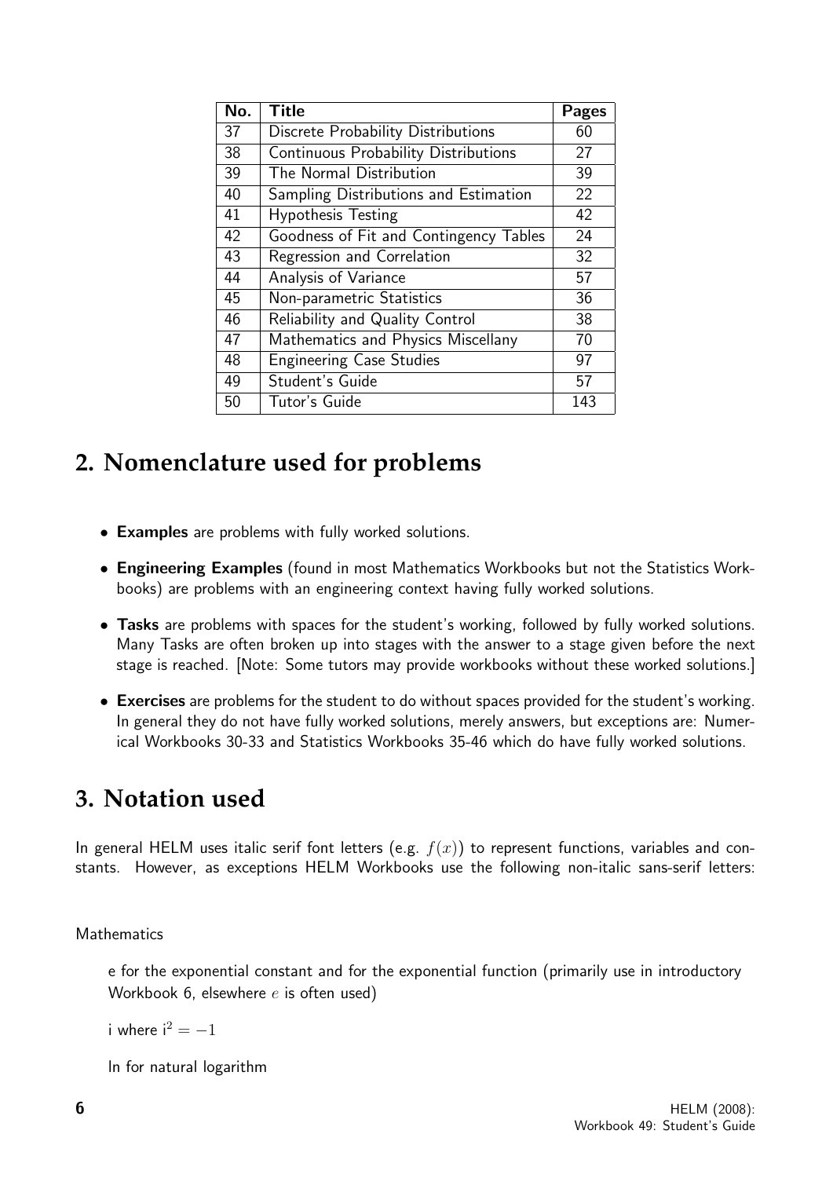| No. | Title | Pages |
|---|---|---|
| 37 | Discrete Probability Distributions | 60 |
| 38 | Continuous Probability Distributions | 27 |
| 39 | The Normal Distribution | 39 |
| 40 | Sampling Distributions and Estimation | 22 |
| 41 | Hypothesis Testing | 42 |
| 42 | Goodness of Fit and Contingency Tables | 24 |
| 43 | Regression and Correlation | 32 |
| 44 | Analysis of Variance | 57 |
| 45 | Non-parametric Statistics | 36 |
| 46 | Reliability and Quality Control | 38 |
| 47 | Mathematics and Physics Miscellany | 70 |
| 48 | Engineering Case Studies | 97 |
| 49 | Student's Guide | 57 |
| 50 | Tutor's Guide | 143 |

## 2. Nomenclature used for problems

- **Examples** are problems with fully worked solutions.
- **Engineering Examples** (found in most Mathematics Workbooks but not the Statistics Workbooks) are problems with an engineering context having fully worked solutions.
- **Tasks** are problems with spaces for the student's working, followed by fully worked solutions. Many Tasks are often broken up into stages with the answer to a stage given before the next stage is reached. [Note: Some tutors may provide workbooks without these worked solutions.]
- **Exercises** are problems for the student to do without spaces provided for the student's working. In general they do not have fully worked solutions, merely answers, but exceptions are: Numerical Workbooks 30-33 and Statistics Workbooks 35-46 which do have fully worked solutions.

## 3. Notation used

In general HELM uses italic serif font letters (e.g. $f(x)$) to represent functions, variables and constants. However, as exceptions HELM Workbooks use the following non-italic sans-serif letters:

Mathematics

e for the exponential constant and for the exponential function (primarily use in introductory Workbook 6, elsewhere $e$ is often used)

i where $\mathrm{i}^2 = -1$

ln for natural logarithm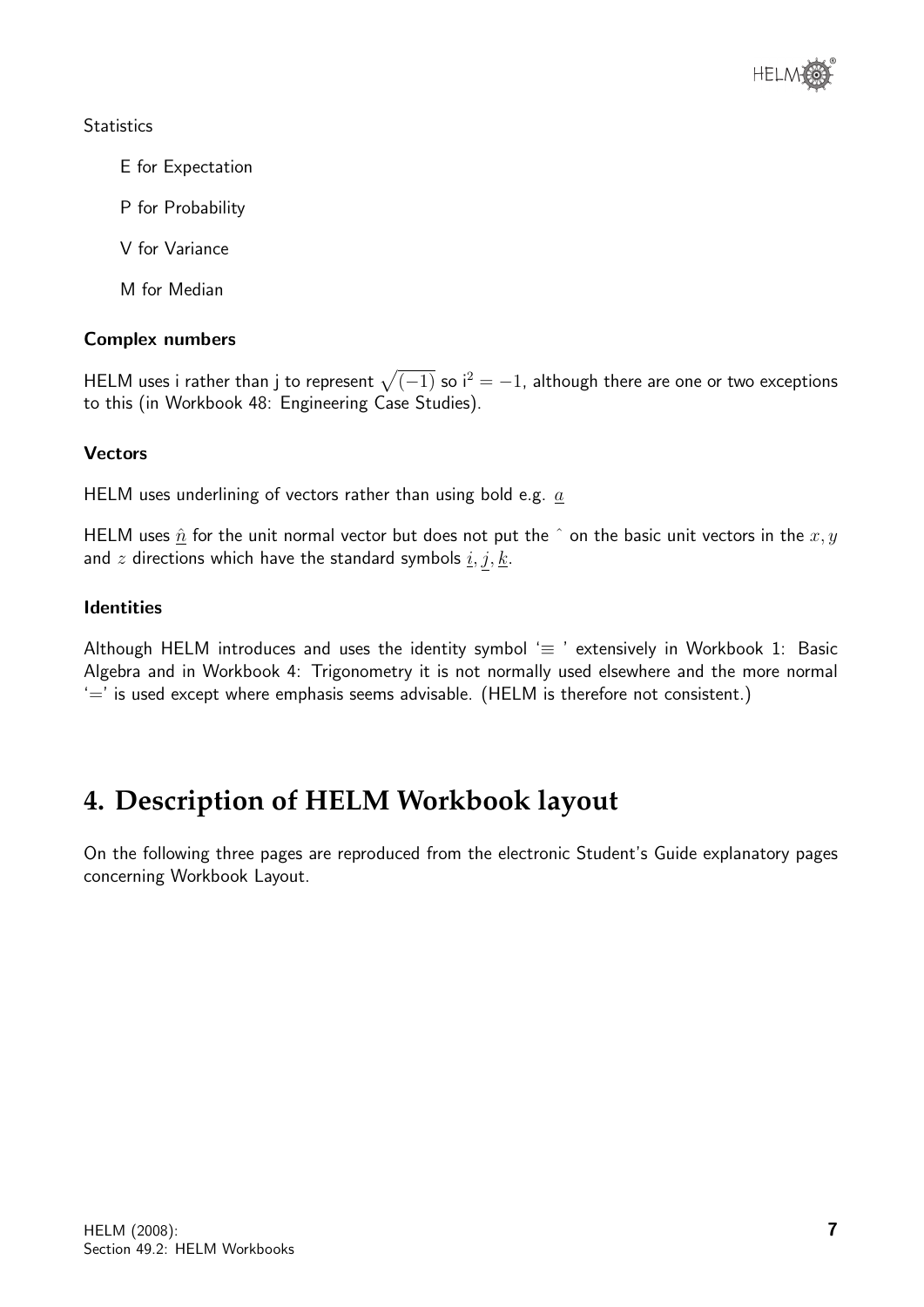Statistics

E for Expectation

P for Probability

V for Variance

M for Median

**Complex numbers**

HELM uses i rather than j to represent $\sqrt{(-1)}$ so $\mathrm{i}^2 = -1$, although there are one or two exceptions to this (in Workbook 48: Engineering Case Studies).

**Vectors**

HELM uses underlining of vectors rather than using bold e.g. $\underline{a}$

HELM uses $\underline{\hat{n}}$ for the unit normal vector but does not put the $\hat{}$ on the basic unit vectors in the $x, y$ and $z$ directions which have the standard symbols $\underline{i}, \underline{j}, \underline{k}$.

**Identities**

Although HELM introduces and uses the identity symbol '$\equiv$ ' extensively in Workbook 1: Basic Algebra and in Workbook 4: Trigonometry it is not normally used elsewhere and the more normal '$=$' is used except where emphasis seems advisable. (HELM is therefore not consistent.)

# 4. Description of HELM Workbook layout

On the following three pages are reproduced from the electronic Student's Guide explanatory pages concerning Workbook Layout.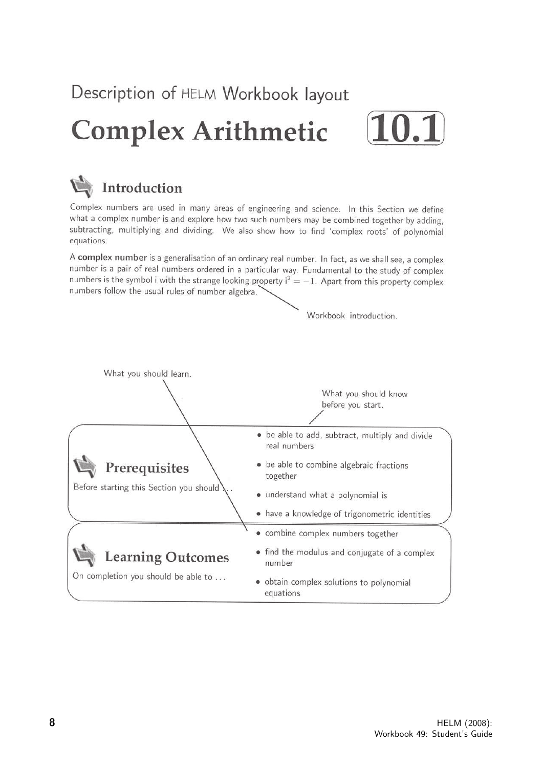# Description of HELM Workbook layout

## Complex Arithmetic 10.1

### Introduction

Complex numbers are used in many areas of engineering and science. In this Section we define what a complex number is and explore how two such numbers may be combined together by adding, subtracting, multiplying and dividing. We also show how to find 'complex roots' of polynomial equations.

A **complex number** is a generalisation of an ordinary real number. In fact, as we shall see, a complex number is a pair of real numbers ordered in a particular way. Fundamental to the study of complex numbers is the symbol i with the strange looking property $i^2 = -1$. Apart from this property complex numbers follow the usual rules of number algebra.

Workbook introduction.

What you should learn.

What you should know before you start.

### Prerequisites

Before starting this Section you should ...

- be able to add, subtract, multiply and divide real numbers
- be able to combine algebraic fractions together
- understand what a polynomial is
- have a knowledge of trigonometric identities

### Learning Outcomes

On completion you should be able to ...

- combine complex numbers together
- find the modulus and conjugate of a complex number
- obtain complex solutions to polynomial equations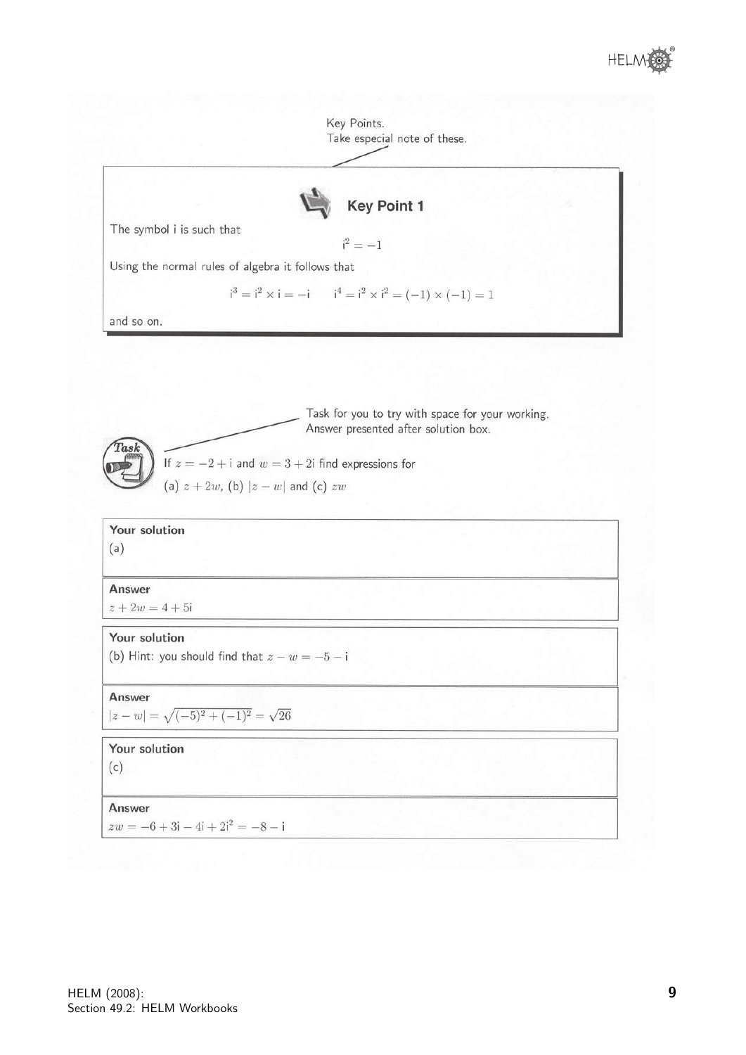Key Points.
Take especial note of these.

### Key Point 1

The symbol i is such that

$$i^2 = -1$$

Using the normal rules of algebra it follows that

$$i^3 = i^2 \times i = -i \qquad i^4 = i^2 \times i^2 = (-1) \times (-1) = 1$$

and so on.

Task for you to try with space for your working.
Answer presented after solution box.

**Task**

If $z = -2 + i$ and $w = 3 + 2i$ find expressions for

(a) $z + 2w$, (b) $|z - w|$ and (c) $zw$

**Your solution**

(a)

**Answer**

$z + 2w = 4 + 5i$

**Your solution**

(b) Hint: you should find that $z - w = -5 - i$

**Answer**

$|z - w| = \sqrt{(-5)^2 + (-1)^2} = \sqrt{26}$

**Your solution**

(c)

**Answer**

$zw = -6 + 3i - 4i + 2i^2 = -8 - i$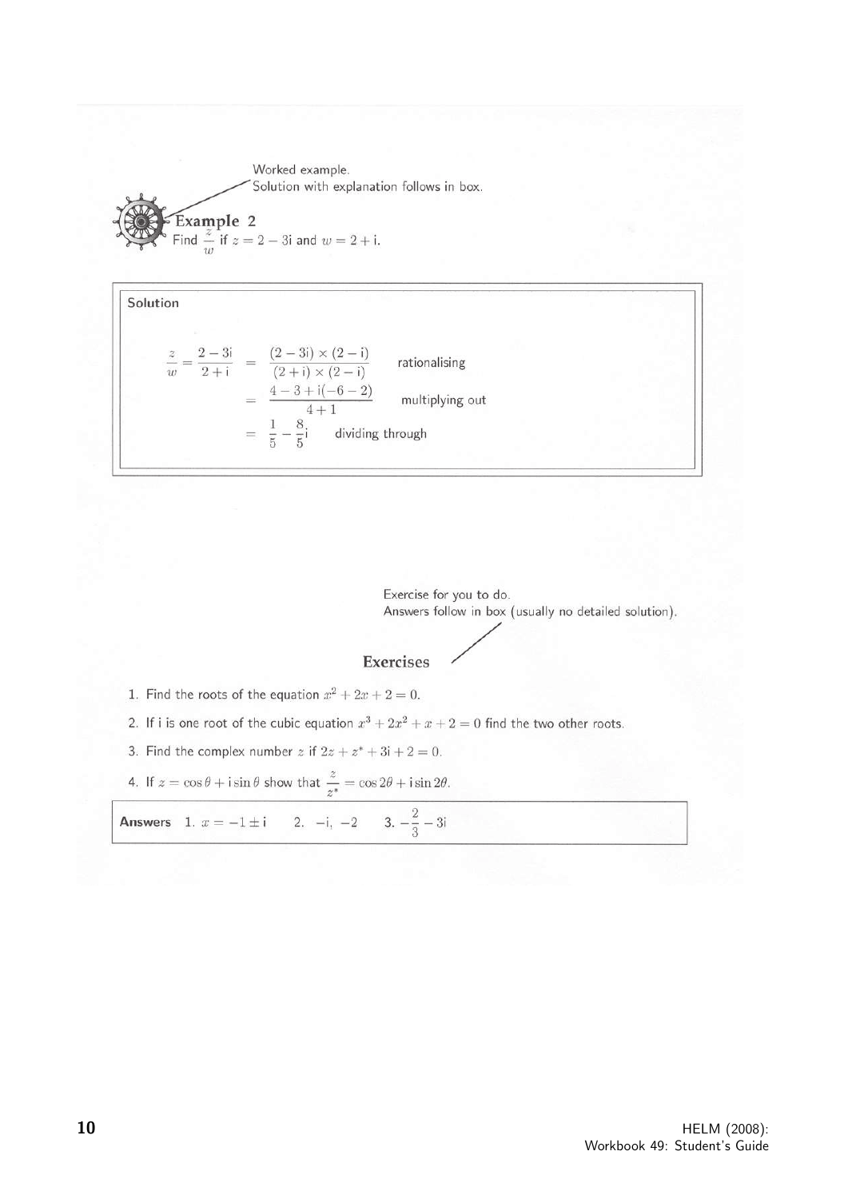Worked example.
Solution with explanation follows in box.

**Example 2**

Find $\frac{z}{w}$ if $z = 2 - 3\text{i}$ and $w = 2 + \text{i}$.

**Solution**

$$\frac{z}{w} = \frac{2-3\text{i}}{2+\text{i}} = \frac{(2-3\text{i}) \times (2-\text{i})}{(2+\text{i}) \times (2-\text{i})} \quad \text{rationalising}$$

$$= \frac{4 - 3 + \text{i}(-6-2)}{4+1} \quad \text{multiplying out}$$

$$= \frac{1}{5} - \frac{8}{5}\text{i} \quad \text{dividing through}$$

Exercise for you to do.
Answers follow in box (usually no detailed solution).

**Exercises**

1. Find the roots of the equation $x^2 + 2x + 2 = 0$.
2. If i is one root of the cubic equation $x^3 + 2x^2 + x + 2 = 0$ find the two other roots.
3. Find the complex number $z$ if $2z + z^* + 3\text{i} + 2 = 0$.
4. If $z = \cos\theta + \text{i}\sin\theta$ show that $\frac{z}{z^*} = \cos 2\theta + \text{i}\sin 2\theta$.

**Answers** 1. $x = -1 \pm \text{i}$ 2. $-\text{i}$, $-2$ 3. $-\frac{2}{3} - 3\text{i}$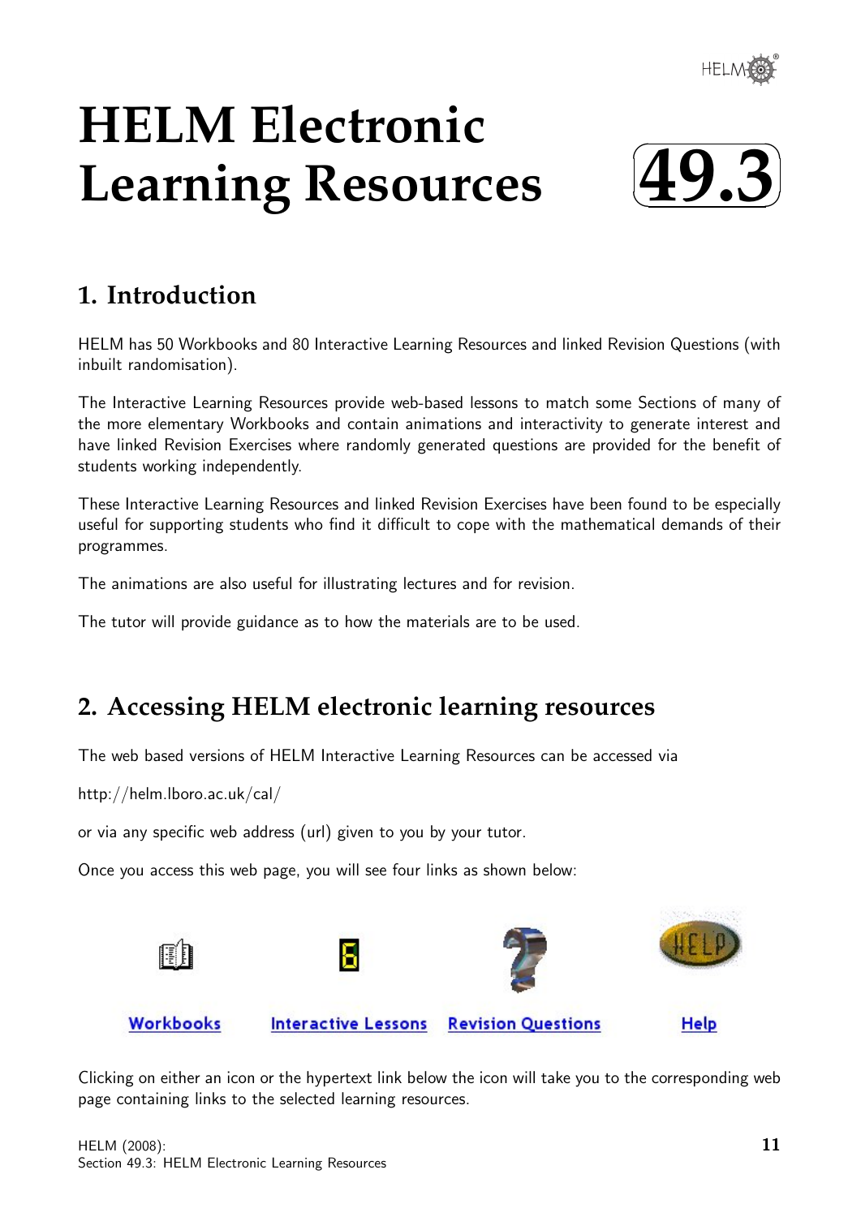# HELM Electronic Learning Resources

49.3

## 1. Introduction

HELM has 50 Workbooks and 80 Interactive Learning Resources and linked Revision Questions (with inbuilt randomisation).

The Interactive Learning Resources provide web-based lessons to match some Sections of many of the more elementary Workbooks and contain animations and interactivity to generate interest and have linked Revision Exercises where randomly generated questions are provided for the benefit of students working independently.

These Interactive Learning Resources and linked Revision Exercises have been found to be especially useful for supporting students who find it difficult to cope with the mathematical demands of their programmes.

The animations are also useful for illustrating lectures and for revision.

The tutor will provide guidance as to how the materials are to be used.

## 2. Accessing HELM electronic learning resources

The web based versions of HELM Interactive Learning Resources can be accessed via

http://helm.lboro.ac.uk/cal/

or via any specific web address (url) given to you by your tutor.

Once you access this web page, you will see four links as shown below:

Workbooks    Interactive Lessons    Revision Questions    Help

Clicking on either an icon or the hypertext link below the icon will take you to the corresponding web page containing links to the selected learning resources.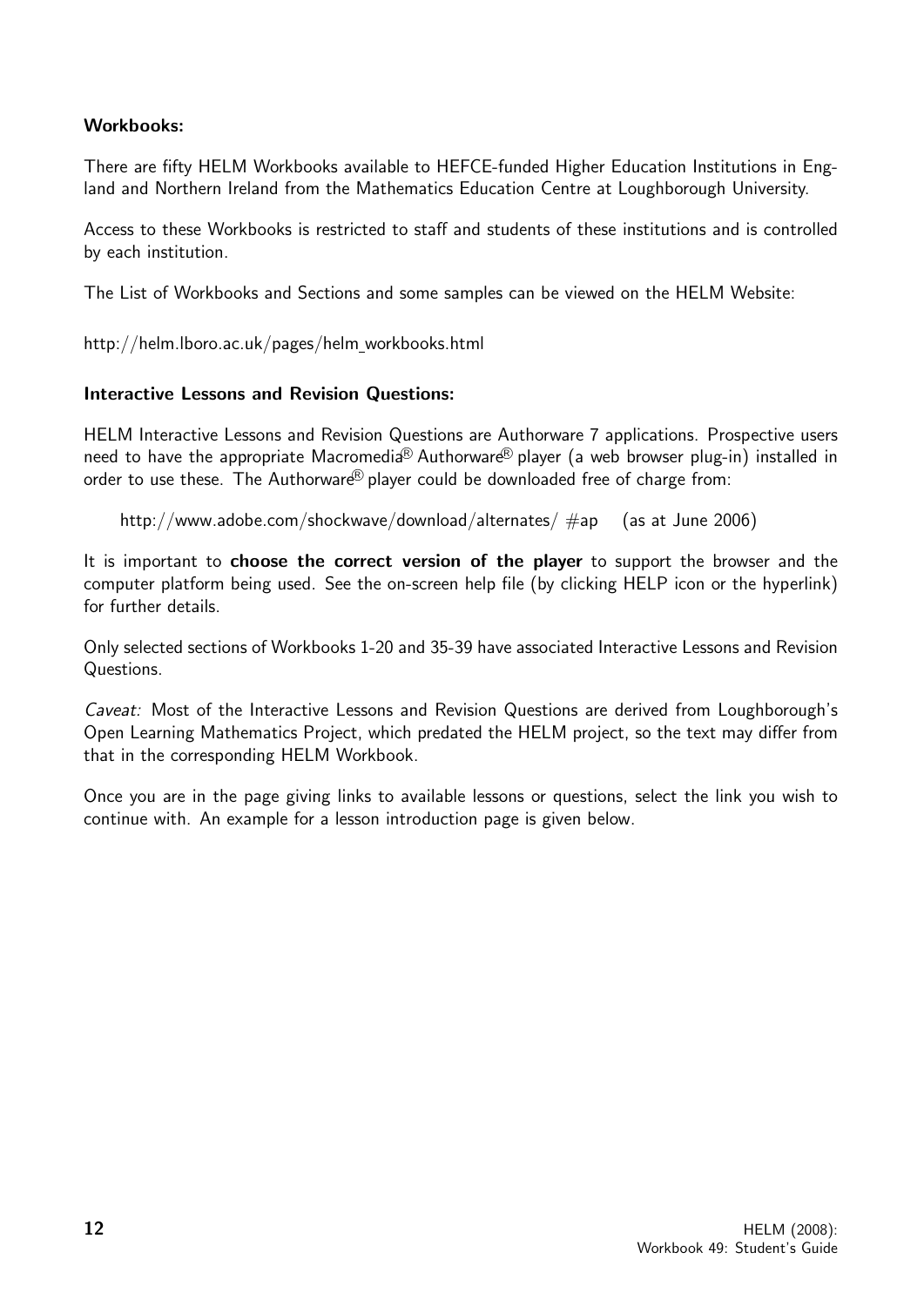**Workbooks:**

There are fifty HELM Workbooks available to HEFCE-funded Higher Education Institutions in England and Northern Ireland from the Mathematics Education Centre at Loughborough University.

Access to these Workbooks is restricted to staff and students of these institutions and is controlled by each institution.

The List of Workbooks and Sections and some samples can be viewed on the HELM Website:

http://helm.lboro.ac.uk/pages/helm_workbooks.html

**Interactive Lessons and Revision Questions:**

HELM Interactive Lessons and Revision Questions are Authorware 7 applications. Prospective users need to have the appropriate Macromedia® Authorware® player (a web browser plug-in) installed in order to use these. The Authorware® player could be downloaded free of charge from:

http://www.adobe.com/shockwave/download/alternates/ #ap (as at June 2006)

It is important to **choose the correct version of the player** to support the browser and the computer platform being used. See the on-screen help file (by clicking HELP icon or the hyperlink) for further details.

Only selected sections of Workbooks 1-20 and 35-39 have associated Interactive Lessons and Revision Questions.

*Caveat:* Most of the Interactive Lessons and Revision Questions are derived from Loughborough's Open Learning Mathematics Project, which predated the HELM project, so the text may differ from that in the corresponding HELM Workbook.

Once you are in the page giving links to available lessons or questions, select the link you wish to continue with. An example for a lesson introduction page is given below.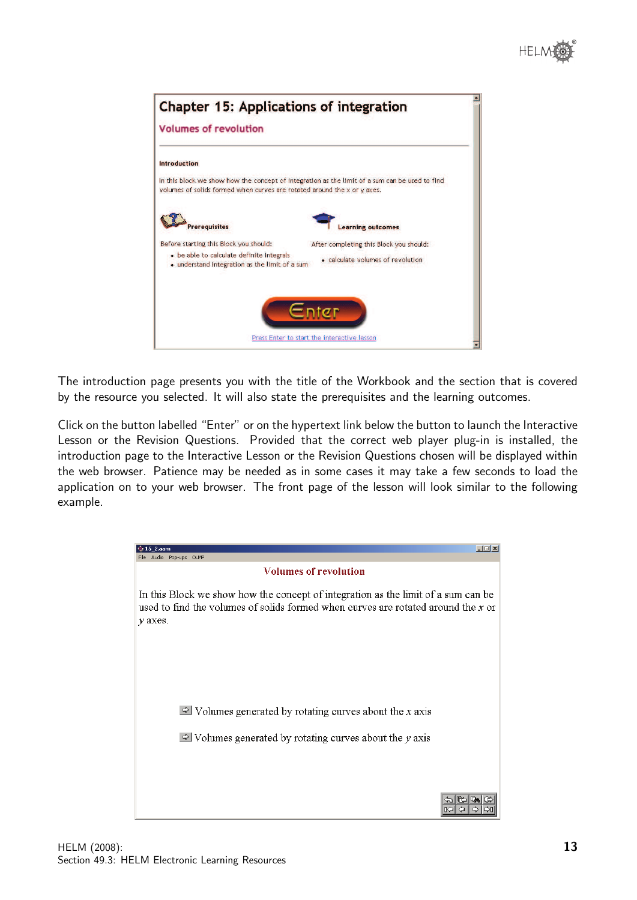The introduction page presents you with the title of the Workbook and the section that is covered by the resource you selected. It will also state the prerequisites and the learning outcomes.

Click on the button labelled "Enter" or on the hypertext link below the button to launch the Interactive Lesson or the Revision Questions. Provided that the correct web player plug-in is installed, the introduction page to the Interactive Lesson or the Revision Questions chosen will be displayed within the web browser. Patience may be needed as in some cases it may take a few seconds to load the application on to your web browser. The front page of the lesson will look similar to the following example.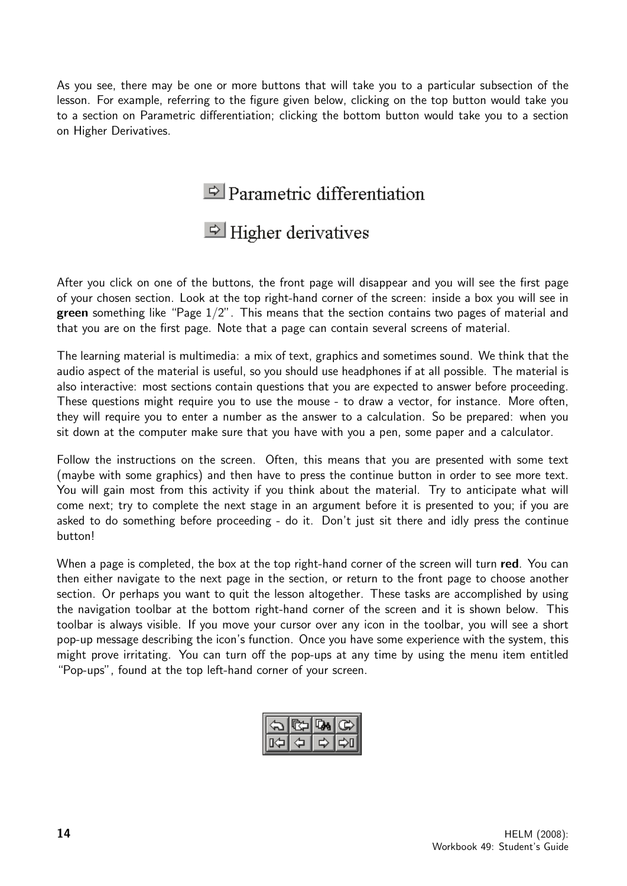As you see, there may be one or more buttons that will take you to a particular subsection of the lesson. For example, referring to the figure given below, clicking on the top button would take you to a section on Parametric differentiation; clicking the bottom button would take you to a section on Higher Derivatives.

Parametric differentiation

Higher derivatives

After you click on one of the buttons, the front page will disappear and you will see the first page of your chosen section. Look at the top right-hand corner of the screen: inside a box you will see in **green** something like "Page 1/2". This means that the section contains two pages of material and that you are on the first page. Note that a page can contain several screens of material.

The learning material is multimedia: a mix of text, graphics and sometimes sound. We think that the audio aspect of the material is useful, so you should use headphones if at all possible. The material is also interactive: most sections contain questions that you are expected to answer before proceeding. These questions might require you to use the mouse - to draw a vector, for instance. More often, they will require you to enter a number as the answer to a calculation. So be prepared: when you sit down at the computer make sure that you have with you a pen, some paper and a calculator.

Follow the instructions on the screen. Often, this means that you are presented with some text (maybe with some graphics) and then have to press the continue button in order to see more text. You will gain most from this activity if you think about the material. Try to anticipate what will come next; try to complete the next stage in an argument before it is presented to you; if you are asked to do something before proceeding - do it. Don't just sit there and idly press the continue button!

When a page is completed, the box at the top right-hand corner of the screen will turn **red**. You can then either navigate to the next page in the section, or return to the front page to choose another section. Or perhaps you want to quit the lesson altogether. These tasks are accomplished by using the navigation toolbar at the bottom right-hand corner of the screen and it is shown below. This toolbar is always visible. If you move your cursor over any icon in the toolbar, you will see a short pop-up message describing the icon's function. Once you have some experience with the system, this might prove irritating. You can turn off the pop-ups at any time by using the menu item entitled "Pop-ups", found at the top left-hand corner of your screen.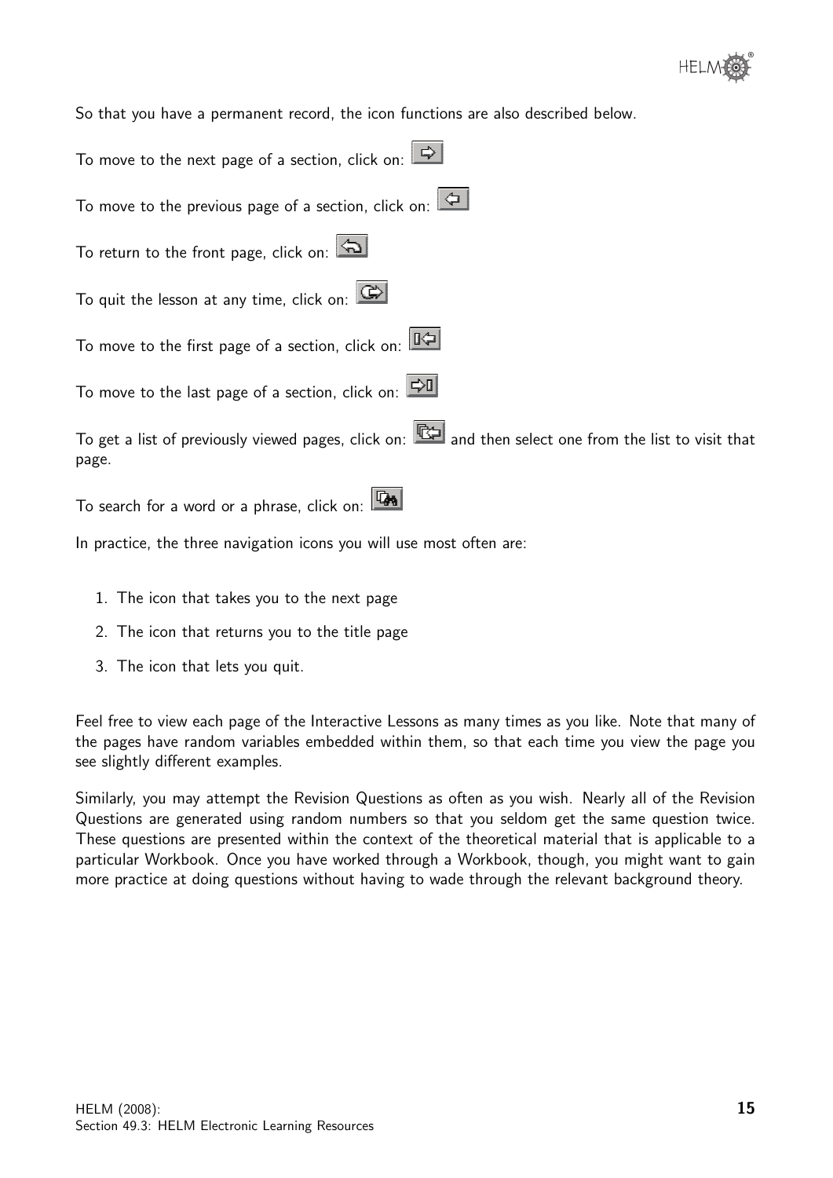So that you have a permanent record, the icon functions are also described below.

To move to the next page of a section, click on:

To move to the previous page of a section, click on:

To return to the front page, click on:

To quit the lesson at any time, click on:

To move to the first page of a section, click on:

To move to the last page of a section, click on:

To get a list of previously viewed pages, click on: and then select one from the list to visit that page.

To search for a word or a phrase, click on:

In practice, the three navigation icons you will use most often are:

1. The icon that takes you to the next page
2. The icon that returns you to the title page
3. The icon that lets you quit.

Feel free to view each page of the Interactive Lessons as many times as you like. Note that many of the pages have random variables embedded within them, so that each time you view the page you see slightly different examples.

Similarly, you may attempt the Revision Questions as often as you wish. Nearly all of the Revision Questions are generated using random numbers so that you seldom get the same question twice. These questions are presented within the context of the theoretical material that is applicable to a particular Workbook. Once you have worked through a Workbook, though, you might want to gain more practice at doing questions without having to wade through the relevant background theory.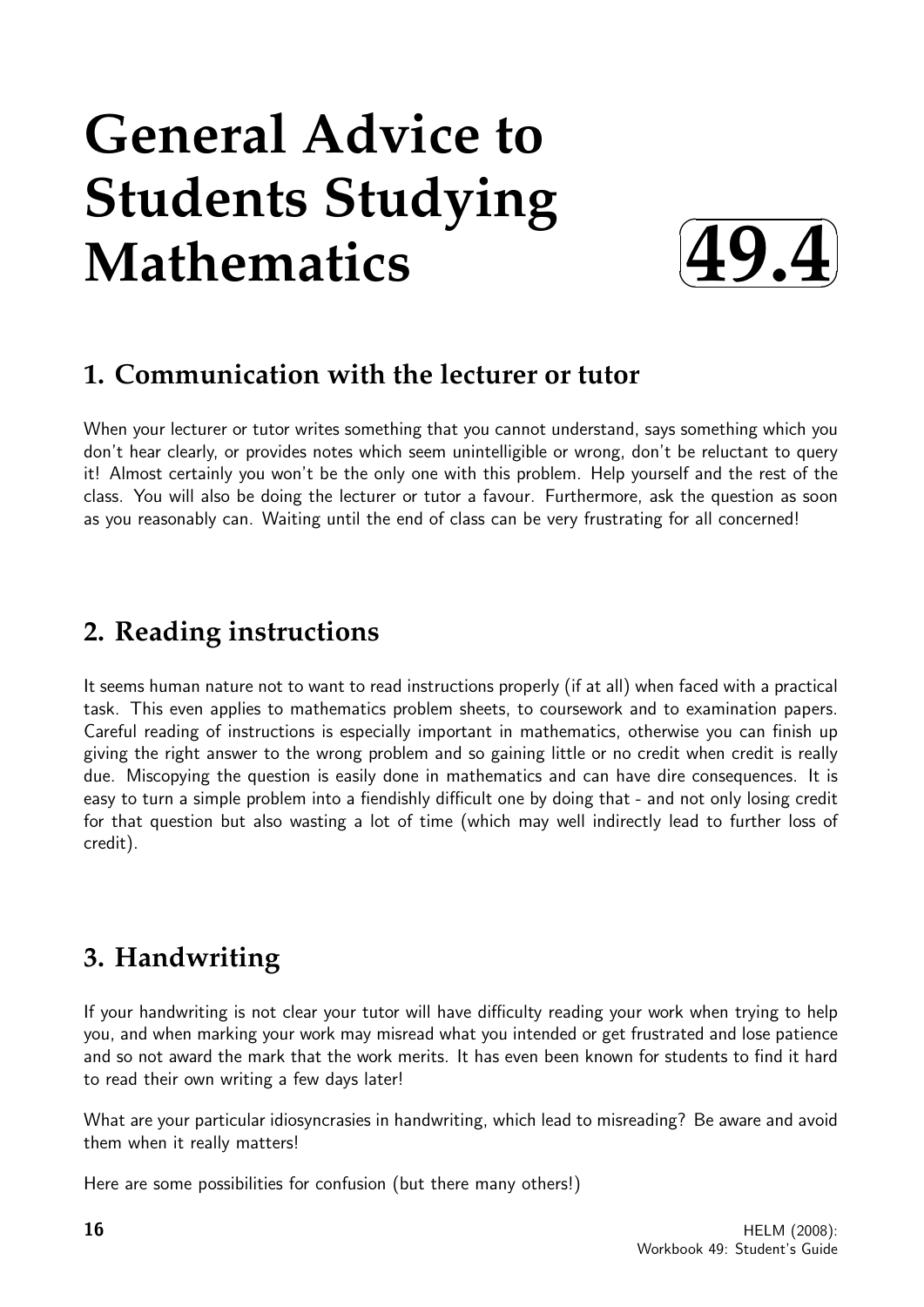# General Advice to Students Studying Mathematics

49.4

## 1. Communication with the lecturer or tutor

When your lecturer or tutor writes something that you cannot understand, says something which you don't hear clearly, or provides notes which seem unintelligible or wrong, don't be reluctant to query it! Almost certainly you won't be the only one with this problem. Help yourself and the rest of the class. You will also be doing the lecturer or tutor a favour. Furthermore, ask the question as soon as you reasonably can. Waiting until the end of class can be very frustrating for all concerned!

## 2. Reading instructions

It seems human nature not to want to read instructions properly (if at all) when faced with a practical task. This even applies to mathematics problem sheets, to coursework and to examination papers. Careful reading of instructions is especially important in mathematics, otherwise you can finish up giving the right answer to the wrong problem and so gaining little or no credit when credit is really due. Miscopying the question is easily done in mathematics and can have dire consequences. It is easy to turn a simple problem into a fiendishly difficult one by doing that - and not only losing credit for that question but also wasting a lot of time (which may well indirectly lead to further loss of credit).

## 3. Handwriting

If your handwriting is not clear your tutor will have difficulty reading your work when trying to help you, and when marking your work may misread what you intended or get frustrated and lose patience and so not award the mark that the work merits. It has even been known for students to find it hard to read their own writing a few days later!

What are your particular idiosyncrasies in handwriting, which lead to misreading? Be aware and avoid them when it really matters!

Here are some possibilities for confusion (but there many others!)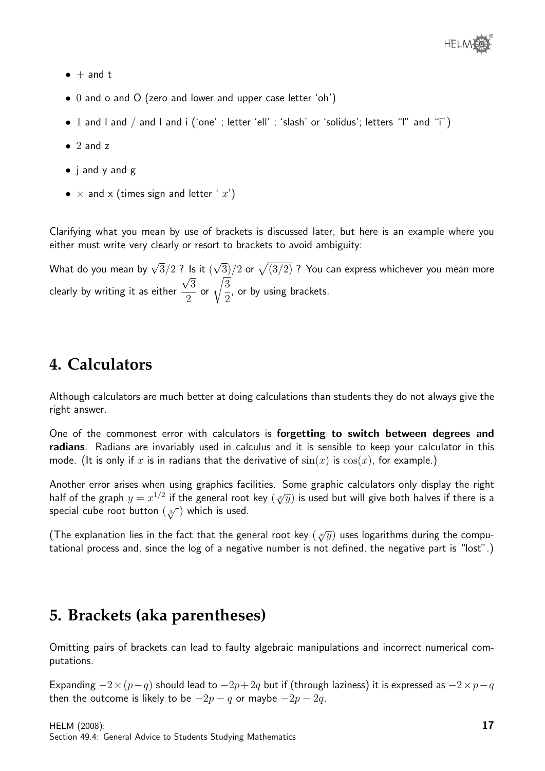- $+$ and t
- $0$ and o and O (zero and lower and upper case letter 'oh')
- $1$ and l and / and I and i ('one' ; letter 'ell' ; 'slash' or 'solidus'; letters "I" and "i")
- $2$ and z
- j and y and g
- $\times$ and x (times sign and letter ' $x$')

Clarifying what you mean by use of brackets is discussed later, but here is an example where you either must write very clearly or resort to brackets to avoid ambiguity:

What do you mean by $\sqrt{3}/2$ ? Is it $(\sqrt{3})/2$ or $\sqrt{(3/2)}$ ? You can express whichever you mean more clearly by writing it as either $\dfrac{\sqrt{3}}{2}$ or $\sqrt{\dfrac{3}{2}}$, or by using brackets.

## 4. Calculators

Although calculators are much better at doing calculations than students they do not always give the right answer.

One of the commonest error with calculators is **forgetting to switch between degrees and radians**. Radians are invariably used in calculus and it is sensible to keep your calculator in this mode. (It is only if $x$ is in radians that the derivative of $\sin(x)$ is $\cos(x)$, for example.)

Another error arises when using graphics facilities. Some graphic calculators only display the right half of the graph $y = x^{1/2}$ if the general root key ($\sqrt[x]{y}$) is used but will give both halves if there is a special cube root button ($\sqrt[3]{\ }$) which is used.

(The explanation lies in the fact that the general root key ($\sqrt[x]{y}$) uses logarithms during the computational process and, since the log of a negative number is not defined, the negative part is "lost".)

## 5. Brackets (aka parentheses)

Omitting pairs of brackets can lead to faulty algebraic manipulations and incorrect numerical computations.

Expanding $-2 \times (p - q)$ should lead to $-2p + 2q$ but if (through laziness) it is expressed as $-2 \times p - q$ then the outcome is likely to be $-2p - q$ or maybe $-2p - 2q$.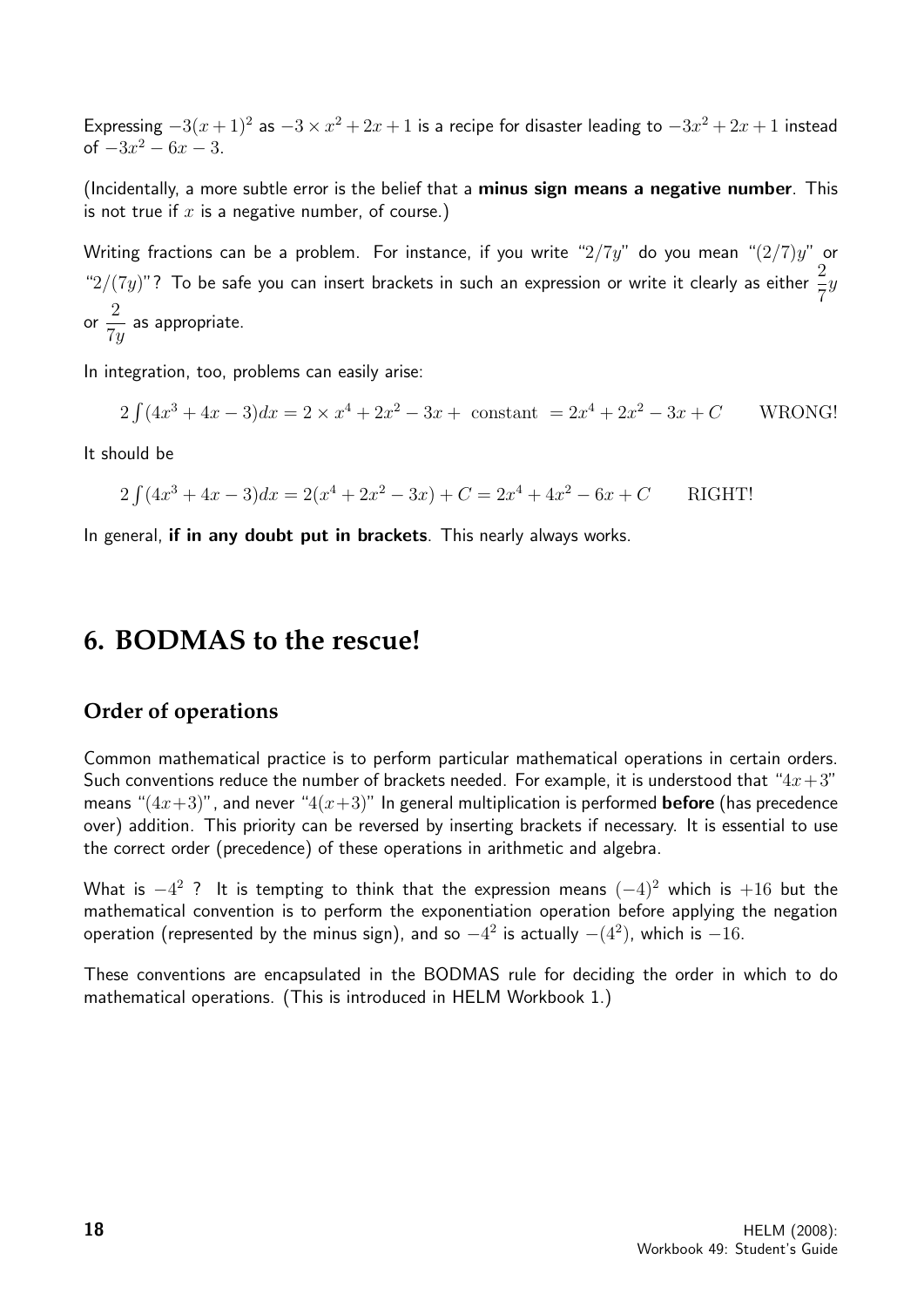Expressing $-3(x+1)^2$ as $-3 \times x^2 + 2x + 1$ is a recipe for disaster leading to $-3x^2 + 2x + 1$ instead of $-3x^2 - 6x - 3$.

(Incidentally, a more subtle error is the belief that a **minus sign means a negative number**. This is not true if $x$ is a negative number, of course.)

Writing fractions can be a problem. For instance, if you write "$2/7y$" do you mean "$(2/7)y$" or "$2/(7y)$"? To be safe you can insert brackets in such an expression or write it clearly as either $\dfrac{2}{7}y$ or $\dfrac{2}{7y}$ as appropriate.

In integration, too, problems can easily arise:

$$2\int(4x^3 + 4x - 3)dx = 2 \times x^4 + 2x^2 - 3x + \text{ constant } = 2x^4 + 2x^2 - 3x + C \qquad \text{WRONG!}$$

It should be

$$2\int(4x^3 + 4x - 3)dx = 2(x^4 + 2x^2 - 3x) + C = 2x^4 + 4x^2 - 6x + C \qquad \text{RIGHT!}$$

In general, **if in any doubt put in brackets**. This nearly always works.

# 6. BODMAS to the rescue!

## Order of operations

Common mathematical practice is to perform particular mathematical operations in certain orders. Such conventions reduce the number of brackets needed. For example, it is understood that "$4x+3$" means "$(4x+3)$", and never "$4(x+3)$" In general multiplication is performed **before** (has precedence over) addition. This priority can be reversed by inserting brackets if necessary. It is essential to use the correct order (precedence) of these operations in arithmetic and algebra.

What is $-4^2$ ? It is tempting to think that the expression means $(-4)^2$ which is $+16$ but the mathematical convention is to perform the exponentiation operation before applying the negation operation (represented by the minus sign), and so $-4^2$ is actually $-(4^2)$, which is $-16$.

These conventions are encapsulated in the BODMAS rule for deciding the order in which to do mathematical operations. (This is introduced in HELM Workbook 1.)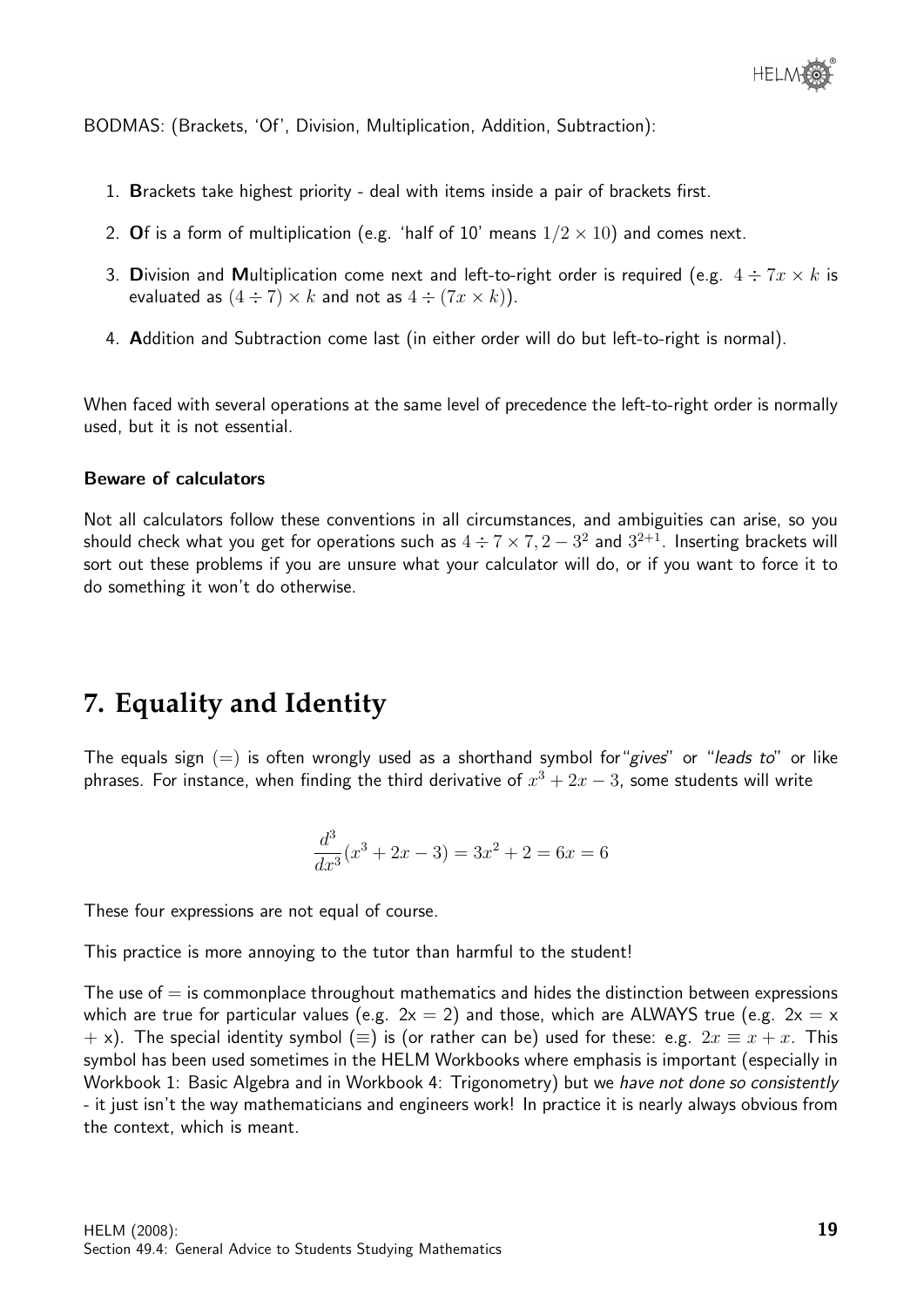BODMAS: (Brackets, 'Of', Division, Multiplication, Addition, Subtraction):

1. **B**rackets take highest priority - deal with items inside a pair of brackets first.
2. **O**f is a form of multiplication (e.g. 'half of 10' means $1/2 \times 10$) and comes next.
3. **D**ivision and **M**ultiplication come next and left-to-right order is required (e.g. $4 \div 7x \times k$ is evaluated as $(4 \div 7) \times k$ and not as $4 \div (7x \times k)$).
4. **A**ddition and Subtraction come last (in either order will do but left-to-right is normal).

When faced with several operations at the same level of precedence the left-to-right order is normally used, but it is not essential.

**Beware of calculators**

Not all calculators follow these conventions in all circumstances, and ambiguities can arise, so you should check what you get for operations such as $4 \div 7 \times 7, 2 - 3^2$ and $3^{2+1}$. Inserting brackets will sort out these problems if you are unsure what your calculator will do, or if you want to force it to do something it won't do otherwise.

## 7. Equality and Identity

The equals sign $(=)$ is often wrongly used as a shorthand symbol for "*gives*" or "*leads to*" or like phrases. For instance, when finding the third derivative of $x^3 + 2x - 3$, some students will write

$$\frac{d^3}{dx^3}(x^3 + 2x - 3) = 3x^2 + 2 = 6x = 6$$

These four expressions are not equal of course.

This practice is more annoying to the tutor than harmful to the student!

The use of $=$ is commonplace throughout mathematics and hides the distinction between expressions which are true for particular values (e.g. 2x = 2) and those, which are ALWAYS true (e.g. 2x = x + x). The special identity symbol $(\equiv)$ is (or rather can be) used for these: e.g. $2x \equiv x + x$. This symbol has been used sometimes in the HELM Workbooks where emphasis is important (especially in Workbook 1: Basic Algebra and in Workbook 4: Trigonometry) but we *have not done so consistently* - it just isn't the way mathematicians and engineers work! In practice it is nearly always obvious from the context, which is meant.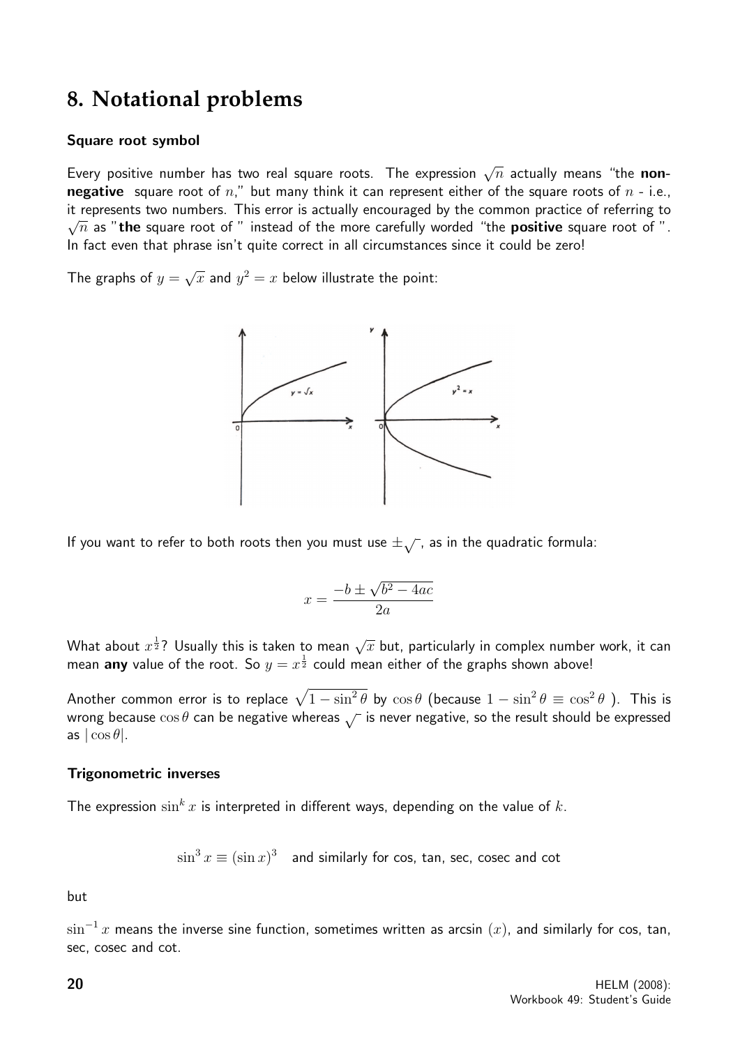## 8. Notational problems

### Square root symbol

Every positive number has two real square roots. The expression $\sqrt{n}$ actually means "the **non-negative** square root of $n$," but many think it can represent either of the square roots of $n$ - i.e., it represents two numbers. This error is actually encouraged by the common practice of referring to $\sqrt{n}$ as "**the** square root of " instead of the more carefully worded "the **positive** square root of ". In fact even that phrase isn't quite correct in all circumstances since it could be zero!

The graphs of $y = \sqrt{x}$ and $y^2 = x$ below illustrate the point:

If you want to refer to both roots then you must use $\pm\sqrt{\ }$, as in the quadratic formula:

$$x = \frac{-b \pm \sqrt{b^2 - 4ac}}{2a}$$

What about $x^{\frac{1}{2}}$? Usually this is taken to mean $\sqrt{x}$ but, particularly in complex number work, it can mean **any** value of the root. So $y = x^{\frac{1}{2}}$ could mean either of the graphs shown above!

Another common error is to replace $\sqrt{1 - \sin^2\theta}$ by $\cos\theta$ (because $1 - \sin^2\theta \equiv \cos^2\theta$ ). This is wrong because $\cos\theta$ can be negative whereas $\sqrt{\ }$ is never negative, so the result should be expressed as $|\cos\theta|$.

### Trigonometric inverses

The expression $\sin^k x$ is interpreted in different ways, depending on the value of $k$.

$\sin^3 x \equiv (\sin x)^3$ and similarly for cos, tan, sec, cosec and cot

but

$\sin^{-1} x$ means the inverse sine function, sometimes written as arcsin $(x)$, and similarly for cos, tan, sec, cosec and cot.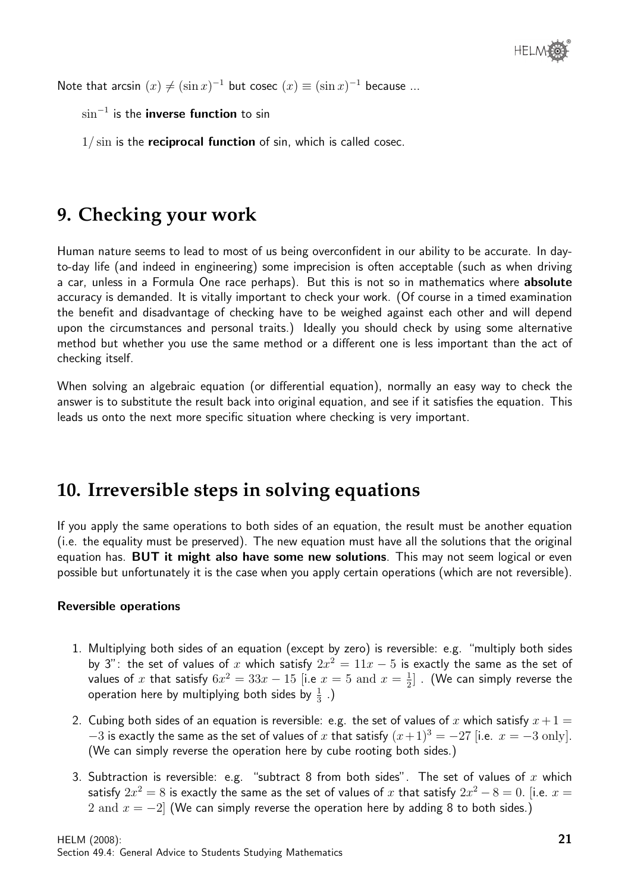Note that arcsin $(x) \neq (\sin x)^{-1}$ but cosec $(x) \equiv (\sin x)^{-1}$ because ...

$\sin^{-1}$ is the **inverse function** to sin

$1/\sin$ is the **reciprocal function** of sin, which is called cosec.

## 9. Checking your work

Human nature seems to lead to most of us being overconfident in our ability to be accurate. In day-to-day life (and indeed in engineering) some imprecision is often acceptable (such as when driving a car, unless in a Formula One race perhaps). But this is not so in mathematics where **absolute** accuracy is demanded. It is vitally important to check your work. (Of course in a timed examination the benefit and disadvantage of checking have to be weighed against each other and will depend upon the circumstances and personal traits.) Ideally you should check by using some alternative method but whether you use the same method or a different one is less important than the act of checking itself.

When solving an algebraic equation (or differential equation), normally an easy way to check the answer is to substitute the result back into original equation, and see if it satisfies the equation. This leads us onto the next more specific situation where checking is very important.

## 10. Irreversible steps in solving equations

If you apply the same operations to both sides of an equation, the result must be another equation (i.e. the equality must be preserved). The new equation must have all the solutions that the original equation has. **BUT it might also have some new solutions**. This may not seem logical or even possible but unfortunately it is the case when you apply certain operations (which are not reversible).

#### Reversible operations

1. Multiplying both sides of an equation (except by zero) is reversible: e.g. "multiply both sides by 3": the set of values of $x$ which satisfy $2x^2 = 11x - 5$ is exactly the same as the set of values of $x$ that satisfy $6x^2 = 33x - 15$ [i.e $x = 5$ and $x = \frac{1}{2}$] . (We can simply reverse the operation here by multiplying both sides by $\frac{1}{3}$ .)
2. Cubing both sides of an equation is reversible: e.g. the set of values of $x$ which satisfy $x + 1 = -3$ is exactly the same as the set of values of $x$ that satisfy $(x+1)^3 = -27$ [i.e. $x = -3$ only]. (We can simply reverse the operation here by cube rooting both sides.)
3. Subtraction is reversible: e.g. "subtract 8 from both sides". The set of values of $x$ which satisfy $2x^2 = 8$ is exactly the same as the set of values of $x$ that satisfy $2x^2 - 8 = 0$. [i.e. $x = 2$ and $x = -2$] (We can simply reverse the operation here by adding 8 to both sides.)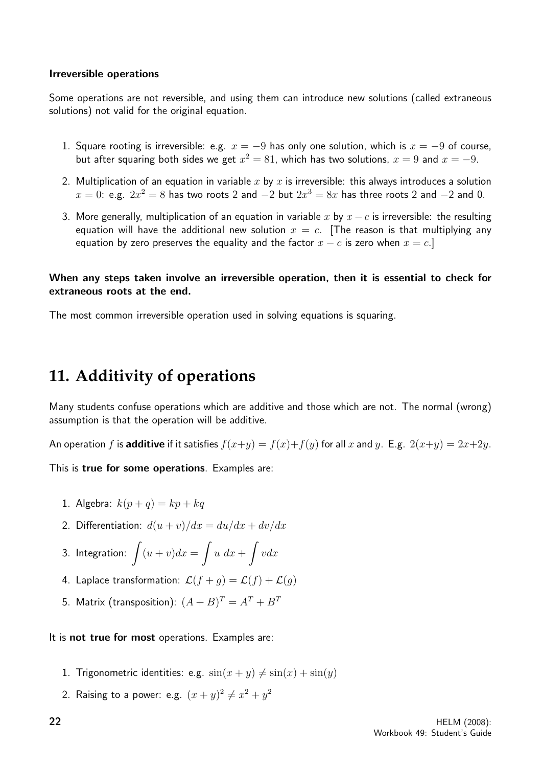**Irreversible operations**

Some operations are not reversible, and using them can introduce new solutions (called extraneous solutions) not valid for the original equation.

1. Square rooting is irreversible: e.g. $x = -9$ has only one solution, which is $x = -9$ of course, but after squaring both sides we get $x^2 = 81$, which has two solutions, $x = 9$ and $x = -9$.
2. Multiplication of an equation in variable $x$ by $x$ is irreversible: this always introduces a solution $x = 0$: e.g. $2x^2 = 8$ has two roots 2 and $-2$ but $2x^3 = 8x$ has three roots 2 and $-2$ and 0.
3. More generally, multiplication of an equation in variable $x$ by $x - c$ is irreversible: the resulting equation will have the additional new solution $x = c$. [The reason is that multiplying any equation by zero preserves the equality and the factor $x - c$ is zero when $x = c$.]

**When any steps taken involve an irreversible operation, then it is essential to check for extraneous roots at the end.**

The most common irreversible operation used in solving equations is squaring.

# 11. Additivity of operations

Many students confuse operations which are additive and those which are not. The normal (wrong) assumption is that the operation will be additive.

An operation $f$ is **additive** if it satisfies $f(x+y) = f(x)+f(y)$ for all $x$ and $y$. E.g. $2(x+y) = 2x+2y$.

This is **true for some operations**. Examples are:

1. Algebra: $k(p + q) = kp + kq$
2. Differentiation: $d(u + v)/dx = du/dx + dv/dx$
3. Integration: $\displaystyle\int (u + v)dx = \int u\ dx + \int vdx$
4. Laplace transformation: $\mathcal{L}(f + g) = \mathcal{L}(f) + \mathcal{L}(g)$
5. Matrix (transposition): $(A + B)^T = A^T + B^T$

It is **not true for most** operations. Examples are:

1. Trigonometric identities: e.g. $\sin(x + y) \neq \sin(x) + \sin(y)$
2. Raising to a power: e.g. $(x + y)^2 \neq x^2 + y^2$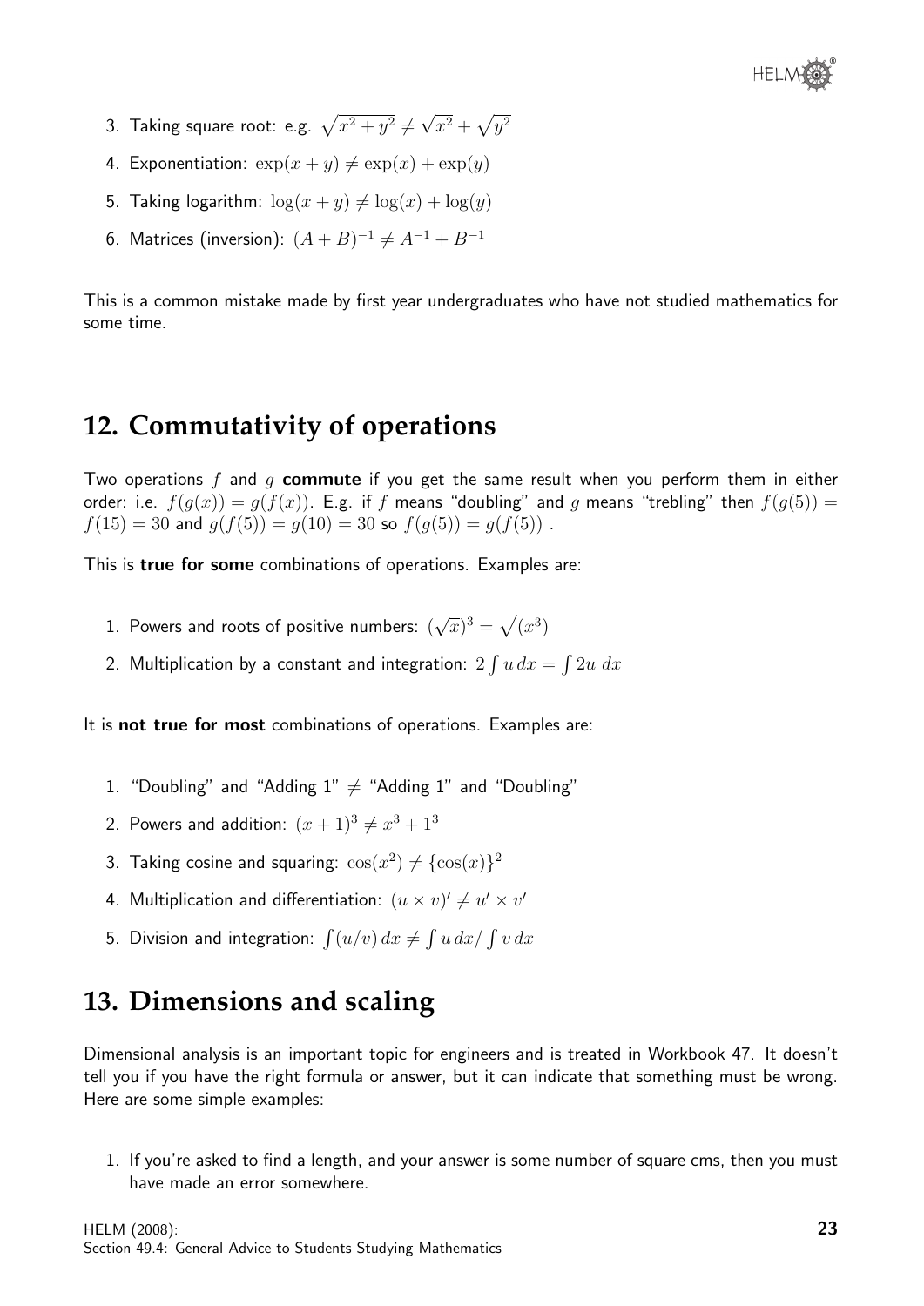3. Taking square root: e.g. $\sqrt{x^2+y^2} \neq \sqrt{x^2} + \sqrt{y^2}$
4. Exponentiation: $\exp(x+y) \neq \exp(x) + \exp(y)$
5. Taking logarithm: $\log(x+y) \neq \log(x) + \log(y)$
6. Matrices (inversion): $(A+B)^{-1} \neq A^{-1} + B^{-1}$

This is a common mistake made by first year undergraduates who have not studied mathematics for some time.

## 12. Commutativity of operations

Two operations $f$ and $g$ **commute** if you get the same result when you perform them in either order: i.e. $f(g(x)) = g(f(x))$. E.g. if $f$ means "doubling" and $g$ means "trebling" then $f(g(5)) = f(15) = 30$ and $g(f(5)) = g(10) = 30$ so $f(g(5)) = g(f(5))$ .

This is **true for some** combinations of operations. Examples are:

1. Powers and roots of positive numbers: $(\sqrt{x})^3 = \sqrt{(x^3)}$
2. Multiplication by a constant and integration: $2\int u\,dx = \int 2u\;dx$

It is **not true for most** combinations of operations. Examples are:

1. "Doubling" and "Adding 1" $\neq$ "Adding 1" and "Doubling"
2. Powers and addition: $(x+1)^3 \neq x^3 + 1^3$
3. Taking cosine and squaring: $\cos(x^2) \neq \{\cos(x)\}^2$
4. Multiplication and differentiation: $(u \times v)' \neq u' \times v'$
5. Division and integration: $\int (u/v)\,dx \neq \int u\,dx / \int v\,dx$

## 13. Dimensions and scaling

Dimensional analysis is an important topic for engineers and is treated in Workbook 47. It doesn't tell you if you have the right formula or answer, but it can indicate that something must be wrong. Here are some simple examples:

1. If you're asked to find a length, and your answer is some number of square cms, then you must have made an error somewhere.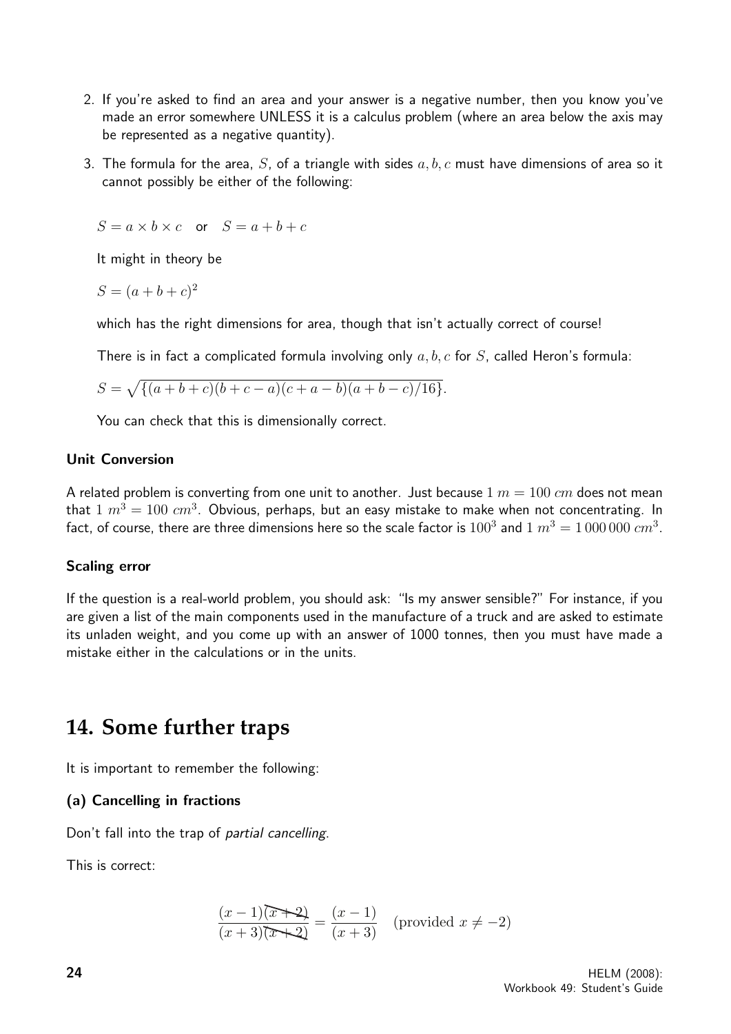2. If you're asked to find an area and your answer is a negative number, then you know you've made an error somewhere UNLESS it is a calculus problem (where an area below the axis may be represented as a negative quantity).

3. The formula for the area, $S$, of a triangle with sides $a, b, c$ must have dimensions of area so it cannot possibly be either of the following:

   $S = a \times b \times c$ or $S = a + b + c$

   It might in theory be

   $S = (a + b + c)^2$

   which has the right dimensions for area, though that isn't actually correct of course!

   There is in fact a complicated formula involving only $a, b, c$ for $S$, called Heron's formula:

   $S = \sqrt{\{(a + b + c)(b + c - a)(c + a - b)(a + b - c)/16\}}.$

   You can check that this is dimensionally correct.

### Unit Conversion

A related problem is converting from one unit to another. Just because $1\ m = 100\ cm$ does not mean that $1\ m^3 = 100\ cm^3$. Obvious, perhaps, but an easy mistake to make when not concentrating. In fact, of course, there are three dimensions here so the scale factor is $100^3$ and $1\ m^3 = 1\,000\,000\ cm^3$.

### Scaling error

If the question is a real-world problem, you should ask: "Is my answer sensible?" For instance, if you are given a list of the main components used in the manufacture of a truck and are asked to estimate its unladen weight, and you come up with an answer of 1000 tonnes, then you must have made a mistake either in the calculations or in the units.

# 14. Some further traps

It is important to remember the following:

### (a) Cancelling in fractions

Don't fall into the trap of *partial cancelling*.

This is correct:

$$\frac{(x-1)\cancel{(x+2)}}{(x+3)\cancel{(x+2)}} = \frac{(x-1)}{(x+3)} \quad \text{(provided } x \neq -2\text{)}$$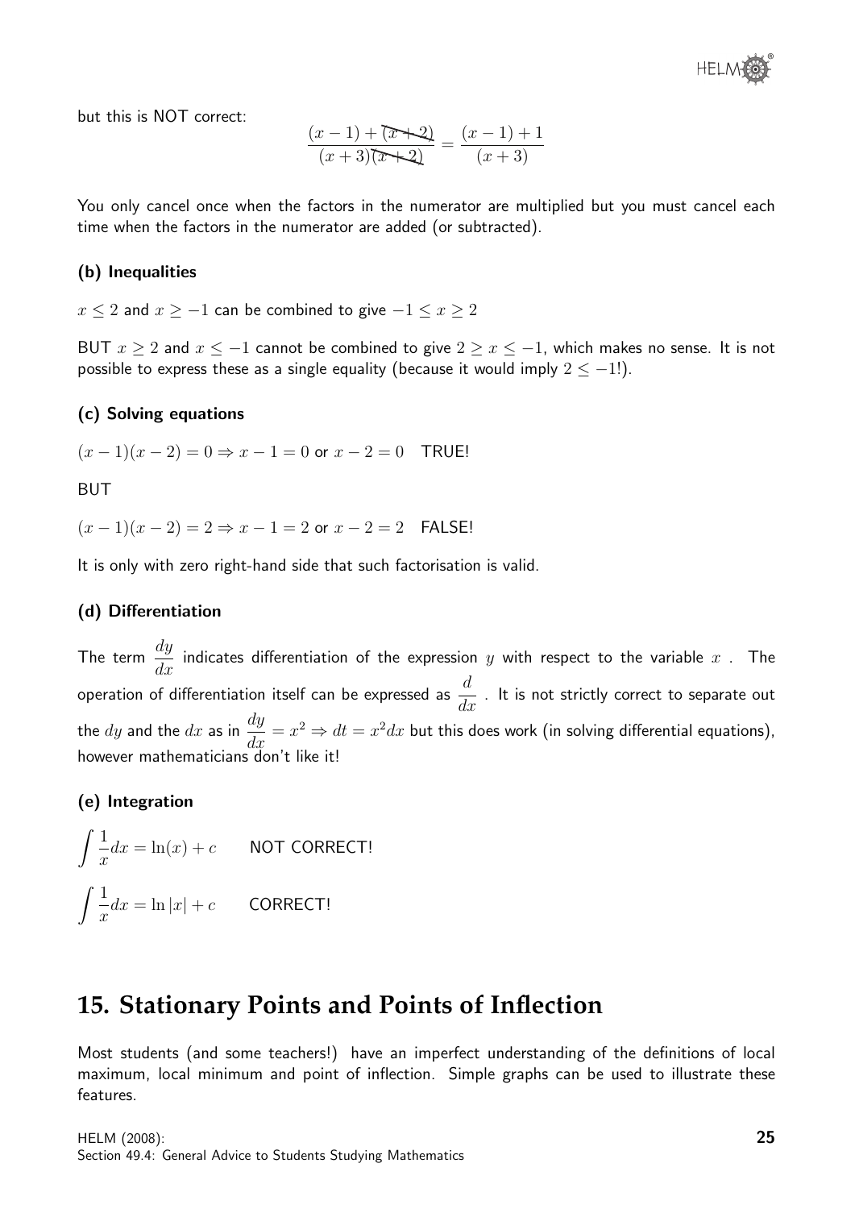but this is NOT correct:

$$\frac{(x-1)+\cancel{(x+2)}}{(x+3)\cancel{(x+2)}} = \frac{(x-1)+1}{(x+3)}$$

You only cancel once when the factors in the numerator are multiplied but you must cancel each time when the factors in the numerator are added (or subtracted).

### (b) Inequalities

$x \leq 2$ and $x \geq -1$ can be combined to give $-1 \leq x \geq 2$

BUT $x \geq 2$ and $x \leq -1$ cannot be combined to give $2 \geq x \leq -1$, which makes no sense. It is not possible to express these as a single equality (because it would imply $2 \leq -1$!).

### (c) Solving equations

$(x-1)(x-2) = 0 \Rightarrow x-1 = 0$ or $x-2 = 0$ TRUE!

BUT

$(x-1)(x-2) = 2 \Rightarrow x-1 = 2$ or $x-2 = 2$ FALSE!

It is only with zero right-hand side that such factorisation is valid.

### (d) Differentiation

The term $\dfrac{dy}{dx}$ indicates differentiation of the expression $y$ with respect to the variable $x$. The operation of differentiation itself can be expressed as $\dfrac{d}{dx}$. It is not strictly correct to separate out the $dy$ and the $dx$ as in $\dfrac{dy}{dx} = x^2 \Rightarrow dt = x^2 dx$ but this does work (in solving differential equations), however mathematicians don't like it!

### (e) Integration

$\displaystyle\int \frac{1}{x}dx = \ln(x) + c$ NOT CORRECT!

$\displaystyle\int \frac{1}{x}dx = \ln|x| + c$ CORRECT!

## 15. Stationary Points and Points of Inflection

Most students (and some teachers!) have an imperfect understanding of the definitions of local maximum, local minimum and point of inflection. Simple graphs can be used to illustrate these features.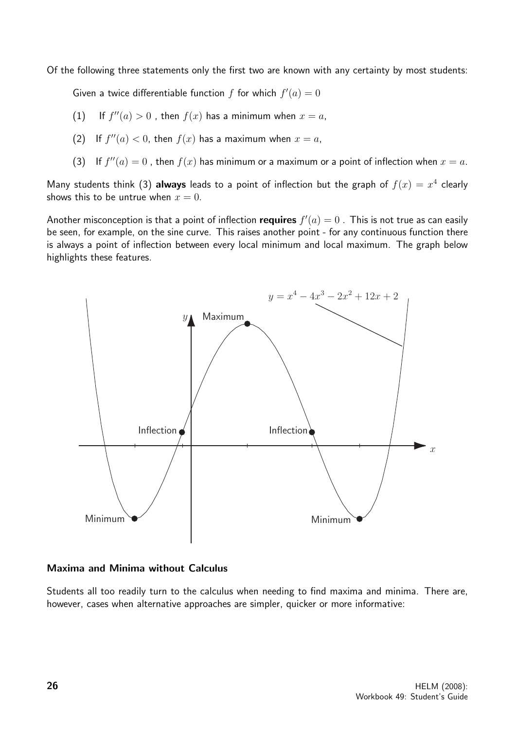Of the following three statements only the first two are known with any certainty by most students:

Given a twice differentiable function $f$ for which $f'(a) = 0$

(1) If $f''(a) > 0$ , then $f(x)$ has a minimum when $x = a$,

(2) If $f''(a) < 0$, then $f(x)$ has a maximum when $x = a$,

(3) If $f''(a) = 0$ , then $f(x)$ has minimum or a maximum or a point of inflection when $x = a$.

Many students think (3) **always** leads to a point of inflection but the graph of $f(x) = x^4$ clearly shows this to be untrue when $x = 0$.

Another misconception is that a point of inflection **requires** $f'(a) = 0$ . This is not true as can easily be seen, for example, on the sine curve. This raises another point - for any continuous function there is always a point of inflection between every local minimum and local maximum. The graph below highlights these features.

$y = x^4 - 4x^3 - 2x^2 + 12x + 2$

Maximum, Inflection, Inflection, Minimum, Minimum

### Maxima and Minima without Calculus

Students all too readily turn to the calculus when needing to find maxima and minima. There are, however, cases when alternative approaches are simpler, quicker or more informative: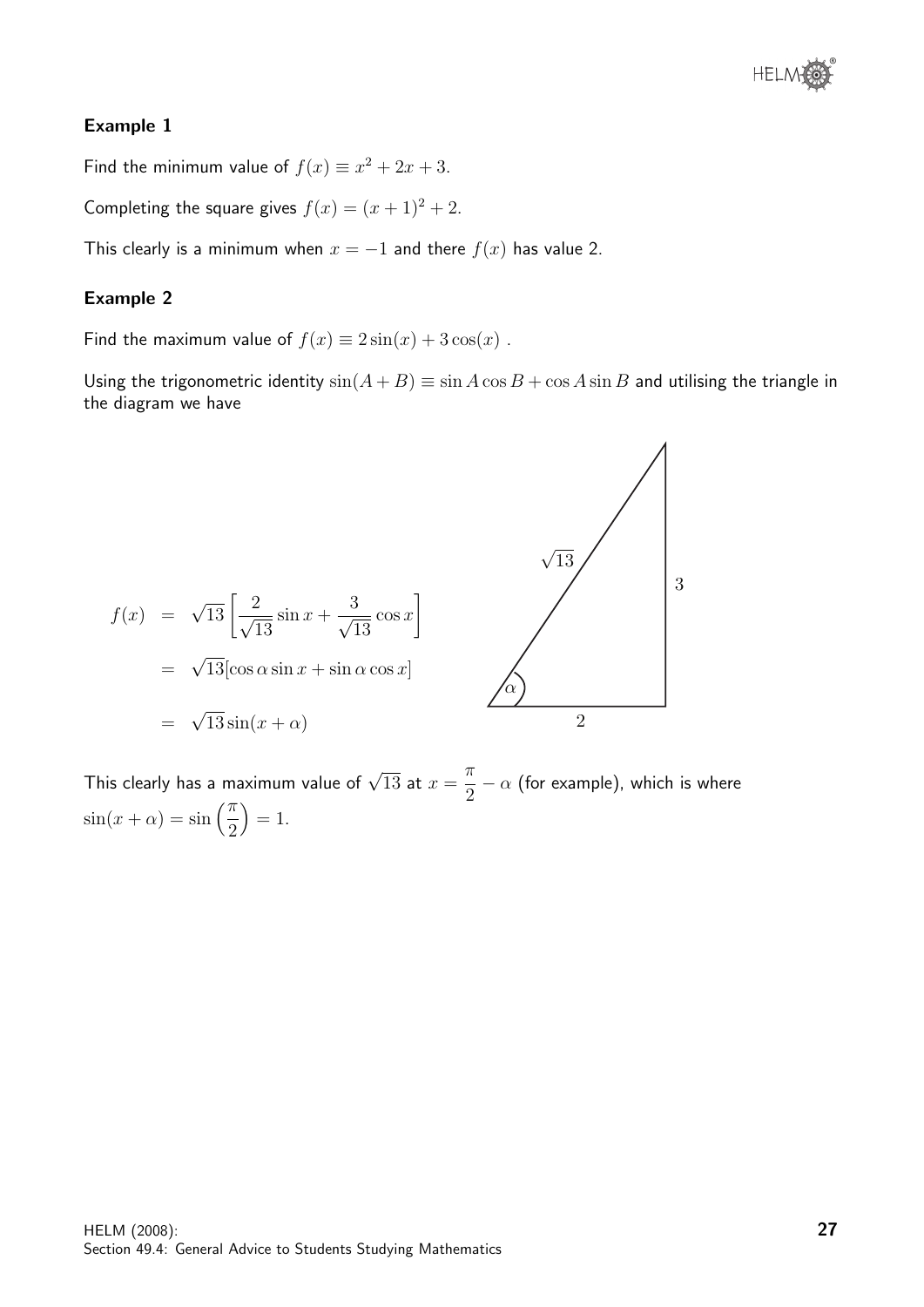**Example 1**

Find the minimum value of $f(x) \equiv x^2 + 2x + 3$.

Completing the square gives $f(x) = (x+1)^2 + 2$.

This clearly is a minimum when $x = -1$ and there $f(x)$ has value 2.

**Example 2**

Find the maximum value of $f(x) \equiv 2\sin(x) + 3\cos(x)$ .

Using the trigonometric identity $\sin(A+B) \equiv \sin A \cos B + \cos A \sin B$ and utilising the triangle in the diagram we have

$$
\begin{aligned}
f(x) &= \sqrt{13}\left[\frac{2}{\sqrt{13}}\sin x + \frac{3}{\sqrt{13}}\cos x\right] \\
&= \sqrt{13}[\cos\alpha \sin x + \sin\alpha \cos x] \\
&= \sqrt{13}\sin(x+\alpha)
\end{aligned}
$$

This clearly has a maximum value of $\sqrt{13}$ at $x = \dfrac{\pi}{2} - \alpha$ (for example), which is where $\sin(x+\alpha) = \sin\left(\dfrac{\pi}{2}\right) = 1$.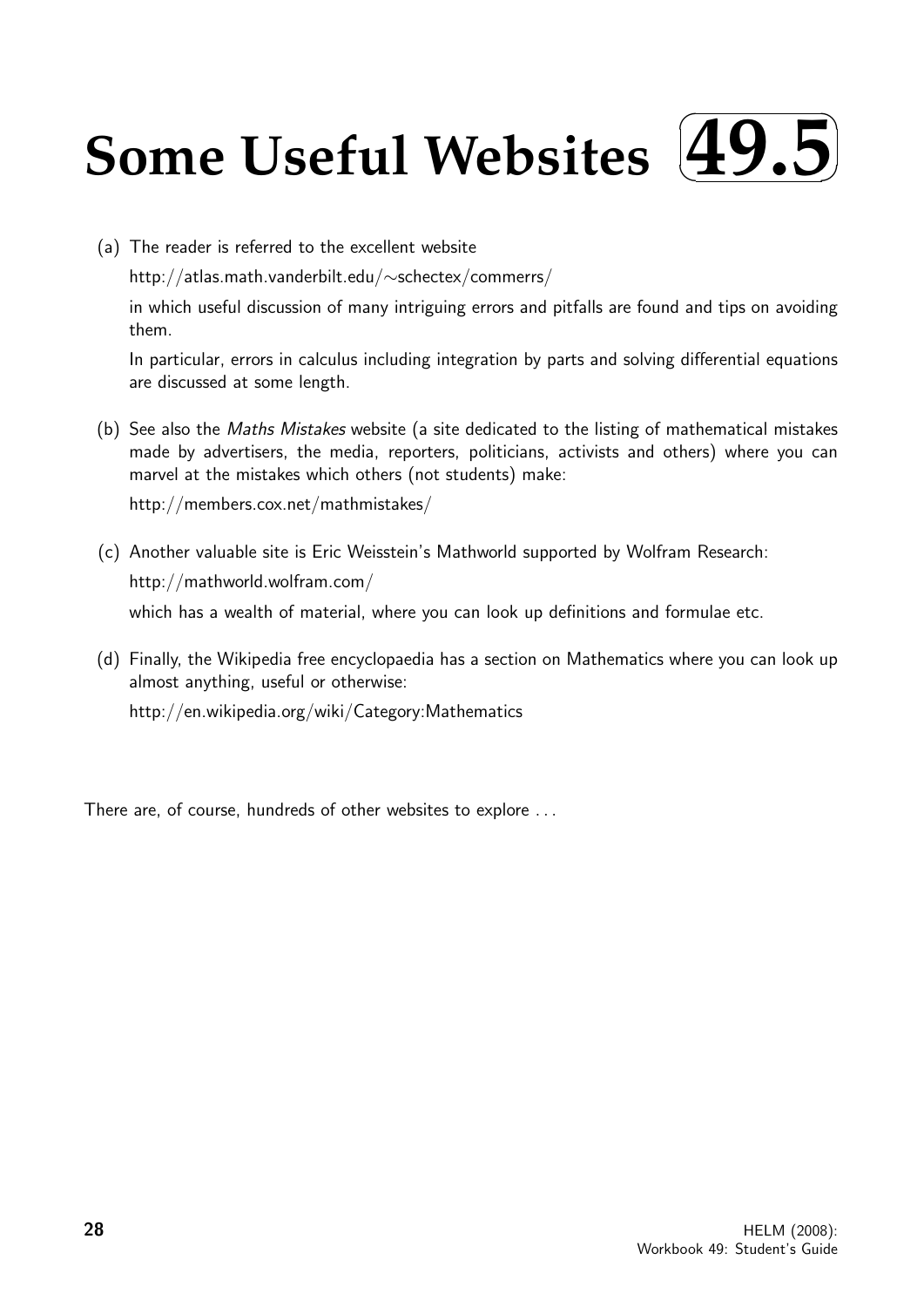# Some Useful Websites 49.5

(a) The reader is referred to the excellent website

http://atlas.math.vanderbilt.edu/∼schectex/commerrs/

in which useful discussion of many intriguing errors and pitfalls are found and tips on avoiding them.

In particular, errors in calculus including integration by parts and solving differential equations are discussed at some length.

(b) See also the *Maths Mistakes* website (a site dedicated to the listing of mathematical mistakes made by advertisers, the media, reporters, politicians, activists and others) where you can marvel at the mistakes which others (not students) make:

http://members.cox.net/mathmistakes/

(c) Another valuable site is Eric Weisstein's Mathworld supported by Wolfram Research:

http://mathworld.wolfram.com/

which has a wealth of material, where you can look up definitions and formulae etc.

(d) Finally, the Wikipedia free encyclopaedia has a section on Mathematics where you can look up almost anything, useful or otherwise:

http://en.wikipedia.org/wiki/Category:Mathematics

There are, of course, hundreds of other websites to explore . . .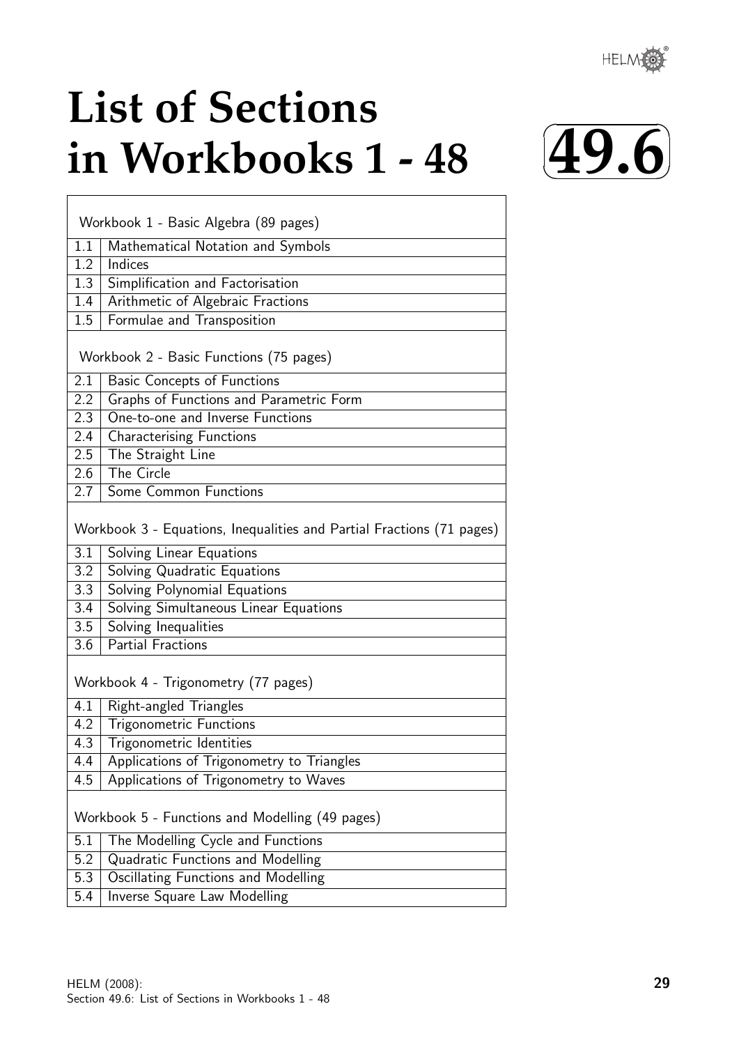# List of Sections in Workbooks 1 - 48

**49.6**

| Workbook 1 - Basic Algebra (89 pages) | |
|---|---|
| 1.1 | Mathematical Notation and Symbols |
| 1.2 | Indices |
| 1.3 | Simplification and Factorisation |
| 1.4 | Arithmetic of Algebraic Fractions |
| 1.5 | Formulae and Transposition |
| **Workbook 2 - Basic Functions (75 pages)** | |
| 2.1 | Basic Concepts of Functions |
| 2.2 | Graphs of Functions and Parametric Form |
| 2.3 | One-to-one and Inverse Functions |
| 2.4 | Characterising Functions |
| 2.5 | The Straight Line |
| 2.6 | The Circle |
| 2.7 | Some Common Functions |
| **Workbook 3 - Equations, Inequalities and Partial Fractions (71 pages)** | |
| 3.1 | Solving Linear Equations |
| 3.2 | Solving Quadratic Equations |
| 3.3 | Solving Polynomial Equations |
| 3.4 | Solving Simultaneous Linear Equations |
| 3.5 | Solving Inequalities |
| 3.6 | Partial Fractions |
| **Workbook 4 - Trigonometry (77 pages)** | |
| 4.1 | Right-angled Triangles |
| 4.2 | Trigonometric Functions |
| 4.3 | Trigonometric Identities |
| 4.4 | Applications of Trigonometry to Triangles |
| 4.5 | Applications of Trigonometry to Waves |
| **Workbook 5 - Functions and Modelling (49 pages)** | |
| 5.1 | The Modelling Cycle and Functions |
| 5.2 | Quadratic Functions and Modelling |
| 5.3 | Oscillating Functions and Modelling |
| 5.4 | Inverse Square Law Modelling |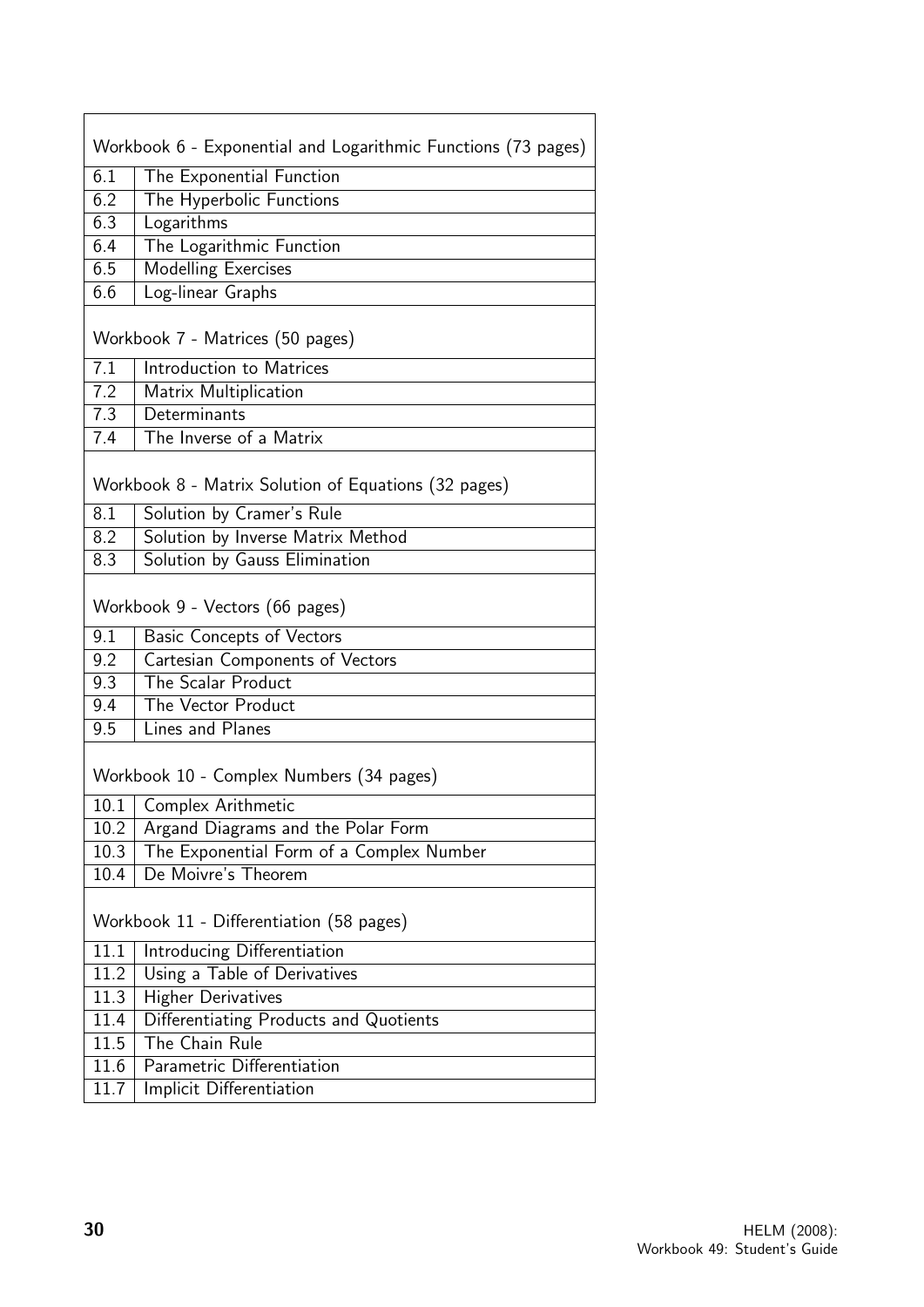| Workbook 6 - Exponential and Logarithmic Functions (73 pages) | |
|---|---|
| 6.1 | The Exponential Function |
| 6.2 | The Hyperbolic Functions |
| 6.3 | Logarithms |
| 6.4 | The Logarithmic Function |
| 6.5 | Modelling Exercises |
| 6.6 | Log-linear Graphs |
| **Workbook 7 - Matrices (50 pages)** | |
| 7.1 | Introduction to Matrices |
| 7.2 | Matrix Multiplication |
| 7.3 | Determinants |
| 7.4 | The Inverse of a Matrix |
| **Workbook 8 - Matrix Solution of Equations (32 pages)** | |
| 8.1 | Solution by Cramer's Rule |
| 8.2 | Solution by Inverse Matrix Method |
| 8.3 | Solution by Gauss Elimination |
| **Workbook 9 - Vectors (66 pages)** | |
| 9.1 | Basic Concepts of Vectors |
| 9.2 | Cartesian Components of Vectors |
| 9.3 | The Scalar Product |
| 9.4 | The Vector Product |
| 9.5 | Lines and Planes |
| **Workbook 10 - Complex Numbers (34 pages)** | |
| 10.1 | Complex Arithmetic |
| 10.2 | Argand Diagrams and the Polar Form |
| 10.3 | The Exponential Form of a Complex Number |
| 10.4 | De Moivre's Theorem |
| **Workbook 11 - Differentiation (58 pages)** | |
| 11.1 | Introducing Differentiation |
| 11.2 | Using a Table of Derivatives |
| 11.3 | Higher Derivatives |
| 11.4 | Differentiating Products and Quotients |
| 11.5 | The Chain Rule |
| 11.6 | Parametric Differentiation |
| 11.7 | Implicit Differentiation |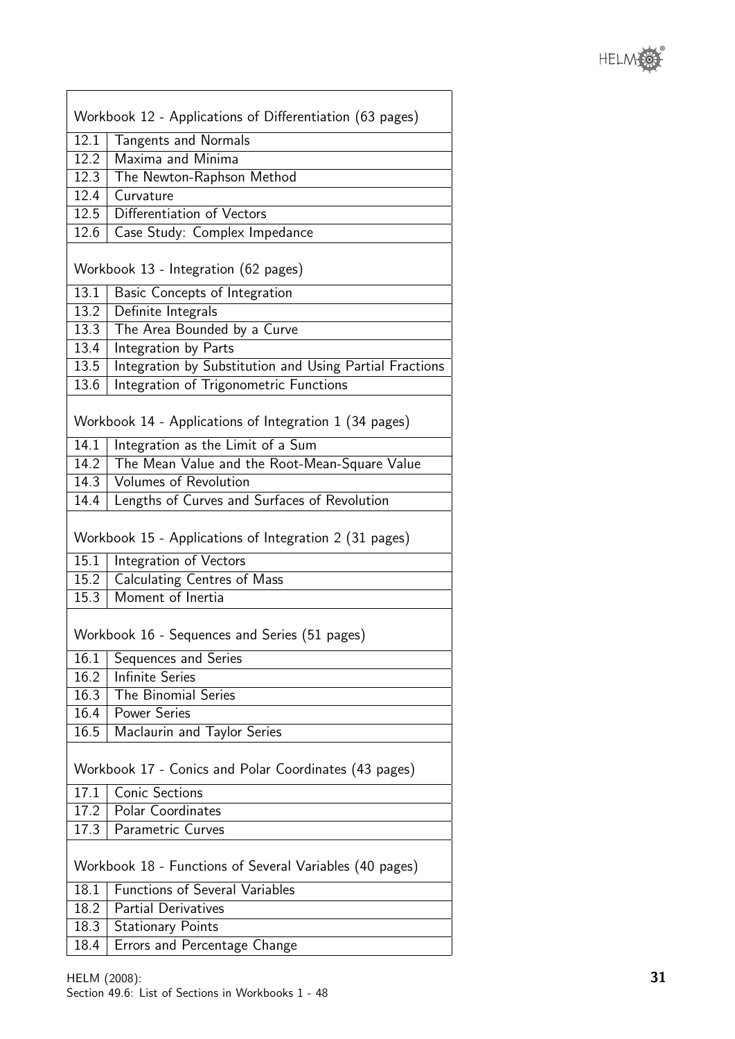| Workbook 12 - Applications of Differentiation (63 pages) | |
|---|---|
| 12.1 | Tangents and Normals |
| 12.2 | Maxima and Minima |
| 12.3 | The Newton-Raphson Method |
| 12.4 | Curvature |
| 12.5 | Differentiation of Vectors |
| 12.6 | Case Study: Complex Impedance |
| **Workbook 13 - Integration (62 pages)** | |
| 13.1 | Basic Concepts of Integration |
| 13.2 | Definite Integrals |
| 13.3 | The Area Bounded by a Curve |
| 13.4 | Integration by Parts |
| 13.5 | Integration by Substitution and Using Partial Fractions |
| 13.6 | Integration of Trigonometric Functions |
| **Workbook 14 - Applications of Integration 1 (34 pages)** | |
| 14.1 | Integration as the Limit of a Sum |
| 14.2 | The Mean Value and the Root-Mean-Square Value |
| 14.3 | Volumes of Revolution |
| 14.4 | Lengths of Curves and Surfaces of Revolution |
| **Workbook 15 - Applications of Integration 2 (31 pages)** | |
| 15.1 | Integration of Vectors |
| 15.2 | Calculating Centres of Mass |
| 15.3 | Moment of Inertia |
| **Workbook 16 - Sequences and Series (51 pages)** | |
| 16.1 | Sequences and Series |
| 16.2 | Infinite Series |
| 16.3 | The Binomial Series |
| 16.4 | Power Series |
| 16.5 | Maclaurin and Taylor Series |
| **Workbook 17 - Conics and Polar Coordinates (43 pages)** | |
| 17.1 | Conic Sections |
| 17.2 | Polar Coordinates |
| 17.3 | Parametric Curves |
| **Workbook 18 - Functions of Several Variables (40 pages)** | |
| 18.1 | Functions of Several Variables |
| 18.2 | Partial Derivatives |
| 18.3 | Stationary Points |
| 18.4 | Errors and Percentage Change |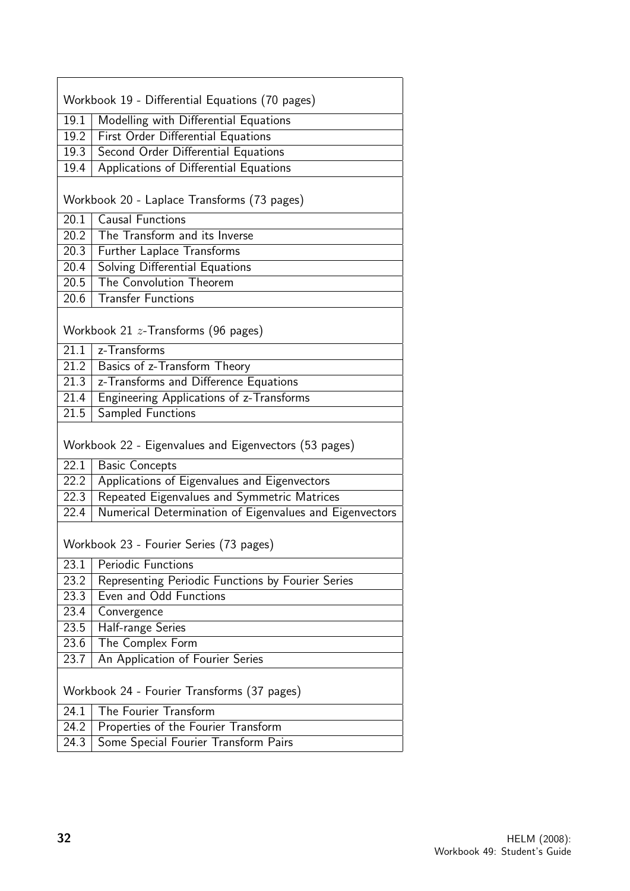| Workbook 19 - Differential Equations (70 pages) | |
|---|---|
| 19.1 | Modelling with Differential Equations |
| 19.2 | First Order Differential Equations |
| 19.3 | Second Order Differential Equations |
| 19.4 | Applications of Differential Equations |

| Workbook 20 - Laplace Transforms (73 pages) | |
|---|---|
| 20.1 | Causal Functions |
| 20.2 | The Transform and its Inverse |
| 20.3 | Further Laplace Transforms |
| 20.4 | Solving Differential Equations |
| 20.5 | The Convolution Theorem |
| 20.6 | Transfer Functions |

| Workbook 21 $z$-Transforms (96 pages) | |
|---|---|
| 21.1 | z-Transforms |
| 21.2 | Basics of z-Transform Theory |
| 21.3 | z-Transforms and Difference Equations |
| 21.4 | Engineering Applications of z-Transforms |
| 21.5 | Sampled Functions |

| Workbook 22 - Eigenvalues and Eigenvectors (53 pages) | |
|---|---|
| 22.1 | Basic Concepts |
| 22.2 | Applications of Eigenvalues and Eigenvectors |
| 22.3 | Repeated Eigenvalues and Symmetric Matrices |
| 22.4 | Numerical Determination of Eigenvalues and Eigenvectors |

| Workbook 23 - Fourier Series (73 pages) | |
|---|---|
| 23.1 | Periodic Functions |
| 23.2 | Representing Periodic Functions by Fourier Series |
| 23.3 | Even and Odd Functions |
| 23.4 | Convergence |
| 23.5 | Half-range Series |
| 23.6 | The Complex Form |
| 23.7 | An Application of Fourier Series |

| Workbook 24 - Fourier Transforms (37 pages) | |
|---|---|
| 24.1 | The Fourier Transform |
| 24.2 | Properties of the Fourier Transform |
| 24.3 | Some Special Fourier Transform Pairs |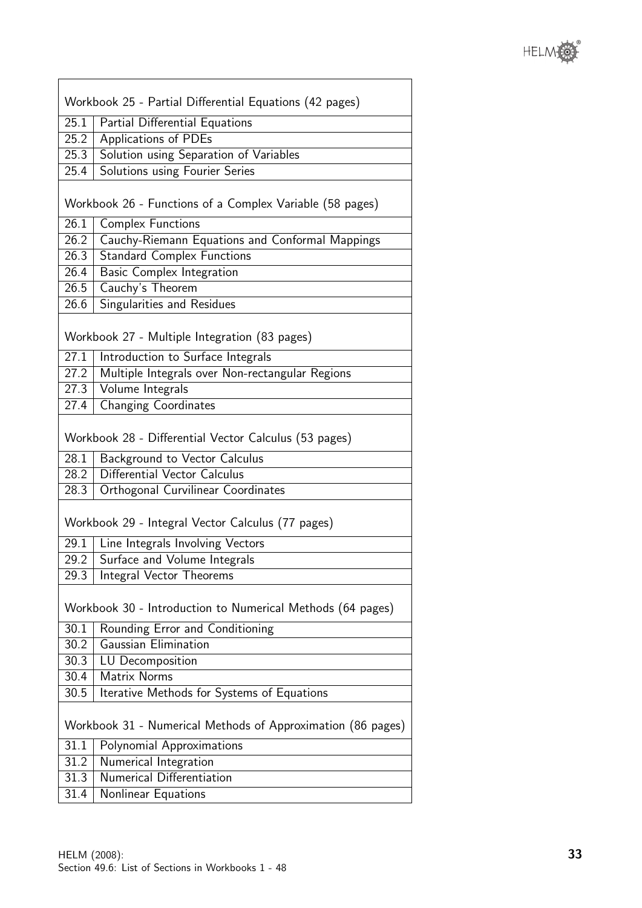| Workbook 25 - Partial Differential Equations (42 pages) | |
|---|---|
| 25.1 | Partial Differential Equations |
| 25.2 | Applications of PDEs |
| 25.3 | Solution using Separation of Variables |
| 25.4 | Solutions using Fourier Series |

| Workbook 26 - Functions of a Complex Variable (58 pages) | |
|---|---|
| 26.1 | Complex Functions |
| 26.2 | Cauchy-Riemann Equations and Conformal Mappings |
| 26.3 | Standard Complex Functions |
| 26.4 | Basic Complex Integration |
| 26.5 | Cauchy's Theorem |
| 26.6 | Singularities and Residues |

| Workbook 27 - Multiple Integration (83 pages) | |
|---|---|
| 27.1 | Introduction to Surface Integrals |
| 27.2 | Multiple Integrals over Non-rectangular Regions |
| 27.3 | Volume Integrals |
| 27.4 | Changing Coordinates |

| Workbook 28 - Differential Vector Calculus (53 pages) | |
|---|---|
| 28.1 | Background to Vector Calculus |
| 28.2 | Differential Vector Calculus |
| 28.3 | Orthogonal Curvilinear Coordinates |

| Workbook 29 - Integral Vector Calculus (77 pages) | |
|---|---|
| 29.1 | Line Integrals Involving Vectors |
| 29.2 | Surface and Volume Integrals |
| 29.3 | Integral Vector Theorems |

| Workbook 30 - Introduction to Numerical Methods (64 pages) | |
|---|---|
| 30.1 | Rounding Error and Conditioning |
| 30.2 | Gaussian Elimination |
| 30.3 | LU Decomposition |
| 30.4 | Matrix Norms |
| 30.5 | Iterative Methods for Systems of Equations |

| Workbook 31 - Numerical Methods of Approximation (86 pages) | |
|---|---|
| 31.1 | Polynomial Approximations |
| 31.2 | Numerical Integration |
| 31.3 | Numerical Differentiation |
| 31.4 | Nonlinear Equations |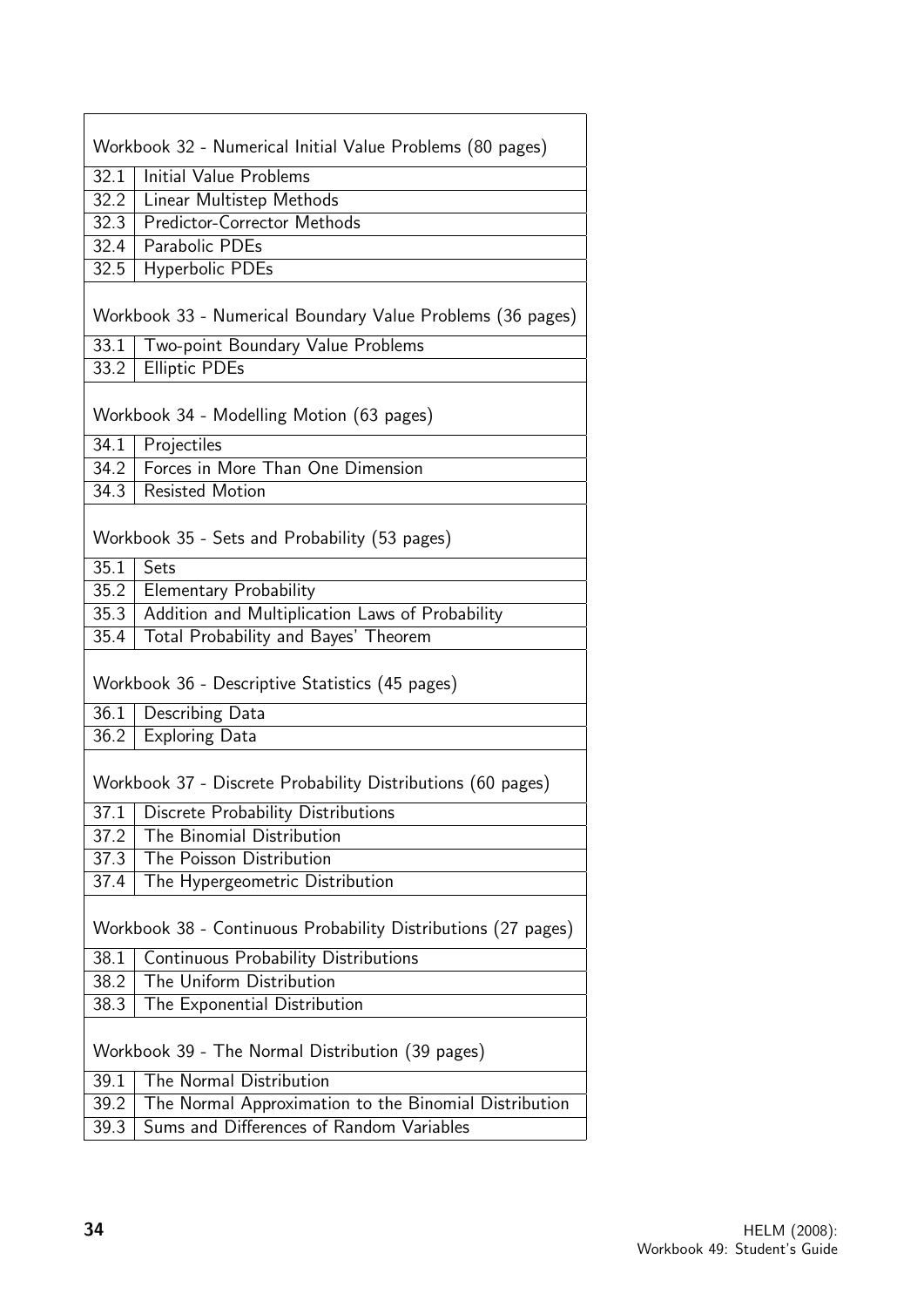| Workbook 32 - Numerical Initial Value Problems (80 pages) | |
|---|---|
| 32.1 | Initial Value Problems |
| 32.2 | Linear Multistep Methods |
| 32.3 | Predictor-Corrector Methods |
| 32.4 | Parabolic PDEs |
| 32.5 | Hyperbolic PDEs |

| Workbook 33 - Numerical Boundary Value Problems (36 pages) | |
|---|---|
| 33.1 | Two-point Boundary Value Problems |
| 33.2 | Elliptic PDEs |

| Workbook 34 - Modelling Motion (63 pages) | |
|---|---|
| 34.1 | Projectiles |
| 34.2 | Forces in More Than One Dimension |
| 34.3 | Resisted Motion |

| Workbook 35 - Sets and Probability (53 pages) | |
|---|---|
| 35.1 | Sets |
| 35.2 | Elementary Probability |
| 35.3 | Addition and Multiplication Laws of Probability |
| 35.4 | Total Probability and Bayes' Theorem |

| Workbook 36 - Descriptive Statistics (45 pages) | |
|---|---|
| 36.1 | Describing Data |
| 36.2 | Exploring Data |

| Workbook 37 - Discrete Probability Distributions (60 pages) | |
|---|---|
| 37.1 | Discrete Probability Distributions |
| 37.2 | The Binomial Distribution |
| 37.3 | The Poisson Distribution |
| 37.4 | The Hypergeometric Distribution |

| Workbook 38 - Continuous Probability Distributions (27 pages) | |
|---|---|
| 38.1 | Continuous Probability Distributions |
| 38.2 | The Uniform Distribution |
| 38.3 | The Exponential Distribution |

| Workbook 39 - The Normal Distribution (39 pages) | |
|---|---|
| 39.1 | The Normal Distribution |
| 39.2 | The Normal Approximation to the Binomial Distribution |
| 39.3 | Sums and Differences of Random Variables |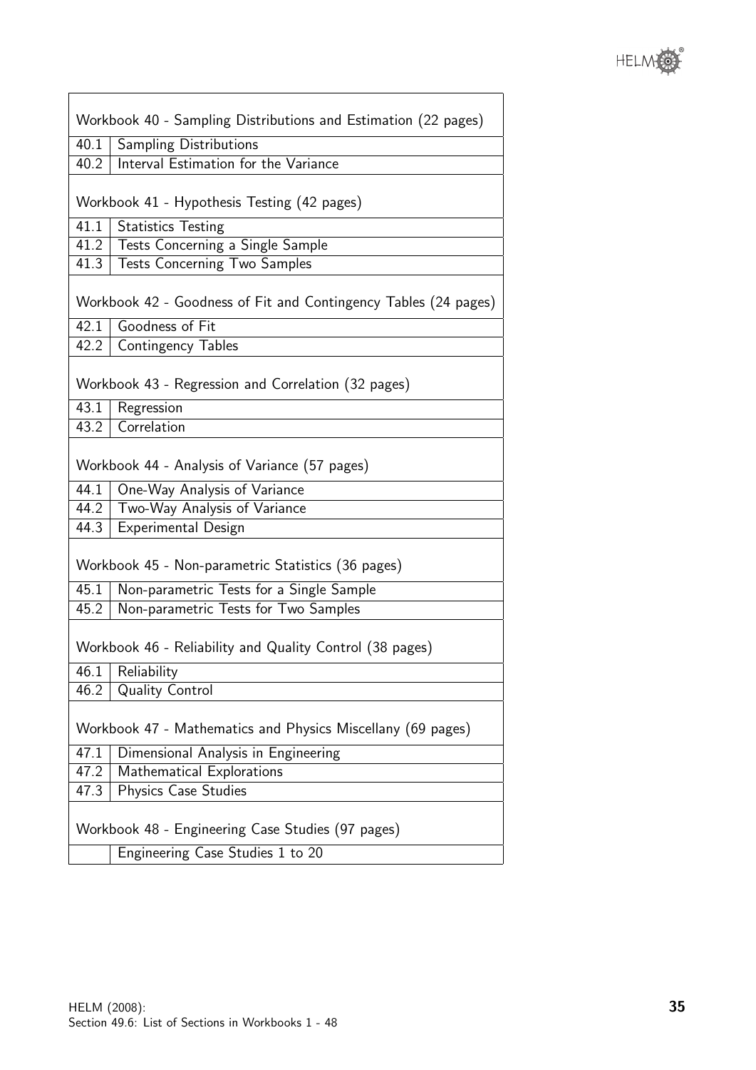| Workbook 40 - Sampling Distributions and Estimation (22 pages) | |
|---|---|
| 40.1 | Sampling Distributions |
| 40.2 | Interval Estimation for the Variance |
| **Workbook 41 - Hypothesis Testing (42 pages)** | |
| 41.1 | Statistics Testing |
| 41.2 | Tests Concerning a Single Sample |
| 41.3 | Tests Concerning Two Samples |
| **Workbook 42 - Goodness of Fit and Contingency Tables (24 pages)** | |
| 42.1 | Goodness of Fit |
| 42.2 | Contingency Tables |
| **Workbook 43 - Regression and Correlation (32 pages)** | |
| 43.1 | Regression |
| 43.2 | Correlation |
| **Workbook 44 - Analysis of Variance (57 pages)** | |
| 44.1 | One-Way Analysis of Variance |
| 44.2 | Two-Way Analysis of Variance |
| 44.3 | Experimental Design |
| **Workbook 45 - Non-parametric Statistics (36 pages)** | |
| 45.1 | Non-parametric Tests for a Single Sample |
| 45.2 | Non-parametric Tests for Two Samples |
| **Workbook 46 - Reliability and Quality Control (38 pages)** | |
| 46.1 | Reliability |
| 46.2 | Quality Control |
| **Workbook 47 - Mathematics and Physics Miscellany (69 pages)** | |
| 47.1 | Dimensional Analysis in Engineering |
| 47.2 | Mathematical Explorations |
| 47.3 | Physics Case Studies |
| **Workbook 48 - Engineering Case Studies (97 pages)** | |
| | Engineering Case Studies 1 to 20 |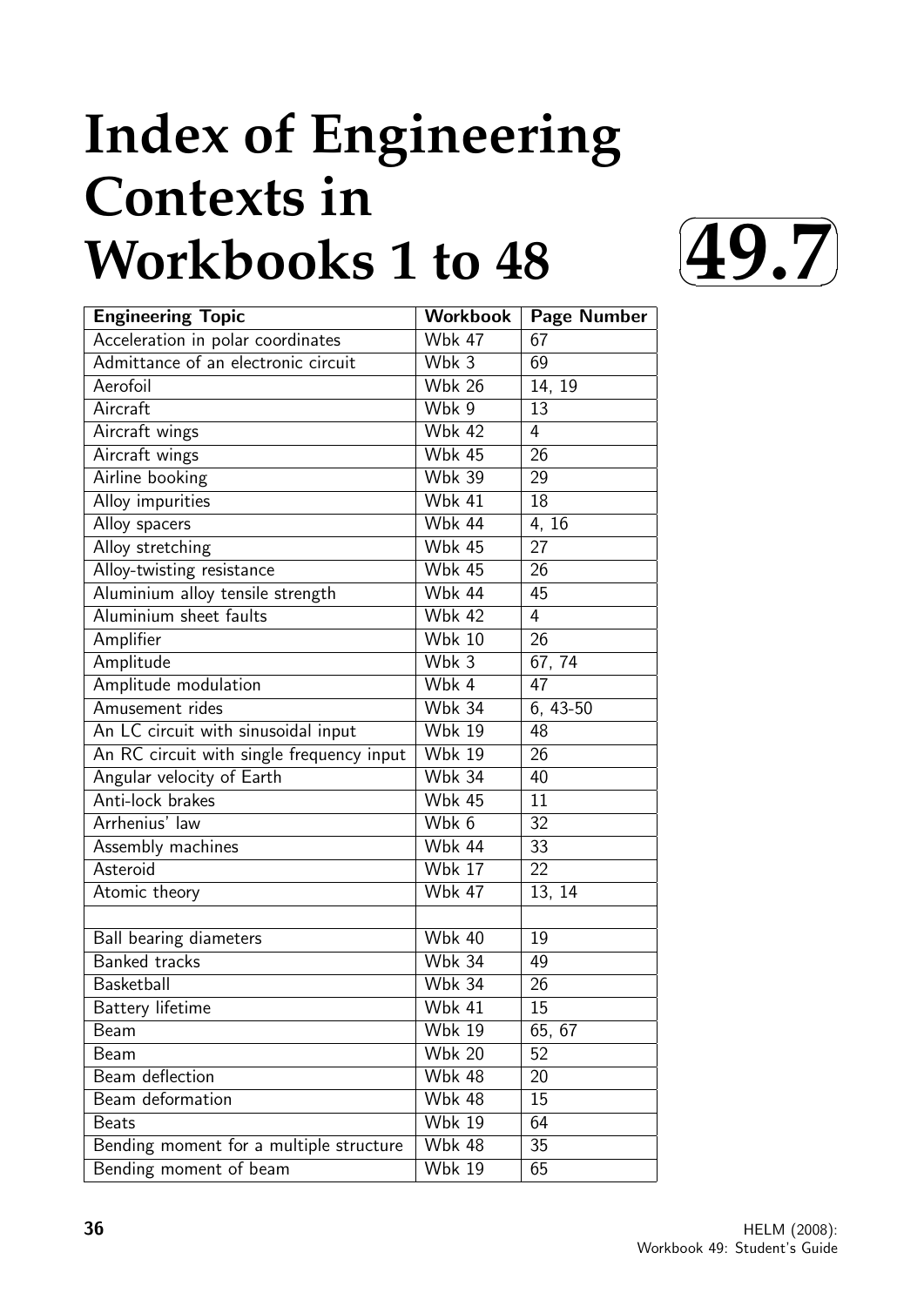# Index of Engineering Contexts in Workbooks 1 to 48

**49.7**

| Engineering Topic | Workbook | Page Number |
|---|---|---|
| Acceleration in polar coordinates | Wbk 47 | 67 |
| Admittance of an electronic circuit | Wbk 3 | 69 |
| Aerofoil | Wbk 26 | 14, 19 |
| Aircraft | Wbk 9 | 13 |
| Aircraft wings | Wbk 42 | 4 |
| Aircraft wings | Wbk 45 | 26 |
| Airline booking | Wbk 39 | 29 |
| Alloy impurities | Wbk 41 | 18 |
| Alloy spacers | Wbk 44 | 4, 16 |
| Alloy stretching | Wbk 45 | 27 |
| Alloy-twisting resistance | Wbk 45 | 26 |
| Aluminium alloy tensile strength | Wbk 44 | 45 |
| Aluminium sheet faults | Wbk 42 | 4 |
| Amplifier | Wbk 10 | 26 |
| Amplitude | Wbk 3 | 67, 74 |
| Amplitude modulation | Wbk 4 | 47 |
| Amusement rides | Wbk 34 | 6, 43-50 |
| An LC circuit with sinusoidal input | Wbk 19 | 48 |
| An RC circuit with single frequency input | Wbk 19 | 26 |
| Angular velocity of Earth | Wbk 34 | 40 |
| Anti-lock brakes | Wbk 45 | 11 |
| Arrhenius' law | Wbk 6 | 32 |
| Assembly machines | Wbk 44 | 33 |
| Asteroid | Wbk 17 | 22 |
| Atomic theory | Wbk 47 | 13, 14 |
| | | |
| Ball bearing diameters | Wbk 40 | 19 |
| Banked tracks | Wbk 34 | 49 |
| Basketball | Wbk 34 | 26 |
| Battery lifetime | Wbk 41 | 15 |
| Beam | Wbk 19 | 65, 67 |
| Beam | Wbk 20 | 52 |
| Beam deflection | Wbk 48 | 20 |
| Beam deformation | Wbk 48 | 15 |
| Beats | Wbk 19 | 64 |
| Bending moment for a multiple structure | Wbk 48 | 35 |
| Bending moment of beam | Wbk 19 | 65 |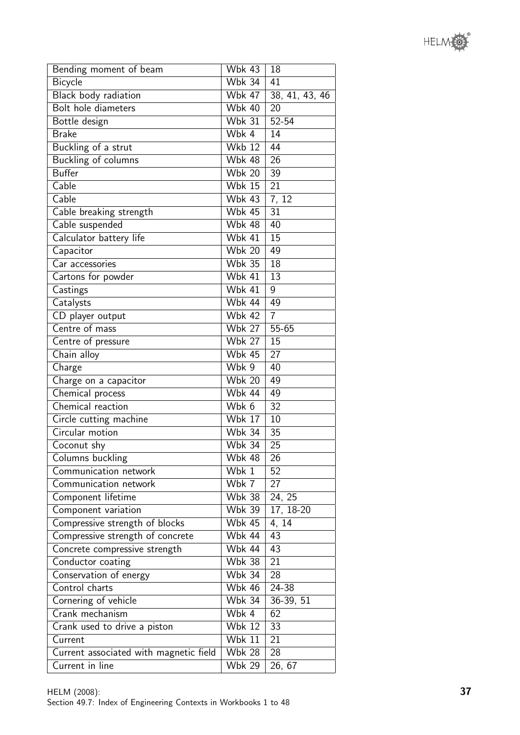| Bending moment of beam | Wbk 43 | 18 |
|---|---|---|
| Bicycle | Wbk 34 | 41 |
| Black body radiation | Wbk 47 | 38, 41, 43, 46 |
| Bolt hole diameters | Wbk 40 | 20 |
| Bottle design | Wbk 31 | 52-54 |
| Brake | Wbk 4 | 14 |
| Buckling of a strut | Wkb 12 | 44 |
| Buckling of columns | Wbk 48 | 26 |
| Buffer | Wbk 20 | 39 |
| Cable | Wbk 15 | 21 |
| Cable | Wbk 43 | 7, 12 |
| Cable breaking strength | Wbk 45 | 31 |
| Cable suspended | Wbk 48 | 40 |
| Calculator battery life | Wbk 41 | 15 |
| Capacitor | Wbk 20 | 49 |
| Car accessories | Wbk 35 | 18 |
| Cartons for powder | Wbk 41 | 13 |
| Castings | Wbk 41 | 9 |
| Catalysts | Wbk 44 | 49 |
| CD player output | Wbk 42 | 7 |
| Centre of mass | Wbk 27 | 55-65 |
| Centre of pressure | Wbk 27 | 15 |
| Chain alloy | Wbk 45 | 27 |
| Charge | Wbk 9 | 40 |
| Charge on a capacitor | Wbk 20 | 49 |
| Chemical process | Wbk 44 | 49 |
| Chemical reaction | Wbk 6 | 32 |
| Circle cutting machine | Wbk 17 | 10 |
| Circular motion | Wbk 34 | 35 |
| Coconut shy | Wbk 34 | 25 |
| Columns buckling | Wbk 48 | 26 |
| Communication network | Wbk 1 | 52 |
| Communication network | Wbk 7 | 27 |
| Component lifetime | Wbk 38 | 24, 25 |
| Component variation | Wbk 39 | 17, 18-20 |
| Compressive strength of blocks | Wbk 45 | 4, 14 |
| Compressive strength of concrete | Wbk 44 | 43 |
| Concrete compressive strength | Wbk 44 | 43 |
| Conductor coating | Wbk 38 | 21 |
| Conservation of energy | Wbk 34 | 28 |
| Control charts | Wbk 46 | 24-38 |
| Cornering of vehicle | Wbk 34 | 36-39, 51 |
| Crank mechanism | Wbk 4 | 62 |
| Crank used to drive a piston | Wbk 12 | 33 |
| Current | Wbk 11 | 21 |
| Current associated with magnetic field | Wbk 28 | 28 |
| Current in line | Wbk 29 | 26, 67 |

HELM (2008):
Section 49.7: Index of Engineering Contexts in Workbooks 1 to 48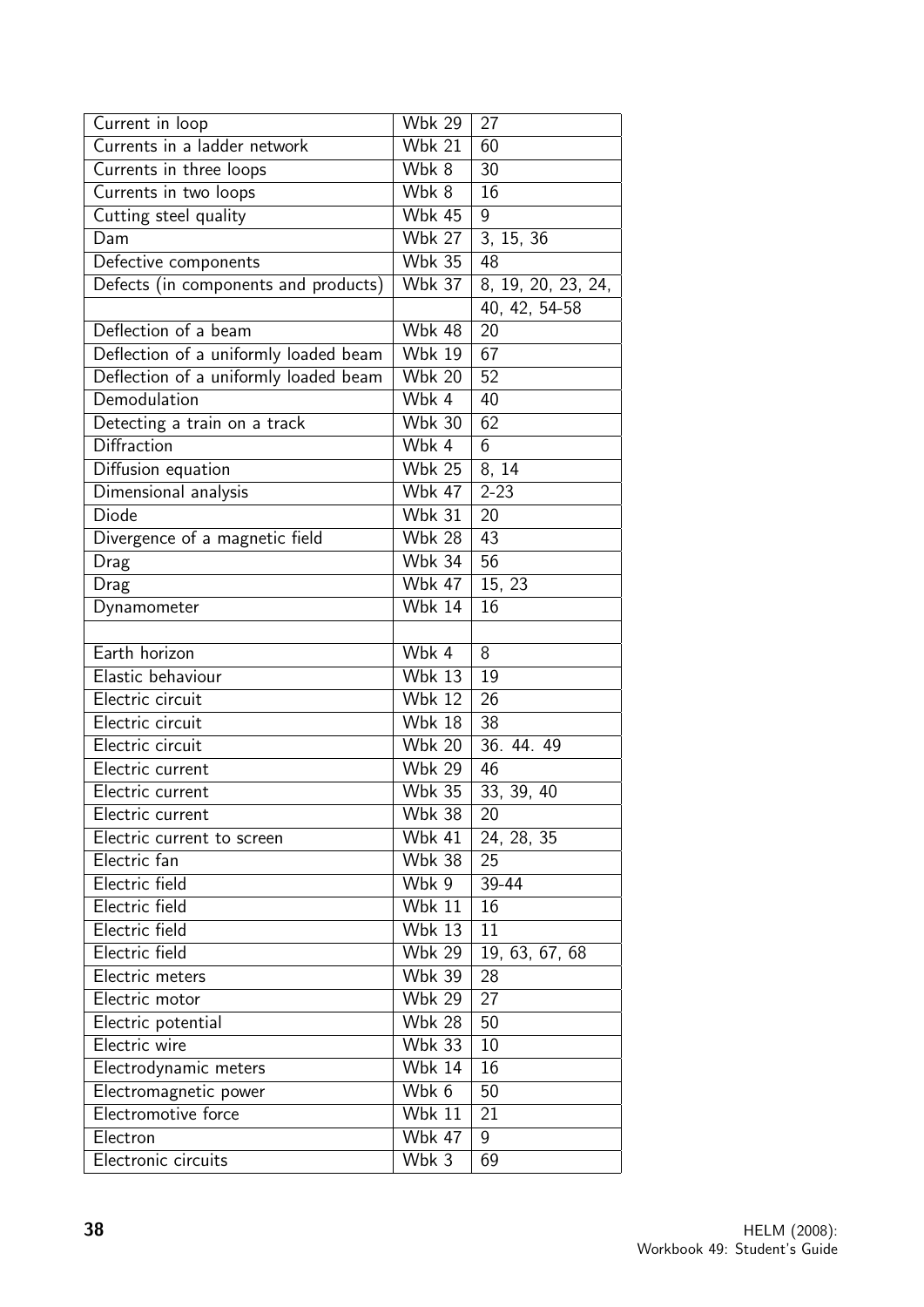| Current in loop | Wbk 29 | 27 |
|---|---|---|
| Currents in a ladder network | Wbk 21 | 60 |
| Currents in three loops | Wbk 8 | 30 |
| Currents in two loops | Wbk 8 | 16 |
| Cutting steel quality | Wbk 45 | 9 |
| Dam | Wbk 27 | 3, 15, 36 |
| Defective components | Wbk 35 | 48 |
| Defects (in components and products) | Wbk 37 | 8, 19, 20, 23, 24, |
| | | 40, 42, 54-58 |
| Deflection of a beam | Wbk 48 | 20 |
| Deflection of a uniformly loaded beam | Wbk 19 | 67 |
| Deflection of a uniformly loaded beam | Wbk 20 | 52 |
| Demodulation | Wbk 4 | 40 |
| Detecting a train on a track | Wbk 30 | 62 |
| Diffraction | Wbk 4 | 6 |
| Diffusion equation | Wbk 25 | 8, 14 |
| Dimensional analysis | Wbk 47 | 2-23 |
| Diode | Wbk 31 | 20 |
| Divergence of a magnetic field | Wbk 28 | 43 |
| Drag | Wbk 34 | 56 |
| Drag | Wbk 47 | 15, 23 |
| Dynamometer | Wbk 14 | 16 |
| | | |
| Earth horizon | Wbk 4 | 8 |
| Elastic behaviour | Wbk 13 | 19 |
| Electric circuit | Wbk 12 | 26 |
| Electric circuit | Wbk 18 | 38 |
| Electric circuit | Wbk 20 | 36. 44. 49 |
| Electric current | Wbk 29 | 46 |
| Electric current | Wbk 35 | 33, 39, 40 |
| Electric current | Wbk 38 | 20 |
| Electric current to screen | Wbk 41 | 24, 28, 35 |
| Electric fan | Wbk 38 | 25 |
| Electric field | Wbk 9 | 39-44 |
| Electric field | Wbk 11 | 16 |
| Electric field | Wbk 13 | 11 |
| Electric field | Wbk 29 | 19, 63, 67, 68 |
| Electric meters | Wbk 39 | 28 |
| Electric motor | Wbk 29 | 27 |
| Electric potential | Wbk 28 | 50 |
| Electric wire | Wbk 33 | 10 |
| Electrodynamic meters | Wbk 14 | 16 |
| Electromagnetic power | Wbk 6 | 50 |
| Electromotive force | Wbk 11 | 21 |
| Electron | Wbk 47 | 9 |
| Electronic circuits | Wbk 3 | 69 |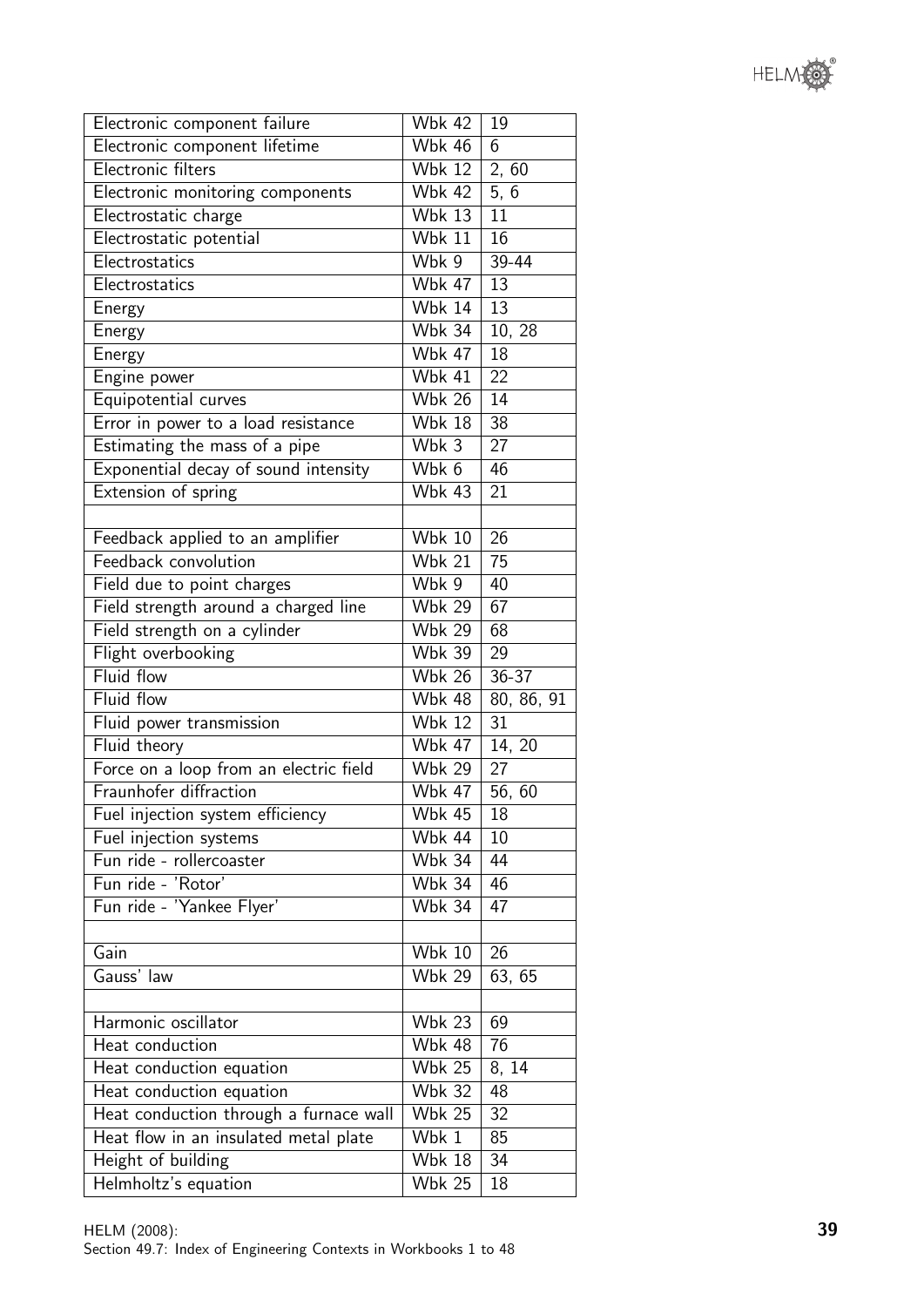| | | |
|---|---|---|
| Electronic component failure | Wbk 42 | 19 |
| Electronic component lifetime | Wbk 46 | 6 |
| Electronic filters | Wbk 12 | 2, 60 |
| Electronic monitoring components | Wbk 42 | 5, 6 |
| Electrostatic charge | Wbk 13 | 11 |
| Electrostatic potential | Wbk 11 | 16 |
| Electrostatics | Wbk 9 | 39-44 |
| Electrostatics | Wbk 47 | 13 |
| Energy | Wbk 14 | 13 |
| Energy | Wbk 34 | 10, 28 |
| Energy | Wbk 47 | 18 |
| Engine power | Wbk 41 | 22 |
| Equipotential curves | Wbk 26 | 14 |
| Error in power to a load resistance | Wbk 18 | 38 |
| Estimating the mass of a pipe | Wbk 3 | 27 |
| Exponential decay of sound intensity | Wbk 6 | 46 |
| Extension of spring | Wbk 43 | 21 |
| | | |
| Feedback applied to an amplifier | Wbk 10 | 26 |
| Feedback convolution | Wbk 21 | 75 |
| Field due to point charges | Wbk 9 | 40 |
| Field strength around a charged line | Wbk 29 | 67 |
| Field strength on a cylinder | Wbk 29 | 68 |
| Flight overbooking | Wbk 39 | 29 |
| Fluid flow | Wbk 26 | 36-37 |
| Fluid flow | Wbk 48 | 80, 86, 91 |
| Fluid power transmission | Wbk 12 | 31 |
| Fluid theory | Wbk 47 | 14, 20 |
| Force on a loop from an electric field | Wbk 29 | 27 |
| Fraunhofer diffraction | Wbk 47 | 56, 60 |
| Fuel injection system efficiency | Wbk 45 | 18 |
| Fuel injection systems | Wbk 44 | 10 |
| Fun ride - rollercoaster | Wbk 34 | 44 |
| Fun ride - 'Rotor' | Wbk 34 | 46 |
| Fun ride - 'Yankee Flyer' | Wbk 34 | 47 |
| | | |
| Gain | Wbk 10 | 26 |
| Gauss' law | Wbk 29 | 63, 65 |
| | | |
| Harmonic oscillator | Wbk 23 | 69 |
| Heat conduction | Wbk 48 | 76 |
| Heat conduction equation | Wbk 25 | 8, 14 |
| Heat conduction equation | Wbk 32 | 48 |
| Heat conduction through a furnace wall | Wbk 25 | 32 |
| Heat flow in an insulated metal plate | Wbk 1 | 85 |
| Height of building | Wbk 18 | 34 |
| Helmholtz's equation | Wbk 25 | 18 |

HELM (2008):
Section 49.7: Index of Engineering Contexts in Workbooks 1 to 48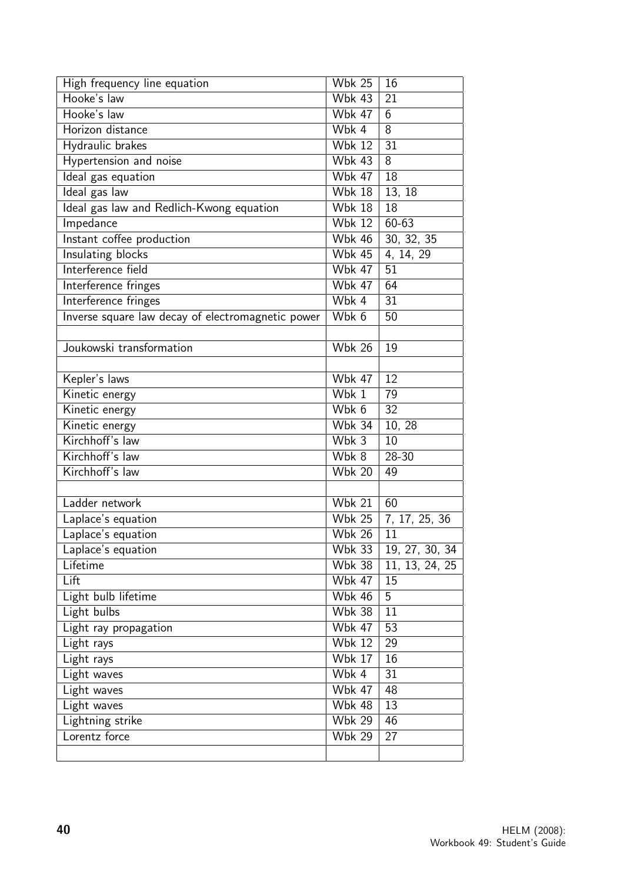| | | |
|---|---|---|
| High frequency line equation | Wbk 25 | 16 |
| Hooke's law | Wbk 43 | 21 |
| Hooke's law | Wbk 47 | 6 |
| Horizon distance | Wbk 4 | 8 |
| Hydraulic brakes | Wbk 12 | 31 |
| Hypertension and noise | Wbk 43 | 8 |
| Ideal gas equation | Wbk 47 | 18 |
| Ideal gas law | Wbk 18 | 13, 18 |
| Ideal gas law and Redlich-Kwong equation | Wbk 18 | 18 |
| Impedance | Wbk 12 | 60-63 |
| Instant coffee production | Wbk 46 | 30, 32, 35 |
| Insulating blocks | Wbk 45 | 4, 14, 29 |
| Interference field | Wbk 47 | 51 |
| Interference fringes | Wbk 47 | 64 |
| Interference fringes | Wbk 4 | 31 |
| Inverse square law decay of electromagnetic power | Wbk 6 | 50 |
| | | |
| Joukowski transformation | Wbk 26 | 19 |
| | | |
| Kepler's laws | Wbk 47 | 12 |
| Kinetic energy | Wbk 1 | 79 |
| Kinetic energy | Wbk 6 | 32 |
| Kinetic energy | Wbk 34 | 10, 28 |
| Kirchhoff's law | Wbk 3 | 10 |
| Kirchhoff's law | Wbk 8 | 28-30 |
| Kirchhoff's law | Wbk 20 | 49 |
| | | |
| Ladder network | Wbk 21 | 60 |
| Laplace's equation | Wbk 25 | 7, 17, 25, 36 |
| Laplace's equation | Wbk 26 | 11 |
| Laplace's equation | Wbk 33 | 19, 27, 30, 34 |
| Lifetime | Wbk 38 | 11, 13, 24, 25 |
| Lift | Wbk 47 | 15 |
| Light bulb lifetime | Wbk 46 | 5 |
| Light bulbs | Wbk 38 | 11 |
| Light ray propagation | Wbk 47 | 53 |
| Light rays | Wbk 12 | 29 |
| Light rays | Wbk 17 | 16 |
| Light waves | Wbk 4 | 31 |
| Light waves | Wbk 47 | 48 |
| Light waves | Wbk 48 | 13 |
| Lightning strike | Wbk 29 | 46 |
| Lorentz force | Wbk 29 | 27 |
| | | |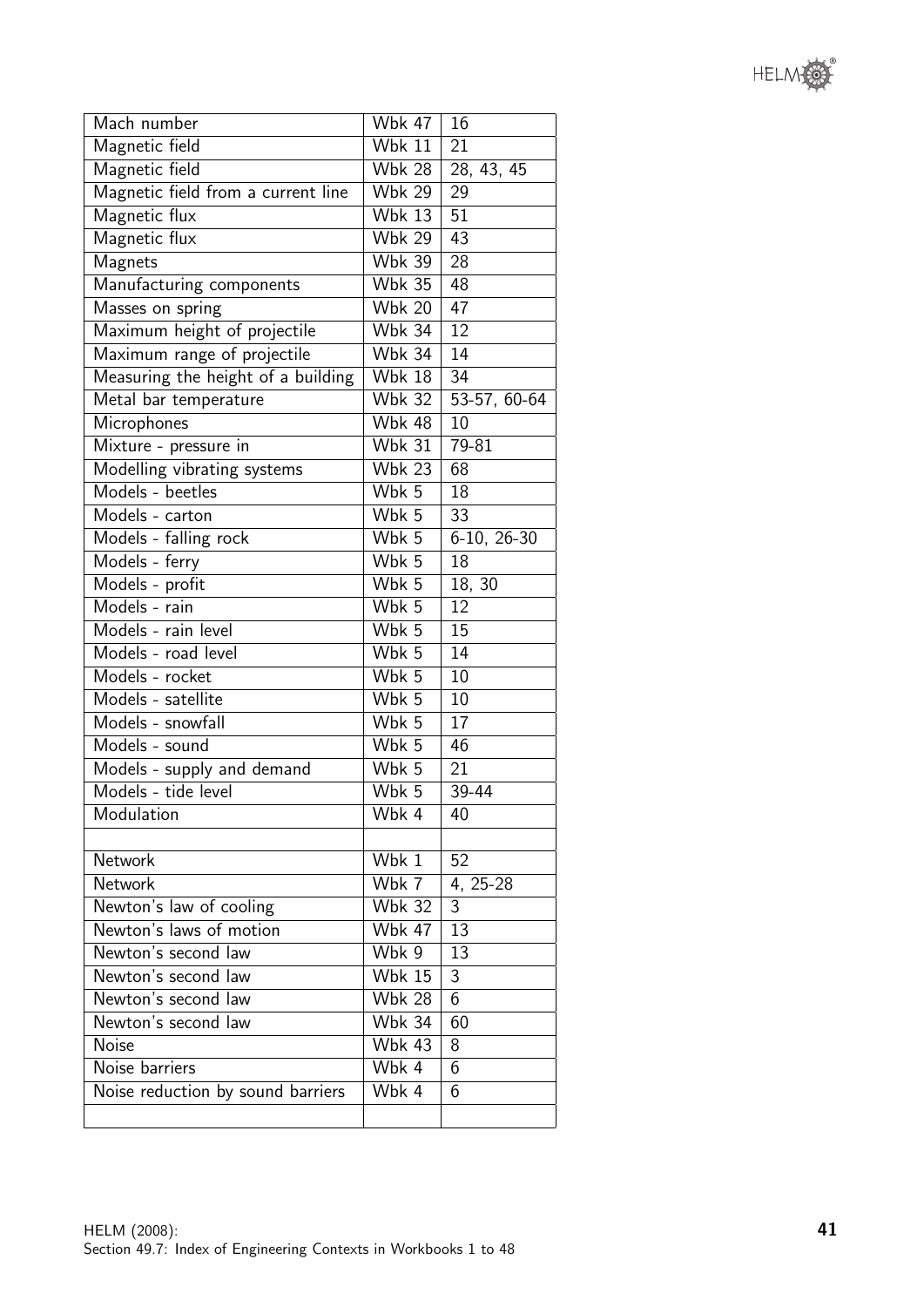| Mach number | Wbk 47 | 16 |
|---|---|---|
| Magnetic field | Wbk 11 | 21 |
| Magnetic field | Wbk 28 | 28, 43, 45 |
| Magnetic field from a current line | Wbk 29 | 29 |
| Magnetic flux | Wbk 13 | 51 |
| Magnetic flux | Wbk 29 | 43 |
| Magnets | Wbk 39 | 28 |
| Manufacturing components | Wbk 35 | 48 |
| Masses on spring | Wbk 20 | 47 |
| Maximum height of projectile | Wbk 34 | 12 |
| Maximum range of projectile | Wbk 34 | 14 |
| Measuring the height of a building | Wbk 18 | 34 |
| Metal bar temperature | Wbk 32 | 53-57, 60-64 |
| Microphones | Wbk 48 | 10 |
| Mixture - pressure in | Wbk 31 | 79-81 |
| Modelling vibrating systems | Wbk 23 | 68 |
| Models - beetles | Wbk 5 | 18 |
| Models - carton | Wbk 5 | 33 |
| Models - falling rock | Wbk 5 | 6-10, 26-30 |
| Models - ferry | Wbk 5 | 18 |
| Models - profit | Wbk 5 | 18, 30 |
| Models - rain | Wbk 5 | 12 |
| Models - rain level | Wbk 5 | 15 |
| Models - road level | Wbk 5 | 14 |
| Models - rocket | Wbk 5 | 10 |
| Models - satellite | Wbk 5 | 10 |
| Models - snowfall | Wbk 5 | 17 |
| Models - sound | Wbk 5 | 46 |
| Models - supply and demand | Wbk 5 | 21 |
| Models - tide level | Wbk 5 | 39-44 |
| Modulation | Wbk 4 | 40 |
| | | |
| Network | Wbk 1 | 52 |
| Network | Wbk 7 | 4, 25-28 |
| Newton's law of cooling | Wbk 32 | 3 |
| Newton's laws of motion | Wbk 47 | 13 |
| Newton's second law | Wbk 9 | 13 |
| Newton's second law | Wbk 15 | 3 |
| Newton's second law | Wbk 28 | 6 |
| Newton's second law | Wbk 34 | 60 |
| Noise | Wbk 43 | 8 |
| Noise barriers | Wbk 4 | 6 |
| Noise reduction by sound barriers | Wbk 4 | 6 |
| | | |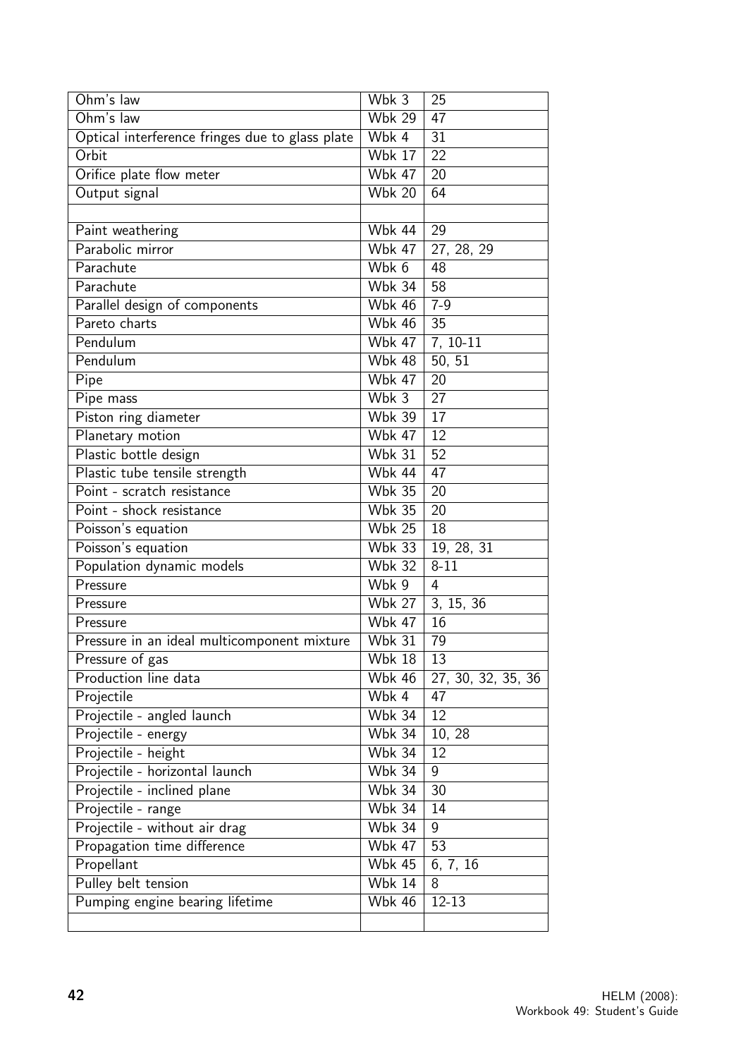| Ohm's law | Wbk 3 | 25 |
|---|---|---|
| Ohm's law | Wbk 29 | 47 |
| Optical interference fringes due to glass plate | Wbk 4 | 31 |
| Orbit | Wbk 17 | 22 |
| Orifice plate flow meter | Wbk 47 | 20 |
| Output signal | Wbk 20 | 64 |
| | | |
| Paint weathering | Wbk 44 | 29 |
| Parabolic mirror | Wbk 47 | 27, 28, 29 |
| Parachute | Wbk 6 | 48 |
| Parachute | Wbk 34 | 58 |
| Parallel design of components | Wbk 46 | 7-9 |
| Pareto charts | Wbk 46 | 35 |
| Pendulum | Wbk 47 | 7, 10-11 |
| Pendulum | Wbk 48 | 50, 51 |
| Pipe | Wbk 47 | 20 |
| Pipe mass | Wbk 3 | 27 |
| Piston ring diameter | Wbk 39 | 17 |
| Planetary motion | Wbk 47 | 12 |
| Plastic bottle design | Wbk 31 | 52 |
| Plastic tube tensile strength | Wbk 44 | 47 |
| Point - scratch resistance | Wbk 35 | 20 |
| Point - shock resistance | Wbk 35 | 20 |
| Poisson's equation | Wbk 25 | 18 |
| Poisson's equation | Wbk 33 | 19, 28, 31 |
| Population dynamic models | Wbk 32 | 8-11 |
| Pressure | Wbk 9 | 4 |
| Pressure | Wbk 27 | 3, 15, 36 |
| Pressure | Wbk 47 | 16 |
| Pressure in an ideal multicomponent mixture | Wbk 31 | 79 |
| Pressure of gas | Wbk 18 | 13 |
| Production line data | Wbk 46 | 27, 30, 32, 35, 36 |
| Projectile | Wbk 4 | 47 |
| Projectile - angled launch | Wbk 34 | 12 |
| Projectile - energy | Wbk 34 | 10, 28 |
| Projectile - height | Wbk 34 | 12 |
| Projectile - horizontal launch | Wbk 34 | 9 |
| Projectile - inclined plane | Wbk 34 | 30 |
| Projectile - range | Wbk 34 | 14 |
| Projectile - without air drag | Wbk 34 | 9 |
| Propagation time difference | Wbk 47 | 53 |
| Propellant | Wbk 45 | 6, 7, 16 |
| Pulley belt tension | Wbk 14 | 8 |
| Pumping engine bearing lifetime | Wbk 46 | 12-13 |
| | | |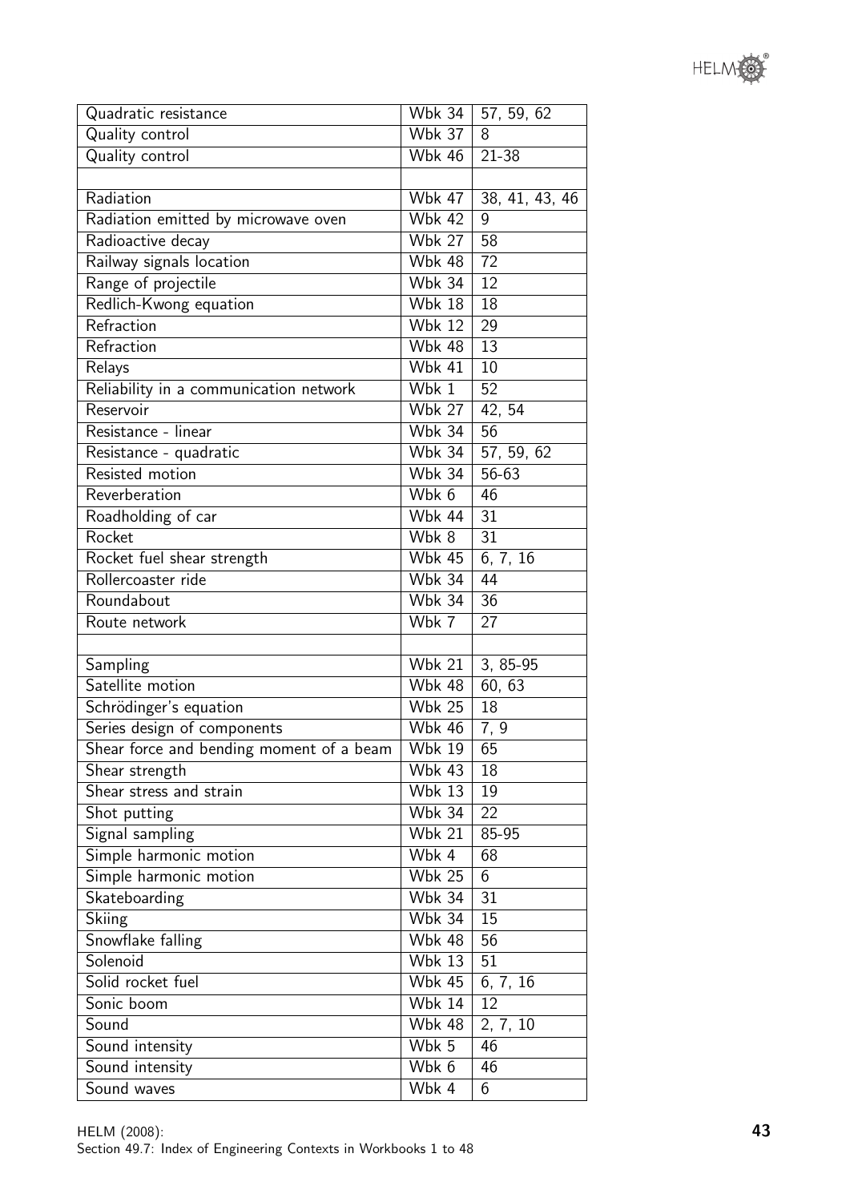| | | |
|---|---|---|
| Quadratic resistance | Wbk 34 | 57, 59, 62 |
| Quality control | Wbk 37 | 8 |
| Quality control | Wbk 46 | 21-38 |
| | | |
| Radiation | Wbk 47 | 38, 41, 43, 46 |
| Radiation emitted by microwave oven | Wbk 42 | 9 |
| Radioactive decay | Wbk 27 | 58 |
| Railway signals location | Wbk 48 | 72 |
| Range of projectile | Wbk 34 | 12 |
| Redlich-Kwong equation | Wbk 18 | 18 |
| Refraction | Wbk 12 | 29 |
| Refraction | Wbk 48 | 13 |
| Relays | Wbk 41 | 10 |
| Reliability in a communication network | Wbk 1 | 52 |
| Reservoir | Wbk 27 | 42, 54 |
| Resistance - linear | Wbk 34 | 56 |
| Resistance - quadratic | Wbk 34 | 57, 59, 62 |
| Resisted motion | Wbk 34 | 56-63 |
| Reverberation | Wbk 6 | 46 |
| Roadholding of car | Wbk 44 | 31 |
| Rocket | Wbk 8 | 31 |
| Rocket fuel shear strength | Wbk 45 | 6, 7, 16 |
| Rollercoaster ride | Wbk 34 | 44 |
| Roundabout | Wbk 34 | 36 |
| Route network | Wbk 7 | 27 |
| | | |
| Sampling | Wbk 21 | 3, 85-95 |
| Satellite motion | Wbk 48 | 60, 63 |
| Schrödinger's equation | Wbk 25 | 18 |
| Series design of components | Wbk 46 | 7, 9 |
| Shear force and bending moment of a beam | Wbk 19 | 65 |
| Shear strength | Wbk 43 | 18 |
| Shear stress and strain | Wbk 13 | 19 |
| Shot putting | Wbk 34 | 22 |
| Signal sampling | Wbk 21 | 85-95 |
| Simple harmonic motion | Wbk 4 | 68 |
| Simple harmonic motion | Wbk 25 | 6 |
| Skateboarding | Wbk 34 | 31 |
| Skiing | Wbk 34 | 15 |
| Snowflake falling | Wbk 48 | 56 |
| Solenoid | Wbk 13 | 51 |
| Solid rocket fuel | Wbk 45 | 6, 7, 16 |
| Sonic boom | Wbk 14 | 12 |
| Sound | Wbk 48 | 2, 7, 10 |
| Sound intensity | Wbk 5 | 46 |
| Sound intensity | Wbk 6 | 46 |
| Sound waves | Wbk 4 | 6 |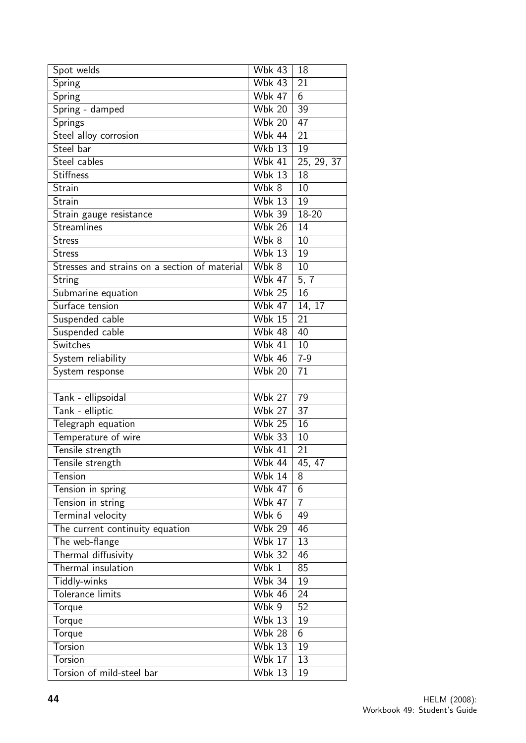| Spot welds | Wbk 43 | 18 |
|---|---|---|
| Spring | Wbk 43 | 21 |
| Spring | Wbk 47 | 6 |
| Spring - damped | Wbk 20 | 39 |
| Springs | Wbk 20 | 47 |
| Steel alloy corrosion | Wbk 44 | 21 |
| Steel bar | Wkb 13 | 19 |
| Steel cables | Wbk 41 | 25, 29, 37 |
| Stiffness | Wbk 13 | 18 |
| Strain | Wbk 8 | 10 |
| Strain | Wbk 13 | 19 |
| Strain gauge resistance | Wbk 39 | 18-20 |
| Streamlines | Wbk 26 | 14 |
| Stress | Wbk 8 | 10 |
| Stress | Wbk 13 | 19 |
| Stresses and strains on a section of material | Wbk 8 | 10 |
| String | Wbk 47 | 5, 7 |
| Submarine equation | Wbk 25 | 16 |
| Surface tension | Wbk 47 | 14, 17 |
| Suspended cable | Wbk 15 | 21 |
| Suspended cable | Wbk 48 | 40 |
| Switches | Wbk 41 | 10 |
| System reliability | Wbk 46 | 7-9 |
| System response | Wbk 20 | 71 |
| | | |
| Tank - ellipsoidal | Wbk 27 | 79 |
| Tank - elliptic | Wbk 27 | 37 |
| Telegraph equation | Wbk 25 | 16 |
| Temperature of wire | Wbk 33 | 10 |
| Tensile strength | Wbk 41 | 21 |
| Tensile strength | Wbk 44 | 45, 47 |
| Tension | Wbk 14 | 8 |
| Tension in spring | Wbk 47 | 6 |
| Tension in string | Wbk 47 | 7 |
| Terminal velocity | Wbk 6 | 49 |
| The current continuity equation | Wbk 29 | 46 |
| The web-flange | Wbk 17 | 13 |
| Thermal diffusivity | Wbk 32 | 46 |
| Thermal insulation | Wbk 1 | 85 |
| Tiddly-winks | Wbk 34 | 19 |
| Tolerance limits | Wbk 46 | 24 |
| Torque | Wbk 9 | 52 |
| Torque | Wbk 13 | 19 |
| Torque | Wbk 28 | 6 |
| Torsion | Wbk 13 | 19 |
| Torsion | Wbk 17 | 13 |
| Torsion of mild-steel bar | Wbk 13 | 19 |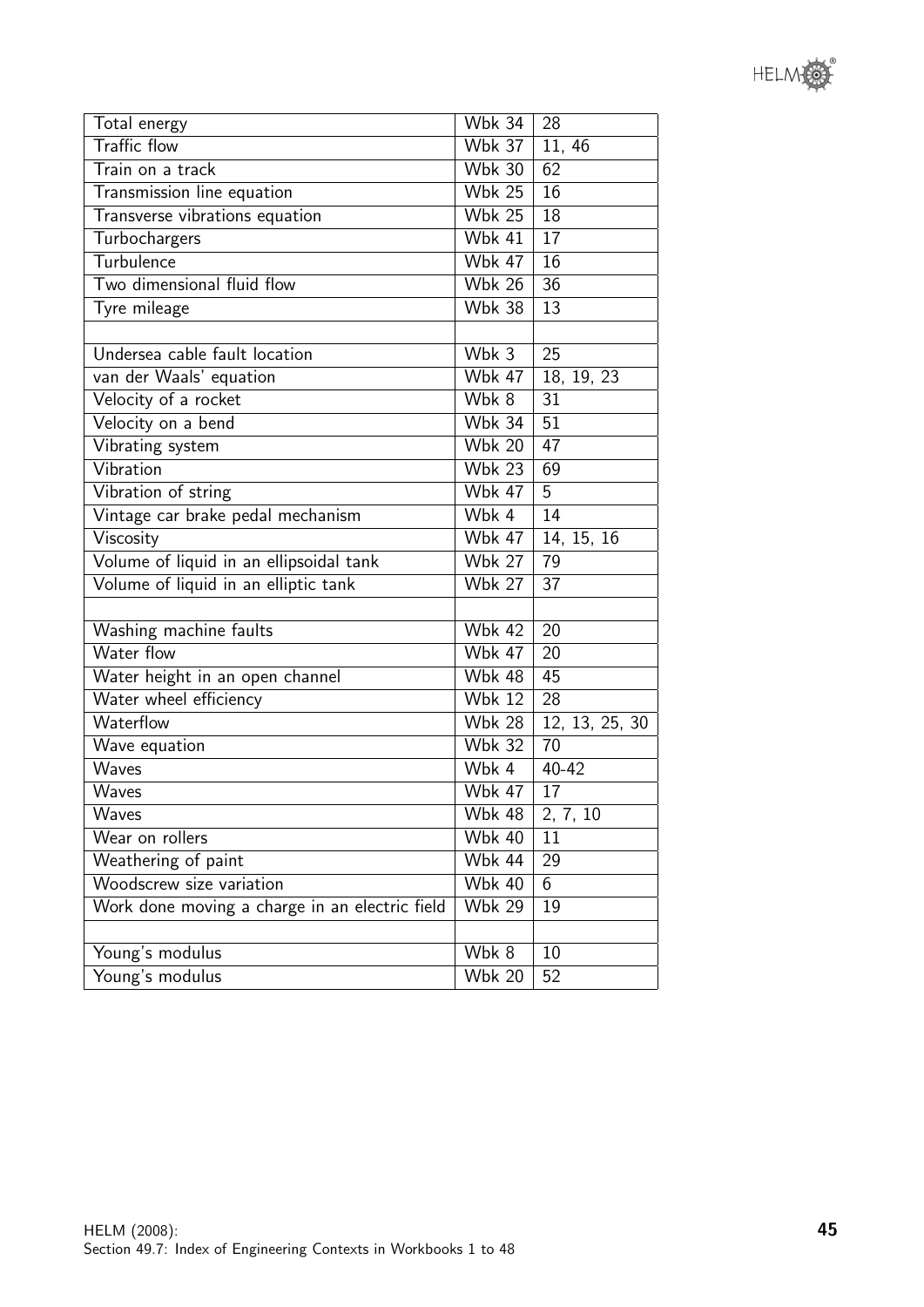| | | |
|---|---|---|
| Total energy | Wbk 34 | 28 |
| Traffic flow | Wbk 37 | 11, 46 |
| Train on a track | Wbk 30 | 62 |
| Transmission line equation | Wbk 25 | 16 |
| Transverse vibrations equation | Wbk 25 | 18 |
| Turbochargers | Wbk 41 | 17 |
| Turbulence | Wbk 47 | 16 |
| Two dimensional fluid flow | Wbk 26 | 36 |
| Tyre mileage | Wbk 38 | 13 |
| | | |
| Undersea cable fault location | Wbk 3 | 25 |
| van der Waals' equation | Wbk 47 | 18, 19, 23 |
| Velocity of a rocket | Wbk 8 | 31 |
| Velocity on a bend | Wbk 34 | 51 |
| Vibrating system | Wbk 20 | 47 |
| Vibration | Wbk 23 | 69 |
| Vibration of string | Wbk 47 | 5 |
| Vintage car brake pedal mechanism | Wbk 4 | 14 |
| Viscosity | Wbk 47 | 14, 15, 16 |
| Volume of liquid in an ellipsoidal tank | Wbk 27 | 79 |
| Volume of liquid in an elliptic tank | Wbk 27 | 37 |
| | | |
| Washing machine faults | Wbk 42 | 20 |
| Water flow | Wbk 47 | 20 |
| Water height in an open channel | Wbk 48 | 45 |
| Water wheel efficiency | Wbk 12 | 28 |
| Waterflow | Wbk 28 | 12, 13, 25, 30 |
| Wave equation | Wbk 32 | 70 |
| Waves | Wbk 4 | 40-42 |
| Waves | Wbk 47 | 17 |
| Waves | Wbk 48 | 2, 7, 10 |
| Wear on rollers | Wbk 40 | 11 |
| Weathering of paint | Wbk 44 | 29 |
| Woodscrew size variation | Wbk 40 | 6 |
| Work done moving a charge in an electric field | Wbk 29 | 19 |
| | | |
| Young's modulus | Wbk 8 | 10 |
| Young's modulus | Wbk 20 | 52 |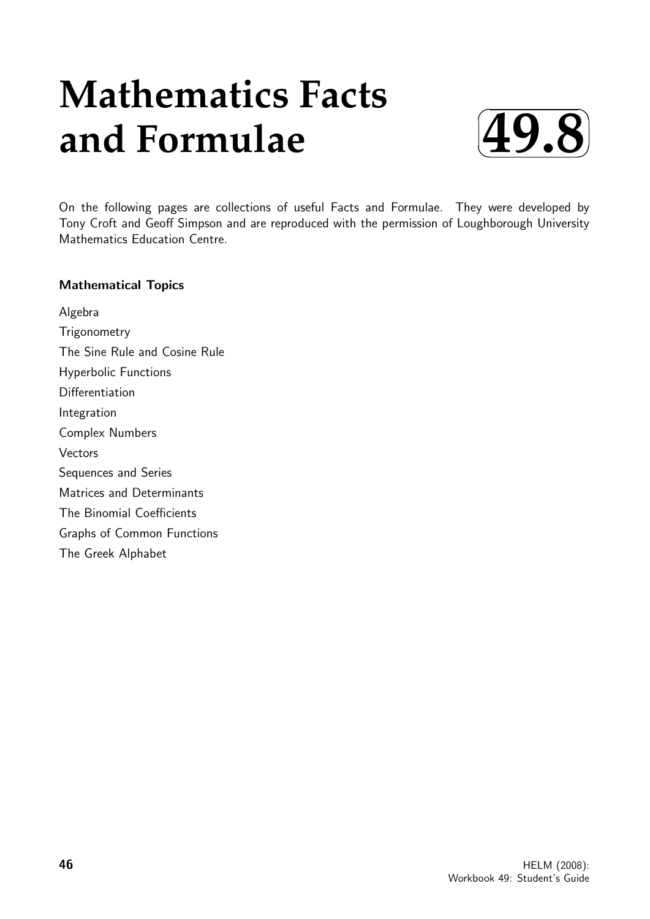# Mathematics Facts and Formulae

**49.8**

On the following pages are collections of useful Facts and Formulae. They were developed by Tony Croft and Geoff Simpson and are reproduced with the permission of Loughborough University Mathematics Education Centre.

### Mathematical Topics

Algebra

Trigonometry

The Sine Rule and Cosine Rule

Hyperbolic Functions

Differentiation

Integration

Complex Numbers

Vectors

Sequences and Series

Matrices and Determinants

The Binomial Coefficients

Graphs of Common Functions

The Greek Alphabet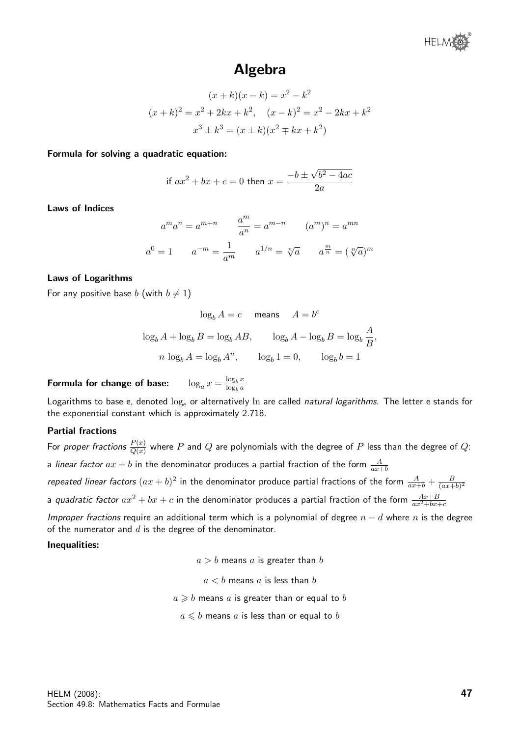# Algebra

$$(x+k)(x-k) = x^2 - k^2$$

$$(x+k)^2 = x^2 + 2kx + k^2, \quad (x-k)^2 = x^2 - 2kx + k^2$$

$$x^3 \pm k^3 = (x \pm k)(x^2 \mp kx + k^2)$$

**Formula for solving a quadratic equation:**

$$\text{if } ax^2 + bx + c = 0 \text{ then } x = \frac{-b \pm \sqrt{b^2 - 4ac}}{2a}$$

**Laws of Indices**

$$a^m a^n = a^{m+n} \qquad \frac{a^m}{a^n} = a^{m-n} \qquad (a^m)^n = a^{mn}$$

$$a^0 = 1 \qquad a^{-m} = \frac{1}{a^m} \qquad a^{1/n} = \sqrt[n]{a} \qquad a^{\frac{m}{n}} = (\sqrt[n]{a})^m$$

**Laws of Logarithms**

For any positive base $b$ (with $b \neq 1$)

$$\log_b A = c \quad \text{means} \quad A = b^c$$

$$\log_b A + \log_b B = \log_b AB, \qquad \log_b A - \log_b B = \log_b \frac{A}{B},$$

$$n \log_b A = \log_b A^n, \qquad \log_b 1 = 0, \qquad \log_b b = 1$$

**Formula for change of base:** $\quad \log_a x = \frac{\log_b x}{\log_b a}$

Logarithms to base e, denoted $\log_e$ or alternatively $\ln$ are called *natural logarithms*. The letter e stands for the exponential constant which is approximately 2.718.

**Partial fractions**

For *proper fractions* $\frac{P(x)}{Q(x)}$ where $P$ and $Q$ are polynomials with the degree of $P$ less than the degree of $Q$:

a *linear factor* $ax + b$ in the denominator produces a partial fraction of the form $\frac{A}{ax+b}$

*repeated linear factors* $(ax + b)^2$ in the denominator produce partial fractions of the form $\frac{A}{ax+b} + \frac{B}{(ax+b)^2}$

a *quadratic factor* $ax^2 + bx + c$ in the denominator produces a partial fraction of the form $\frac{Ax+B}{ax^2+bx+c}$

*Improper fractions* require an additional term which is a polynomial of degree $n - d$ where $n$ is the degree of the numerator and $d$ is the degree of the denominator.

**Inequalities:**

$a > b$ means $a$ is greater than $b$

$a < b$ means $a$ is less than $b$

$a \geqslant b$ means $a$ is greater than or equal to $b$

$a \leqslant b$ means $a$ is less than or equal to $b$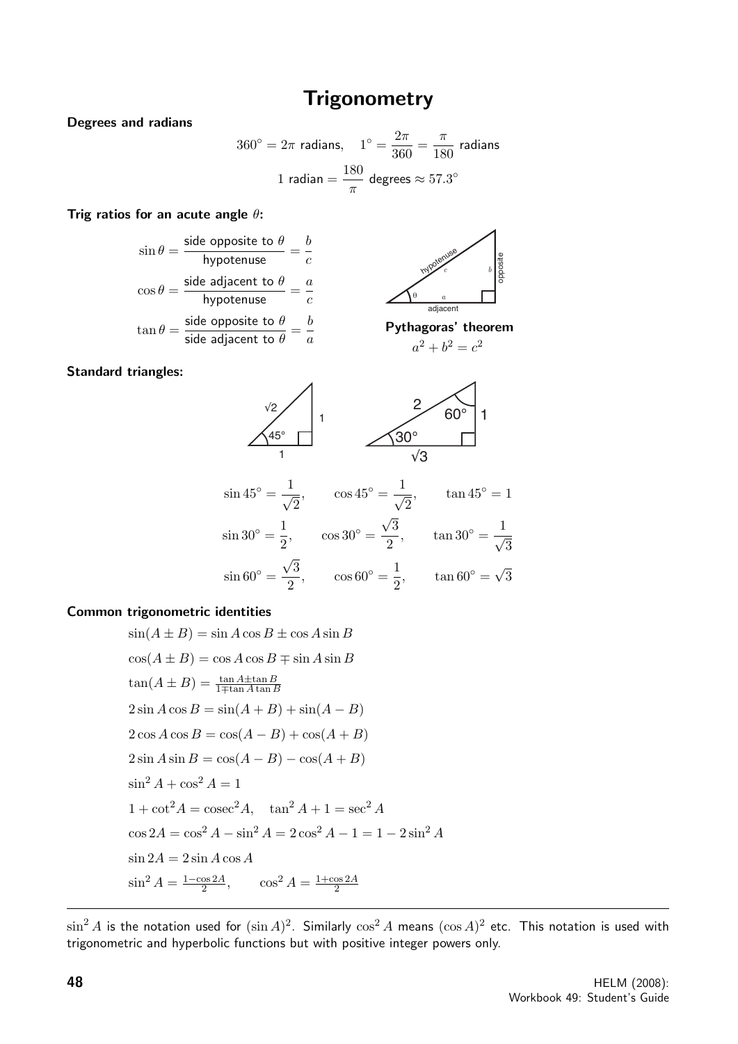# Trigonometry

**Degrees and radians**

$$360^\circ = 2\pi \text{ radians}, \quad 1^\circ = \frac{2\pi}{360} = \frac{\pi}{180} \text{ radians}$$

$$1 \text{ radian} = \frac{180}{\pi} \text{ degrees} \approx 57.3^\circ$$

**Trig ratios for an acute angle $\theta$:**

$$\sin\theta = \frac{\text{side opposite to } \theta}{\text{hypotenuse}} = \frac{b}{c}$$

$$\cos\theta = \frac{\text{side adjacent to } \theta}{\text{hypotenuse}} = \frac{a}{c}$$

$$\tan\theta = \frac{\text{side opposite to } \theta}{\text{side adjacent to } \theta} = \frac{b}{a}$$

**Pythagoras' theorem**

$$a^2 + b^2 = c^2$$

**Standard triangles:**

$$\sin 45^\circ = \frac{1}{\sqrt{2}}, \qquad \cos 45^\circ = \frac{1}{\sqrt{2}}, \qquad \tan 45^\circ = 1$$

$$\sin 30^\circ = \frac{1}{2}, \qquad \cos 30^\circ = \frac{\sqrt{3}}{2}, \qquad \tan 30^\circ = \frac{1}{\sqrt{3}}$$

$$\sin 60^\circ = \frac{\sqrt{3}}{2}, \qquad \cos 60^\circ = \frac{1}{2}, \qquad \tan 60^\circ = \sqrt{3}$$

**Common trigonometric identities**

$$\sin(A \pm B) = \sin A \cos B \pm \cos A \sin B$$

$$\cos(A \pm B) = \cos A \cos B \mp \sin A \sin B$$

$$\tan(A \pm B) = \frac{\tan A \pm \tan B}{1 \mp \tan A \tan B}$$

$$2\sin A \cos B = \sin(A+B) + \sin(A-B)$$

$$2\cos A \cos B = \cos(A-B) + \cos(A+B)$$

$$2\sin A \sin B = \cos(A-B) - \cos(A+B)$$

$$\sin^2 A + \cos^2 A = 1$$

$$1 + \cot^2 A = \text{cosec}^2 A, \quad \tan^2 A + 1 = \sec^2 A$$

$$\cos 2A = \cos^2 A - \sin^2 A = 2\cos^2 A - 1 = 1 - 2\sin^2 A$$

$$\sin 2A = 2\sin A \cos A$$

$$\sin^2 A = \frac{1 - \cos 2A}{2}, \qquad \cos^2 A = \frac{1 + \cos 2A}{2}$$

---

$\sin^2 A$ is the notation used for $(\sin A)^2$. Similarly $\cos^2 A$ means $(\cos A)^2$ etc. This notation is used with trigonometric and hyperbolic functions but with positive integer powers only.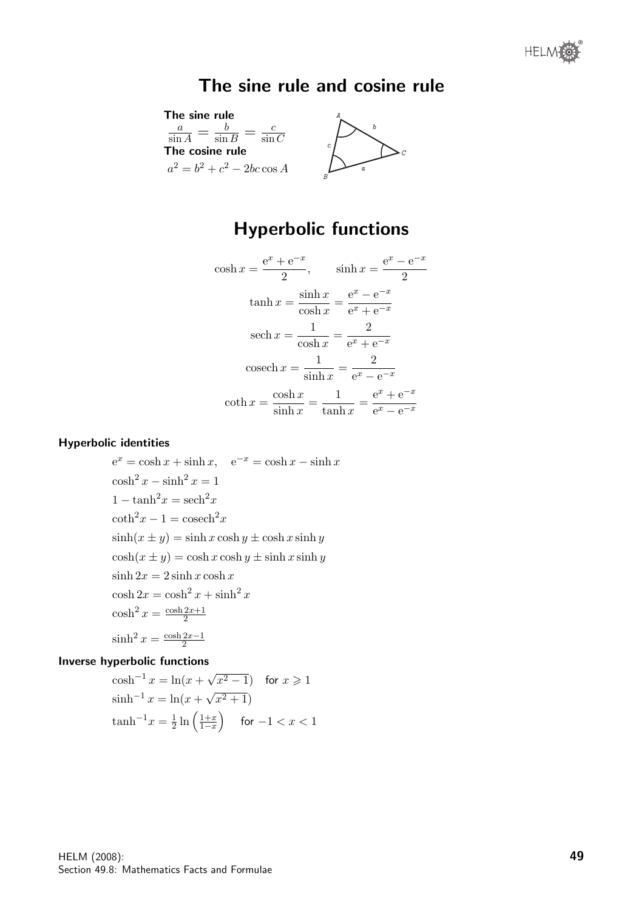# The sine rule and cosine rule

**The sine rule**

$\frac{a}{\sin A} = \frac{b}{\sin B} = \frac{c}{\sin C}$

**The cosine rule**

$a^2 = b^2 + c^2 - 2bc\cos A$

# Hyperbolic functions

$$\cosh x = \frac{e^x + e^{-x}}{2}, \qquad \sinh x = \frac{e^x - e^{-x}}{2}$$

$$\tanh x = \frac{\sinh x}{\cosh x} = \frac{e^x - e^{-x}}{e^x + e^{-x}}$$

$$\text{sech}\, x = \frac{1}{\cosh x} = \frac{2}{e^x + e^{-x}}$$

$$\text{cosech}\, x = \frac{1}{\sinh x} = \frac{2}{e^x - e^{-x}}$$

$$\coth x = \frac{\cosh x}{\sinh x} = \frac{1}{\tanh x} = \frac{e^x + e^{-x}}{e^x - e^{-x}}$$

### Hyperbolic identities

$$e^x = \cosh x + \sinh x, \quad e^{-x} = \cosh x - \sinh x$$

$$\cosh^2 x - \sinh^2 x = 1$$

$$1 - \tanh^2 x = \text{sech}^2 x$$

$$\coth^2 x - 1 = \text{cosech}^2 x$$

$$\sinh(x \pm y) = \sinh x \cosh y \pm \cosh x \sinh y$$

$$\cosh(x \pm y) = \cosh x \cosh y \pm \sinh x \sinh y$$

$$\sinh 2x = 2\sinh x \cosh x$$

$$\cosh 2x = \cosh^2 x + \sinh^2 x$$

$$\cosh^2 x = \frac{\cosh 2x + 1}{2}$$

$$\sinh^2 x = \frac{\cosh 2x - 1}{2}$$

### Inverse hyperbolic functions

$$\cosh^{-1} x = \ln(x + \sqrt{x^2 - 1}) \quad \text{for } x \geqslant 1$$

$$\sinh^{-1} x = \ln(x + \sqrt{x^2 + 1})$$

$$\tanh^{-1} x = \frac{1}{2}\ln\left(\frac{1+x}{1-x}\right) \quad \text{for } -1 < x < 1$$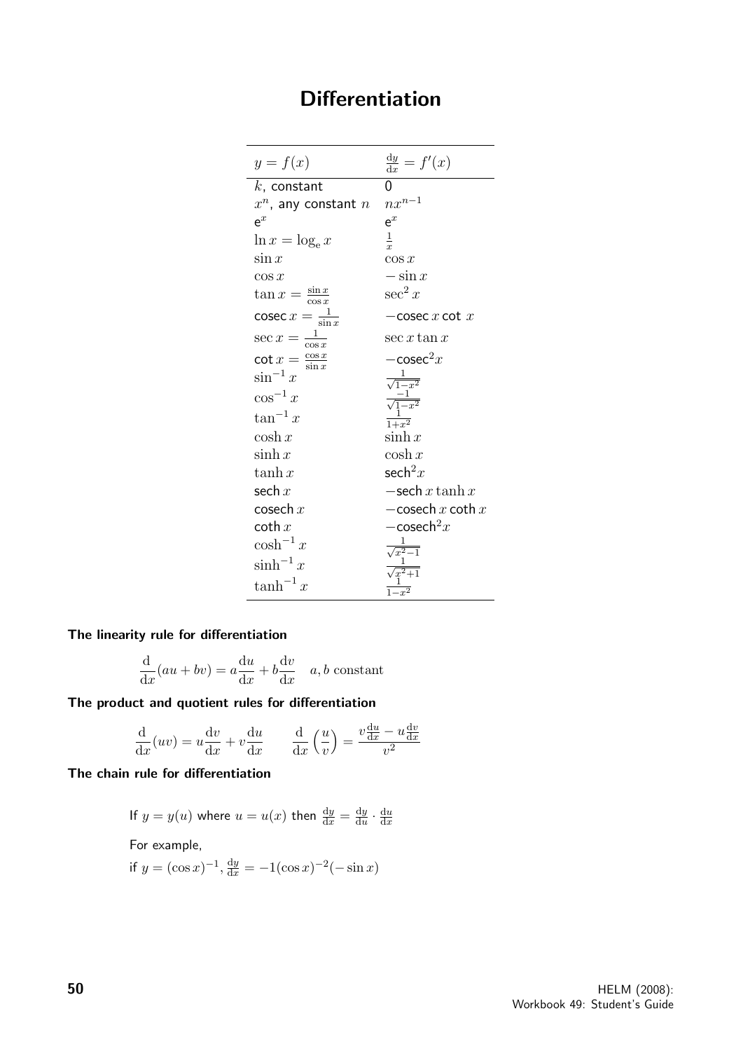# Differentiation

| $y = f(x)$ | $\frac{\mathrm{d}y}{\mathrm{d}x} = f'(x)$ |
|---|---|
| $k$, constant | 0 |
| $x^n$, any constant $n$ | $nx^{n-1}$ |
| $\mathrm{e}^x$ | $\mathrm{e}^x$ |
| $\ln x = \log_\mathrm{e} x$ | $\frac{1}{x}$ |
| $\sin x$ | $\cos x$ |
| $\cos x$ | $-\sin x$ |
| $\tan x = \frac{\sin x}{\cos x}$ | $\sec^2 x$ |
| $\mathrm{cosec}\, x = \frac{1}{\sin x}$ | $-\mathrm{cosec}\, x \cot x$ |
| $\sec x = \frac{1}{\cos x}$ | $\sec x \tan x$ |
| $\cot x = \frac{\cos x}{\sin x}$ | $-\mathrm{cosec}^2 x$ |
| $\sin^{-1} x$ | $\frac{1}{\sqrt{1-x^2}}$ |
| $\cos^{-1} x$ | $\frac{-1}{\sqrt{1-x^2}}$ |
| $\tan^{-1} x$ | $\frac{1}{1+x^2}$ |
| $\cosh x$ | $\sinh x$ |
| $\sinh x$ | $\cosh x$ |
| $\tanh x$ | $\mathrm{sech}^2 x$ |
| $\mathrm{sech}\, x$ | $-\mathrm{sech}\, x \tanh x$ |
| $\mathrm{cosech}\, x$ | $-\mathrm{cosech}\, x \coth x$ |
| $\coth x$ | $-\mathrm{cosech}^2 x$ |
| $\cosh^{-1} x$ | $\frac{1}{\sqrt{x^2-1}}$ |
| $\sinh^{-1} x$ | $\frac{1}{\sqrt{x^2+1}}$ |
| $\tanh^{-1} x$ | $\frac{1}{1-x^2}$ |

**The linearity rule for differentiation**

$$\frac{\mathrm{d}}{\mathrm{d}x}(au + bv) = a\frac{\mathrm{d}u}{\mathrm{d}x} + b\frac{\mathrm{d}v}{\mathrm{d}x} \quad a, b \text{ constant}$$

**The product and quotient rules for differentiation**

$$\frac{\mathrm{d}}{\mathrm{d}x}(uv) = u\frac{\mathrm{d}v}{\mathrm{d}x} + v\frac{\mathrm{d}u}{\mathrm{d}x} \qquad \frac{\mathrm{d}}{\mathrm{d}x}\left(\frac{u}{v}\right) = \frac{v\frac{\mathrm{d}u}{\mathrm{d}x} - u\frac{\mathrm{d}v}{\mathrm{d}x}}{v^2}$$

**The chain rule for differentiation**

If $y = y(u)$ where $u = u(x)$ then $\frac{\mathrm{d}y}{\mathrm{d}x} = \frac{\mathrm{d}y}{\mathrm{d}u} \cdot \frac{\mathrm{d}u}{\mathrm{d}x}$

For example,

if $y = (\cos x)^{-1}$, $\frac{\mathrm{d}y}{\mathrm{d}x} = -1(\cos x)^{-2}(-\sin x)$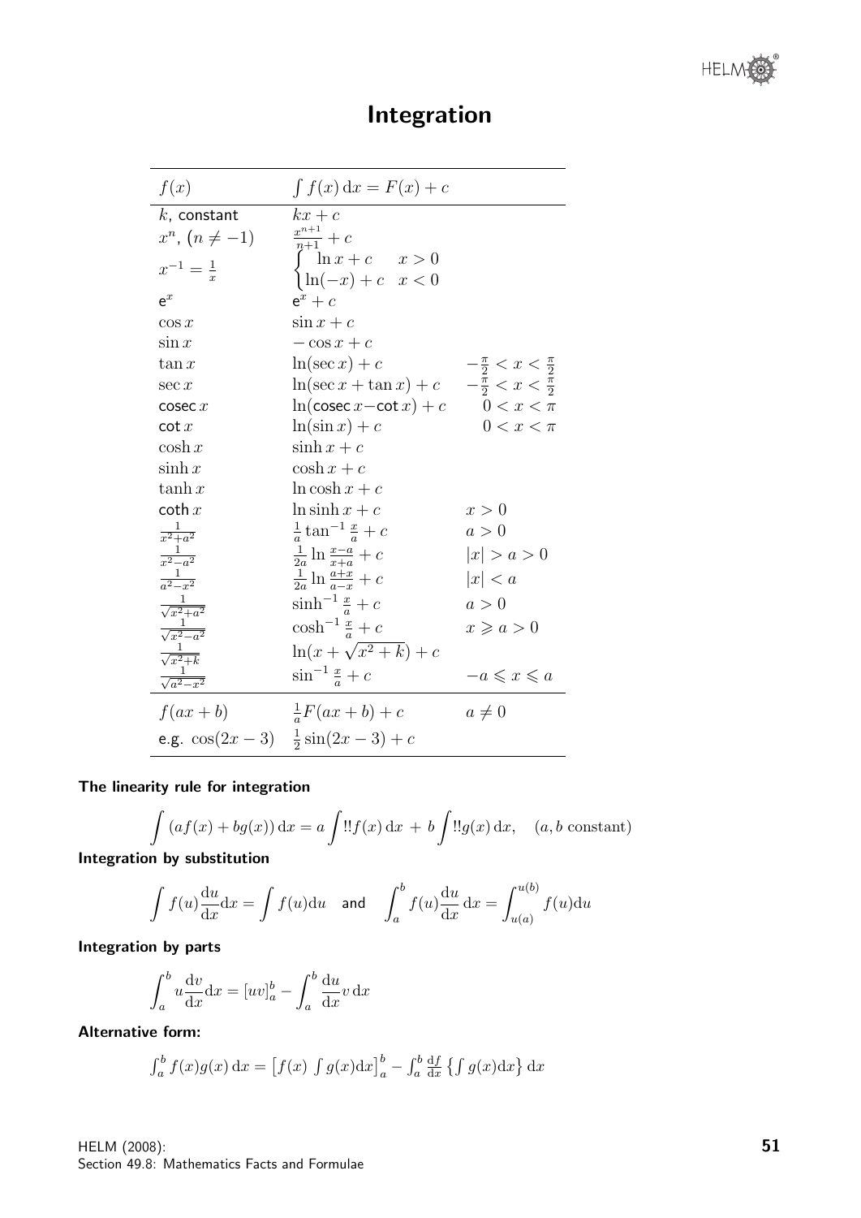# Integration

| $f(x)$ | $\int f(x)\,dx = F(x) + c$ | |
|---|---|---|
| $k$, constant | $kx + c$ | |
| $x^n$, $(n \neq -1)$ | $\frac{x^{n+1}}{n+1} + c$ | |
| $x^{-1} = \frac{1}{x}$ | $\begin{cases} \ln x + c & x > 0 \\ \ln(-x) + c & x < 0 \end{cases}$ | |
| $e^x$ | $e^x + c$ | |
| $\cos x$ | $\sin x + c$ | |
| $\sin x$ | $-\cos x + c$ | |
| $\tan x$ | $\ln(\sec x) + c$ | $-\frac{\pi}{2} < x < \frac{\pi}{2}$ |
| $\sec x$ | $\ln(\sec x + \tan x) + c$ | $-\frac{\pi}{2} < x < \frac{\pi}{2}$ |
| $\text{cosec}\, x$ | $\ln(\text{cosec}\, x - \cot x) + c$ | $0 < x < \pi$ |
| $\cot x$ | $\ln(\sin x) + c$ | $0 < x < \pi$ |
| $\cosh x$ | $\sinh x + c$ | |
| $\sinh x$ | $\cosh x + c$ | |
| $\tanh x$ | $\ln \cosh x + c$ | |
| $\coth x$ | $\ln \sinh x + c$ | $x > 0$ |
| $\frac{1}{x^2+a^2}$ | $\frac{1}{a}\tan^{-1}\frac{x}{a} + c$ | $a > 0$ |
| $\frac{1}{x^2-a^2}$ | $\frac{1}{2a}\ln\frac{x-a}{x+a} + c$ | $\lvert x\rvert > a > 0$ |
| $\frac{1}{a^2-x^2}$ | $\frac{1}{2a}\ln\frac{a+x}{a-x} + c$ | $\lvert x\rvert < a$ |
| $\frac{1}{\sqrt{x^2+a^2}}$ | $\sinh^{-1}\frac{x}{a} + c$ | $a > 0$ |
| $\frac{1}{\sqrt{x^2-a^2}}$ | $\cosh^{-1}\frac{x}{a} + c$ | $x \geqslant a > 0$ |
| $\frac{1}{\sqrt{x^2+k}}$ | $\ln(x + \sqrt{x^2+k}) + c$ | |
| $\frac{1}{\sqrt{a^2-x^2}}$ | $\sin^{-1}\frac{x}{a} + c$ | $-a \leqslant x \leqslant a$ |
| $f(ax+b)$ | $\frac{1}{a}F(ax+b) + c$ | $a \neq 0$ |
| e.g. $\cos(2x-3)$ | $\frac{1}{2}\sin(2x-3) + c$ | |

**The linearity rule for integration**

$$\int (af(x) + bg(x))\,dx = a\int f(x)\,dx + b\int g(x)\,dx, \quad (a, b \text{ constant})$$

**Integration by substitution**

$$\int f(u)\frac{du}{dx}dx = \int f(u)du \quad \text{and} \quad \int_a^b f(u)\frac{du}{dx}\,dx = \int_{u(a)}^{u(b)} f(u)du$$

**Integration by parts**

$$\int_a^b u\frac{dv}{dx}dx = [uv]_a^b - \int_a^b \frac{du}{dx}v\,dx$$

**Alternative form:**

$$\int_a^b f(x)g(x)\,dx = \left[f(x)\int g(x)dx\right]_a^b - \int_a^b \frac{df}{dx}\left\{\int g(x)dx\right\}dx$$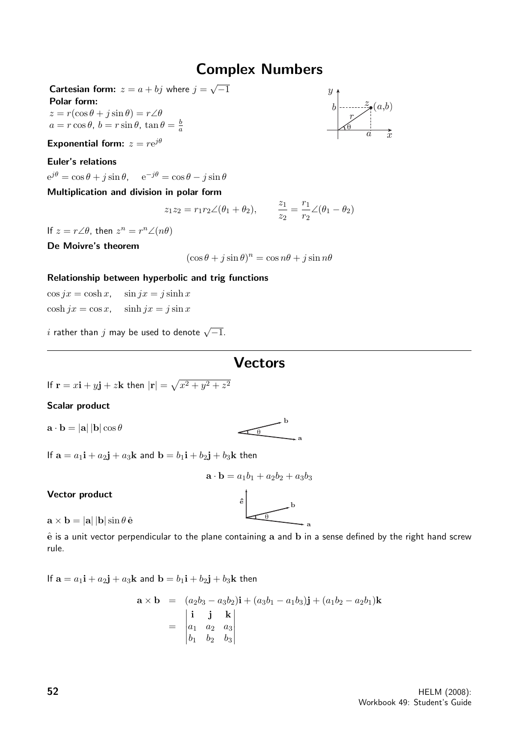# Complex Numbers

**Cartesian form:** $z = a + bj$ where $j = \sqrt{-1}$

**Polar form:**

$z = r(\cos\theta + j\sin\theta) = r\angle\theta$

$a = r\cos\theta$, $b = r\sin\theta$, $\tan\theta = \frac{b}{a}$

**Exponential form:** $z = re^{j\theta}$

**Euler's relations**

$e^{j\theta} = \cos\theta + j\sin\theta, \quad e^{-j\theta} = \cos\theta - j\sin\theta$

**Multiplication and division in polar form**

$$z_1 z_2 = r_1 r_2 \angle(\theta_1 + \theta_2), \qquad \frac{z_1}{z_2} = \frac{r_1}{r_2}\angle(\theta_1 - \theta_2)$$

If $z = r\angle\theta$, then $z^n = r^n\angle(n\theta)$

**De Moivre's theorem**

$$(\cos\theta + j\sin\theta)^n = \cos n\theta + j\sin n\theta$$

**Relationship between hyperbolic and trig functions**

$\cos jx = \cosh x, \quad \sin jx = j\sinh x$

$\cosh jx = \cos x, \quad \sinh jx = j\sin x$

$i$ rather than $j$ may be used to denote $\sqrt{-1}$.

# Vectors

If $\mathbf{r} = x\mathbf{i} + y\mathbf{j} + z\mathbf{k}$ then $|\mathbf{r}| = \sqrt{x^2 + y^2 + z^2}$

**Scalar product**

$\mathbf{a} \cdot \mathbf{b} = |\mathbf{a}|\,|\mathbf{b}|\cos\theta$

If $\mathbf{a} = a_1\mathbf{i} + a_2\mathbf{j} + a_3\mathbf{k}$ and $\mathbf{b} = b_1\mathbf{i} + b_2\mathbf{j} + b_3\mathbf{k}$ then

$$\mathbf{a} \cdot \mathbf{b} = a_1 b_1 + a_2 b_2 + a_3 b_3$$

**Vector product**

$\mathbf{a} \times \mathbf{b} = |\mathbf{a}|\,|\mathbf{b}|\sin\theta\,\hat{\mathbf{e}}$

$\hat{\mathbf{e}}$ is a unit vector perpendicular to the plane containing $\mathbf{a}$ and $\mathbf{b}$ in a sense defined by the right hand screw rule.

If $\mathbf{a} = a_1\mathbf{i} + a_2\mathbf{j} + a_3\mathbf{k}$ and $\mathbf{b} = b_1\mathbf{i} + b_2\mathbf{j} + b_3\mathbf{k}$ then

$$\mathbf{a} \times \mathbf{b} = (a_2 b_3 - a_3 b_2)\mathbf{i} + (a_3 b_1 - a_1 b_3)\mathbf{j} + (a_1 b_2 - a_2 b_1)\mathbf{k} = \begin{vmatrix} \mathbf{i} & \mathbf{j} & \mathbf{k} \\ a_1 & a_2 & a_3 \\ b_1 & b_2 & b_3 \end{vmatrix}$$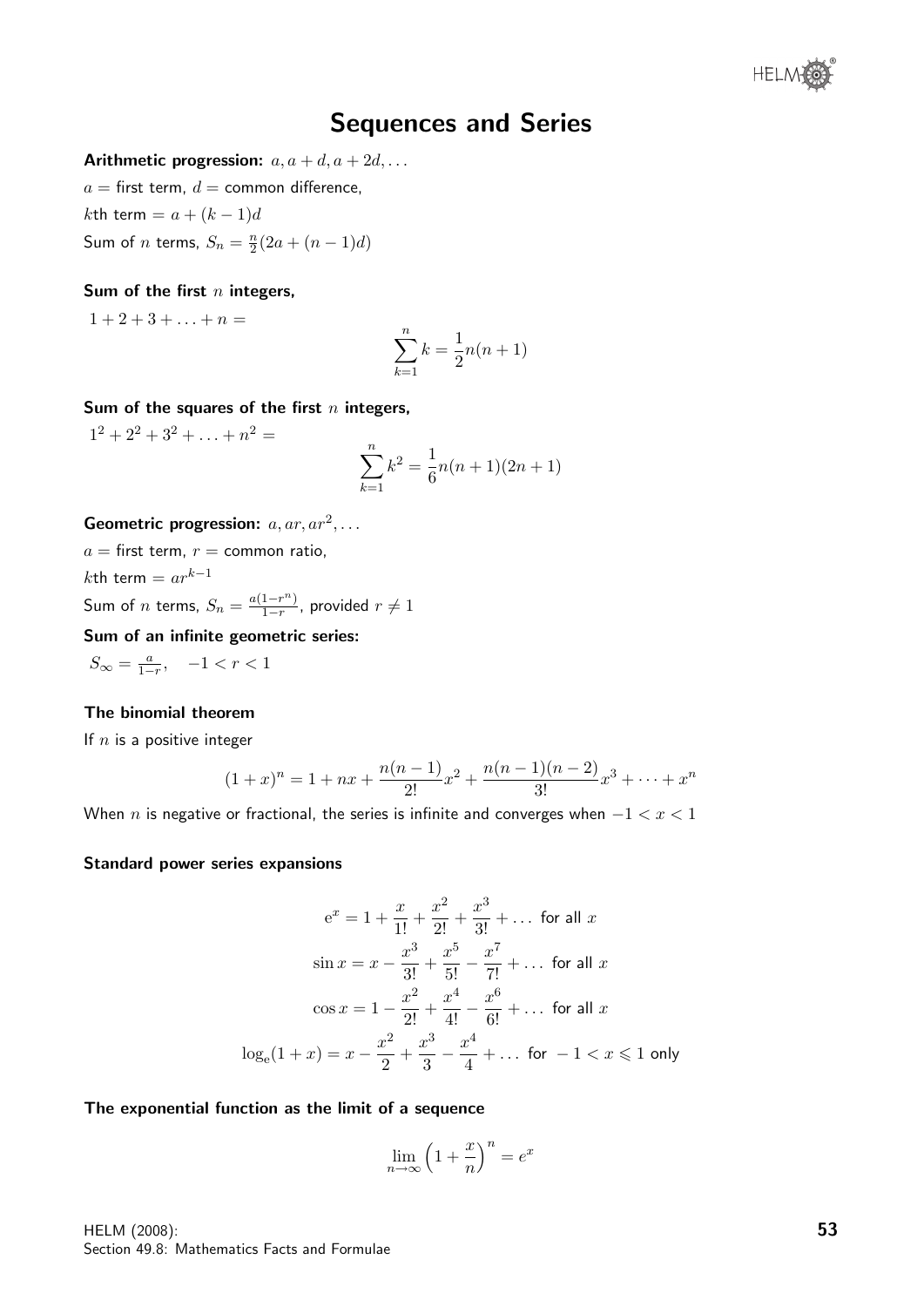# Sequences and Series

**Arithmetic progression:** $a, a+d, a+2d, \ldots$

$a$ = first term, $d$ = common difference,

$k$th term $= a + (k-1)d$

Sum of $n$ terms, $S_n = \frac{n}{2}(2a + (n-1)d)$

**Sum of the first $n$ integers,**

$1 + 2 + 3 + \ldots + n =$

$$\sum_{k=1}^{n} k = \frac{1}{2}n(n+1)$$

**Sum of the squares of the first $n$ integers,**

$1^2 + 2^2 + 3^2 + \ldots + n^2 =$

$$\sum_{k=1}^{n} k^2 = \frac{1}{6}n(n+1)(2n+1)$$

**Geometric progression:** $a, ar, ar^2, \ldots$

$a$ = first term, $r$ = common ratio,

$k$th term $= ar^{k-1}$

Sum of $n$ terms, $S_n = \frac{a(1-r^n)}{1-r}$, provided $r \neq 1$

**Sum of an infinite geometric series:**

$S_\infty = \frac{a}{1-r}, \quad -1 < r < 1$

**The binomial theorem**

If $n$ is a positive integer

$$(1+x)^n = 1 + nx + \frac{n(n-1)}{2!}x^2 + \frac{n(n-1)(n-2)}{3!}x^3 + \cdots + x^n$$

When $n$ is negative or fractional, the series is infinite and converges when $-1 < x < 1$

**Standard power series expansions**

$$\mathrm{e}^x = 1 + \frac{x}{1!} + \frac{x^2}{2!} + \frac{x^3}{3!} + \ldots \text{ for all } x$$

$$\sin x = x - \frac{x^3}{3!} + \frac{x^5}{5!} - \frac{x^7}{7!} + \ldots \text{ for all } x$$

$$\cos x = 1 - \frac{x^2}{2!} + \frac{x^4}{4!} - \frac{x^6}{6!} + \ldots \text{ for all } x$$

$$\log_\mathrm{e}(1+x) = x - \frac{x^2}{2} + \frac{x^3}{3} - \frac{x^4}{4} + \ldots \text{ for } -1 < x \leqslant 1 \text{ only}$$

**The exponential function as the limit of a sequence**

$$\lim_{n\to\infty}\left(1 + \frac{x}{n}\right)^n = e^x$$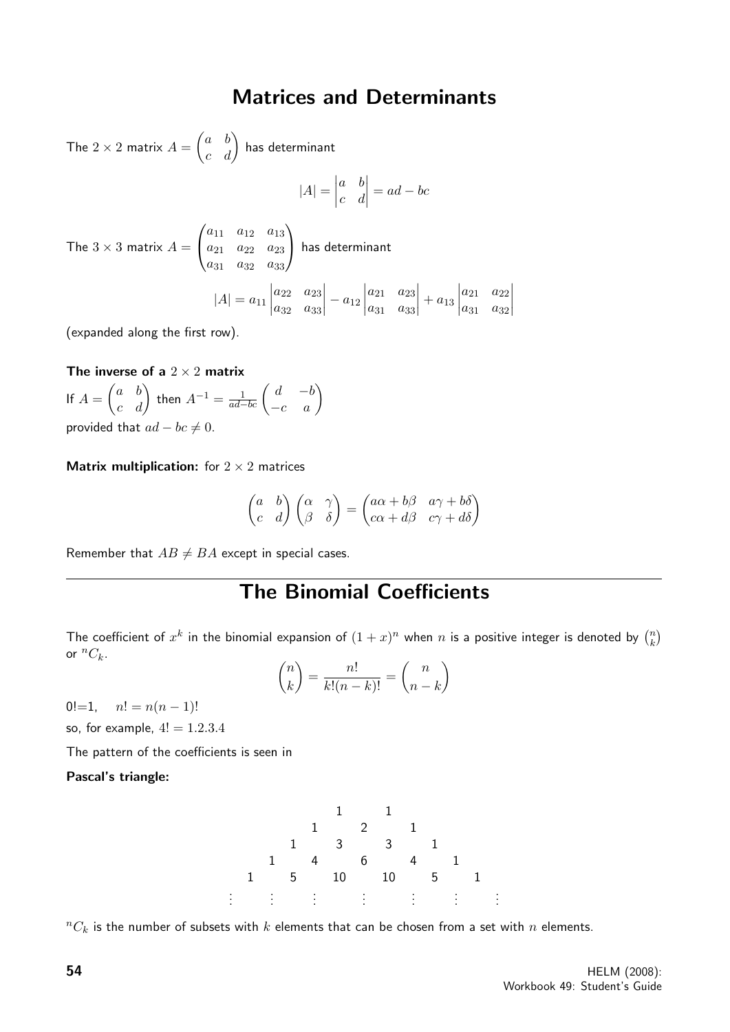## Matrices and Determinants

The $2 \times 2$ matrix $A = \begin{pmatrix} a & b \\ c & d \end{pmatrix}$ has determinant

$$|A| = \begin{vmatrix} a & b \\ c & d \end{vmatrix} = ad - bc$$

The $3 \times 3$ matrix $A = \begin{pmatrix} a_{11} & a_{12} & a_{13} \\ a_{21} & a_{22} & a_{23} \\ a_{31} & a_{32} & a_{33} \end{pmatrix}$ has determinant

$$|A| = a_{11} \begin{vmatrix} a_{22} & a_{23} \\ a_{32} & a_{33} \end{vmatrix} - a_{12} \begin{vmatrix} a_{21} & a_{23} \\ a_{31} & a_{33} \end{vmatrix} + a_{13} \begin{vmatrix} a_{21} & a_{22} \\ a_{31} & a_{32} \end{vmatrix}$$

(expanded along the first row).

**The inverse of a $2 \times 2$ matrix**

If $A = \begin{pmatrix} a & b \\ c & d \end{pmatrix}$ then $A^{-1} = \frac{1}{ad-bc} \begin{pmatrix} d & -b \\ -c & a \end{pmatrix}$
provided that $ad - bc \neq 0$.

**Matrix multiplication:** for $2 \times 2$ matrices

$$\begin{pmatrix} a & b \\ c & d \end{pmatrix} \begin{pmatrix} \alpha & \gamma \\ \beta & \delta \end{pmatrix} = \begin{pmatrix} a\alpha + b\beta & a\gamma + b\delta \\ c\alpha + d\beta & c\gamma + d\delta \end{pmatrix}$$

Remember that $AB \neq BA$ except in special cases.

---

## The Binomial Coefficients

The coefficient of $x^k$ in the binomial expansion of $(1+x)^n$ when $n$ is a positive integer is denoted by $\binom{n}{k}$ or ${}^nC_k$.

$$\binom{n}{k} = \frac{n!}{k!(n-k)!} = \binom{n}{n-k}$$

$0! = 1, \quad n! = n(n-1)!$

so, for example, $4! = 1.2.3.4$

The pattern of the coefficients is seen in

**Pascal's triangle:**

```
            1       1
        1       2       1
    1       3       3       1
  1     4       6       4     1
1    5     10      10      5     1
⋮    ⋮      ⋮       ⋮       ⋮     ⋮    ⋮
```

${}^nC_k$ is the number of subsets with $k$ elements that can be chosen from a set with $n$ elements.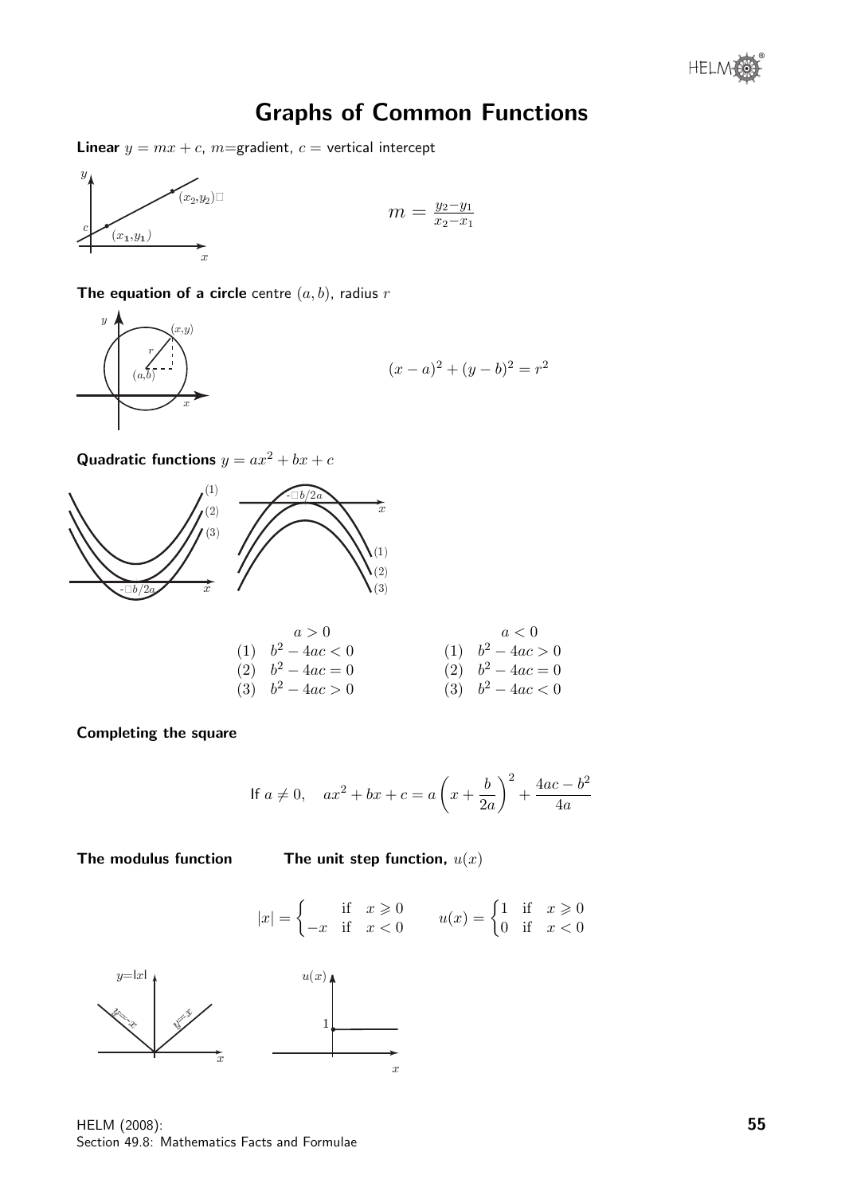# Graphs of Common Functions

**Linear** $y = mx + c$, $m$=gradient, $c$ = vertical intercept

$$m = \frac{y_2 - y_1}{x_2 - x_1}$$

**The equation of a circle** centre $(a, b)$, radius $r$

$$(x-a)^2 + (y-b)^2 = r^2$$

**Quadratic functions** $y = ax^2 + bx + c$

| $a > 0$ | $a < 0$ |
|---|---|
| (1) $b^2 - 4ac < 0$ | (1) $b^2 - 4ac > 0$ |
| (2) $b^2 - 4ac = 0$ | (2) $b^2 - 4ac = 0$ |
| (3) $b^2 - 4ac > 0$ | (3) $b^2 - 4ac < 0$ |

**Completing the square**

$$\text{If } a \neq 0, \quad ax^2 + bx + c = a\left(x + \frac{b}{2a}\right)^2 + \frac{4ac - b^2}{4a}$$

**The modulus function** **The unit step function,** $u(x)$

$$|x| = \begin{cases} & \text{if} \quad x \geqslant 0 \\ -x & \text{if} \quad x < 0 \end{cases} \qquad u(x) = \begin{cases} 1 & \text{if} \quad x \geqslant 0 \\ 0 & \text{if} \quad x < 0 \end{cases}$$

HELM (2008):
Section 49.8: Mathematics Facts and Formulae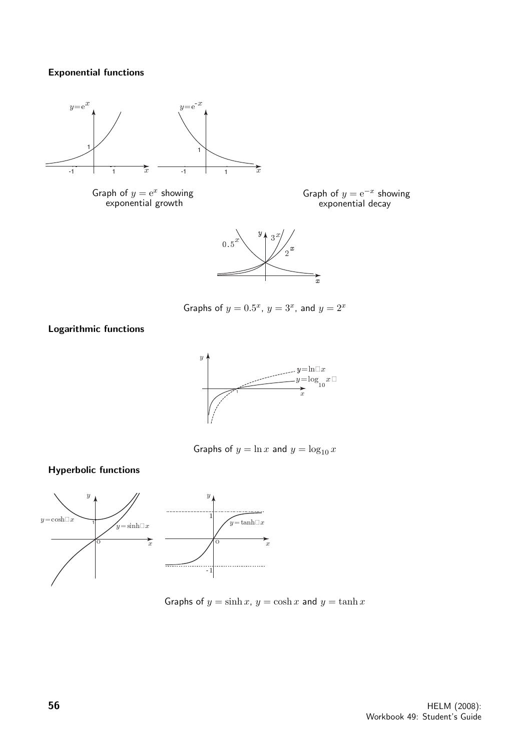**Exponential functions**

Graph of $y = \mathrm{e}^x$ showing exponential growth

Graph of $y = \mathrm{e}^{-x}$ showing exponential decay

Graphs of $y = 0.5^x$, $y = 3^x$, and $y = 2^x$

**Logarithmic functions**

Graphs of $y = \ln x$ and $y = \log_{10} x$

**Hyperbolic functions**

Graphs of $y = \sinh x$, $y = \cosh x$ and $y = \tanh x$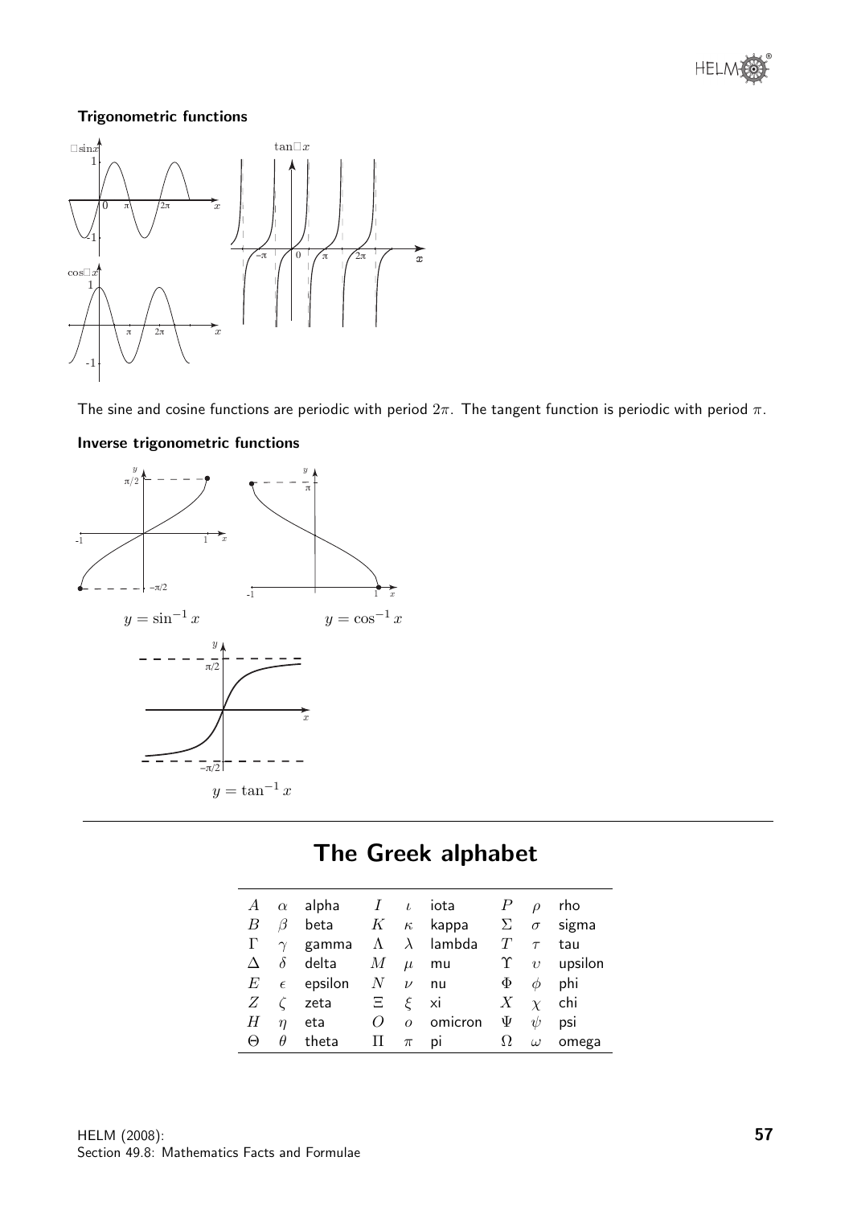**Trigonometric functions**

sin x

1

0

π

2π

x

-1

tan x

−π

0

π

2π

x

cos x

1

π

2π

x

-1

The sine and cosine functions are periodic with period $2\pi$. The tangent function is periodic with period $\pi$.

**Inverse trigonometric functions**

y

π/2

-1

1

x

−π/2

$y = \sin^{-1} x$

y

π

-1

1

x

$y = \cos^{-1} x$

y

π/2

x

−π/2

$y = \tan^{-1} x$

## The Greek alphabet

| | | | | | | | | |
|---|---|---|---|---|---|---|---|---|
| $A$ | $\alpha$ | alpha | $I$ | $\iota$ | iota | $P$ | $\rho$ | rho |
| $B$ | $\beta$ | beta | $K$ | $\kappa$ | kappa | $\Sigma$ | $\sigma$ | sigma |
| $\Gamma$ | $\gamma$ | gamma | $\Lambda$ | $\lambda$ | lambda | $T$ | $\tau$ | tau |
| $\Delta$ | $\delta$ | delta | $M$ | $\mu$ | mu | $\Upsilon$ | $\upsilon$ | upsilon |
| $E$ | $\epsilon$ | epsilon | $N$ | $\nu$ | nu | $\Phi$ | $\phi$ | phi |
| $Z$ | $\zeta$ | zeta | $\Xi$ | $\xi$ | xi | $X$ | $\chi$ | chi |
| $H$ | $\eta$ | eta | $O$ | $o$ | omicron | $\Psi$ | $\psi$ | psi |
| $\Theta$ | $\theta$ | theta | $\Pi$ | $\pi$ | pi | $\Omega$ | $\omega$ | omega |